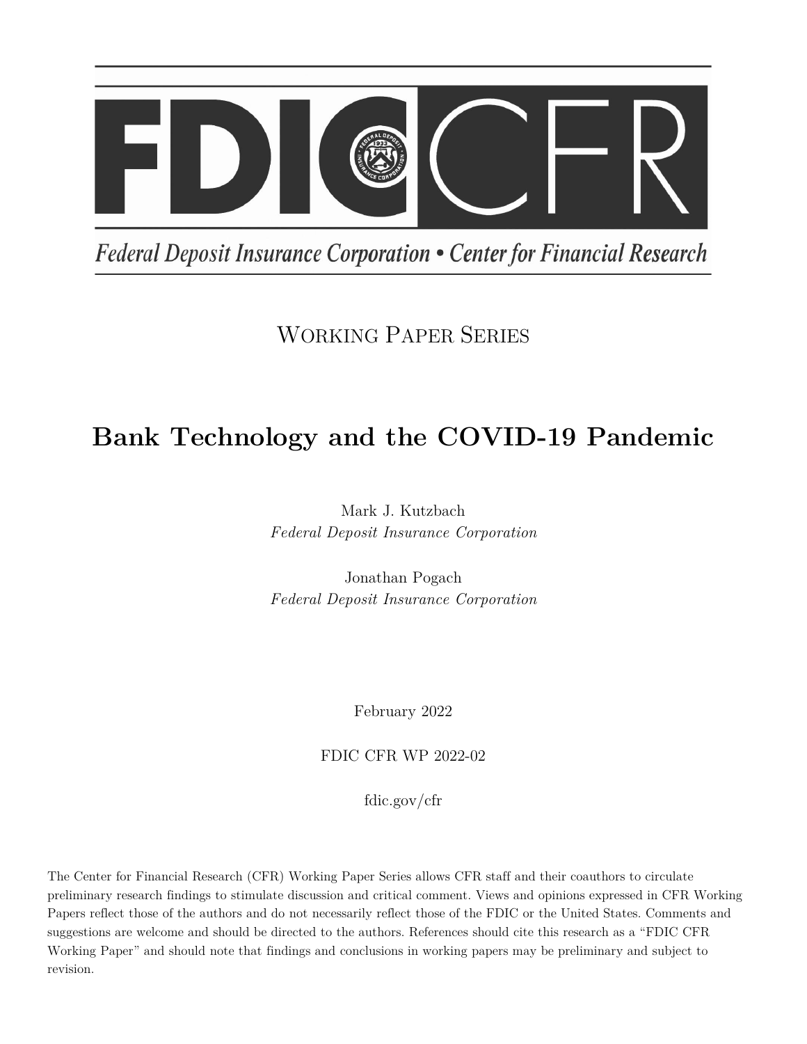Federal Deposit Insurance Corporation • Center for Financial Research

Working Paper Series

# Bank Technology and the COVID-19 Pandemic

Mark J. Kutzbach
*Federal Deposit Insurance Corporation*

Jonathan Pogach
*Federal Deposit Insurance Corporation*

February 2022

FDIC CFR WP 2022-02

fdic.gov/cfr

The Center for Financial Research (CFR) Working Paper Series allows CFR staff and their coauthors to circulate preliminary research findings to stimulate discussion and critical comment. Views and opinions expressed in CFR Working Papers reflect those of the authors and do not necessarily reflect those of the FDIC or the United States. Comments and suggestions are welcome and should be directed to the authors. References should cite this research as a "FDIC CFR Working Paper" and should note that findings and conclusions in working papers may be preliminary and subject to revision.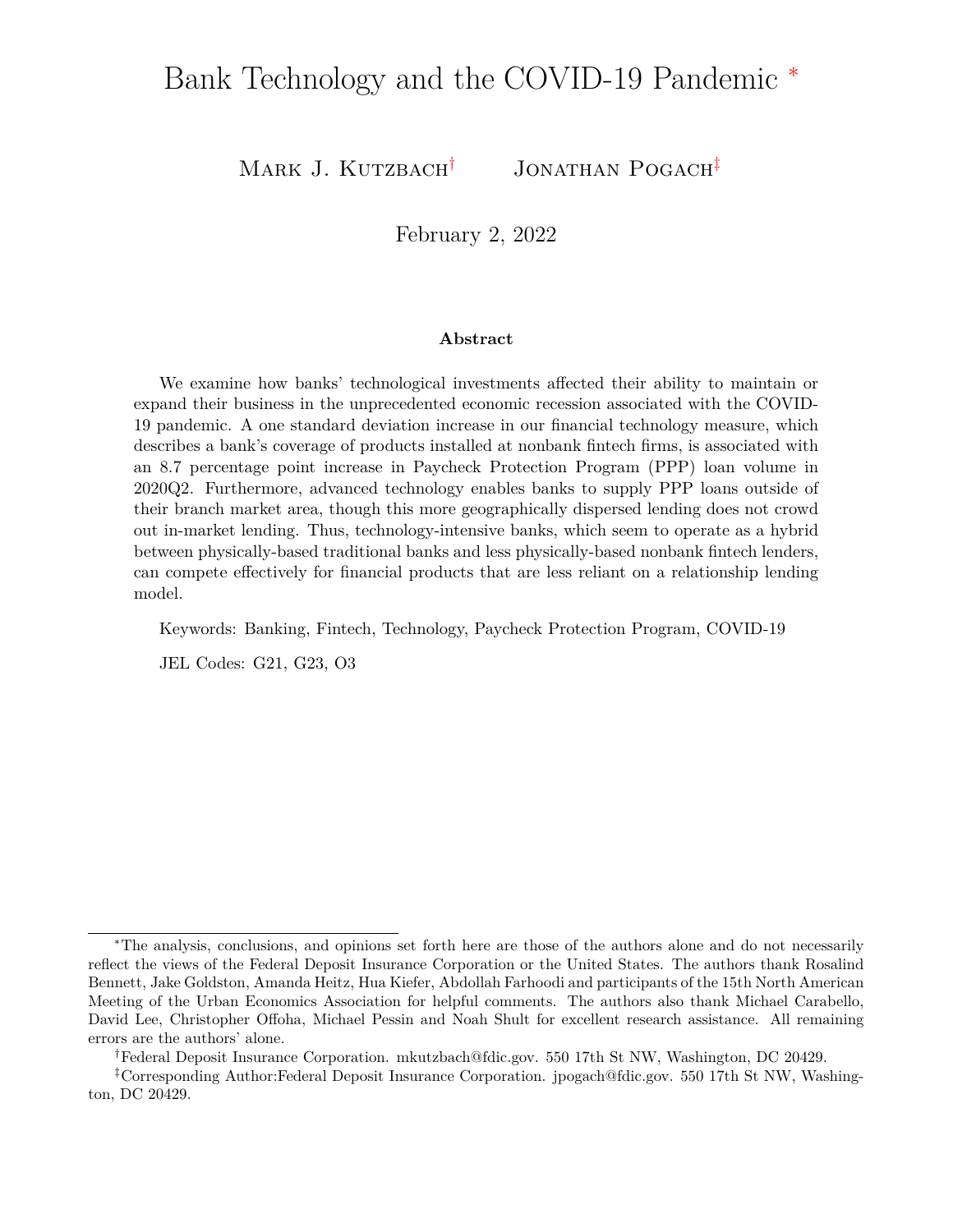# Bank Technology and the COVID-19 Pandemic [*]

Mark J. Kutzbach[†] Jonathan Pogach[‡]

February 2, 2022

**Abstract**

We examine how banks' technological investments affected their ability to maintain or expand their business in the unprecedented economic recession associated with the COVID-19 pandemic. A one standard deviation increase in our financial technology measure, which describes a bank's coverage of products installed at nonbank fintech firms, is associated with an 8.7 percentage point increase in Paycheck Protection Program (PPP) loan volume in 2020Q2. Furthermore, advanced technology enables banks to supply PPP loans outside of their branch market area, though this more geographically dispersed lending does not crowd out in-market lending. Thus, technology-intensive banks, which seem to operate as a hybrid between physically-based traditional banks and less physically-based nonbank fintech lenders, can compete effectively for financial products that are less reliant on a relationship lending model.

Keywords: Banking, Fintech, Technology, Paycheck Protection Program, COVID-19

JEL Codes: G21, G23, O3

---

[*]The analysis, conclusions, and opinions set forth here are those of the authors alone and do not necessarily reflect the views of the Federal Deposit Insurance Corporation or the United States. The authors thank Rosalind Bennett, Jake Goldston, Amanda Heitz, Hua Kiefer, Abdollah Farhoodi and participants of the 15th North American Meeting of the Urban Economics Association for helpful comments. The authors also thank Michael Carabello, David Lee, Christopher Offoha, Michael Pessin and Noah Shult for excellent research assistance. All remaining errors are the authors' alone.

[†]Federal Deposit Insurance Corporation. mkutzbach@fdic.gov. 550 17th St NW, Washington, DC 20429.

[‡]Corresponding Author:Federal Deposit Insurance Corporation. jpogach@fdic.gov. 550 17th St NW, Washington, DC 20429.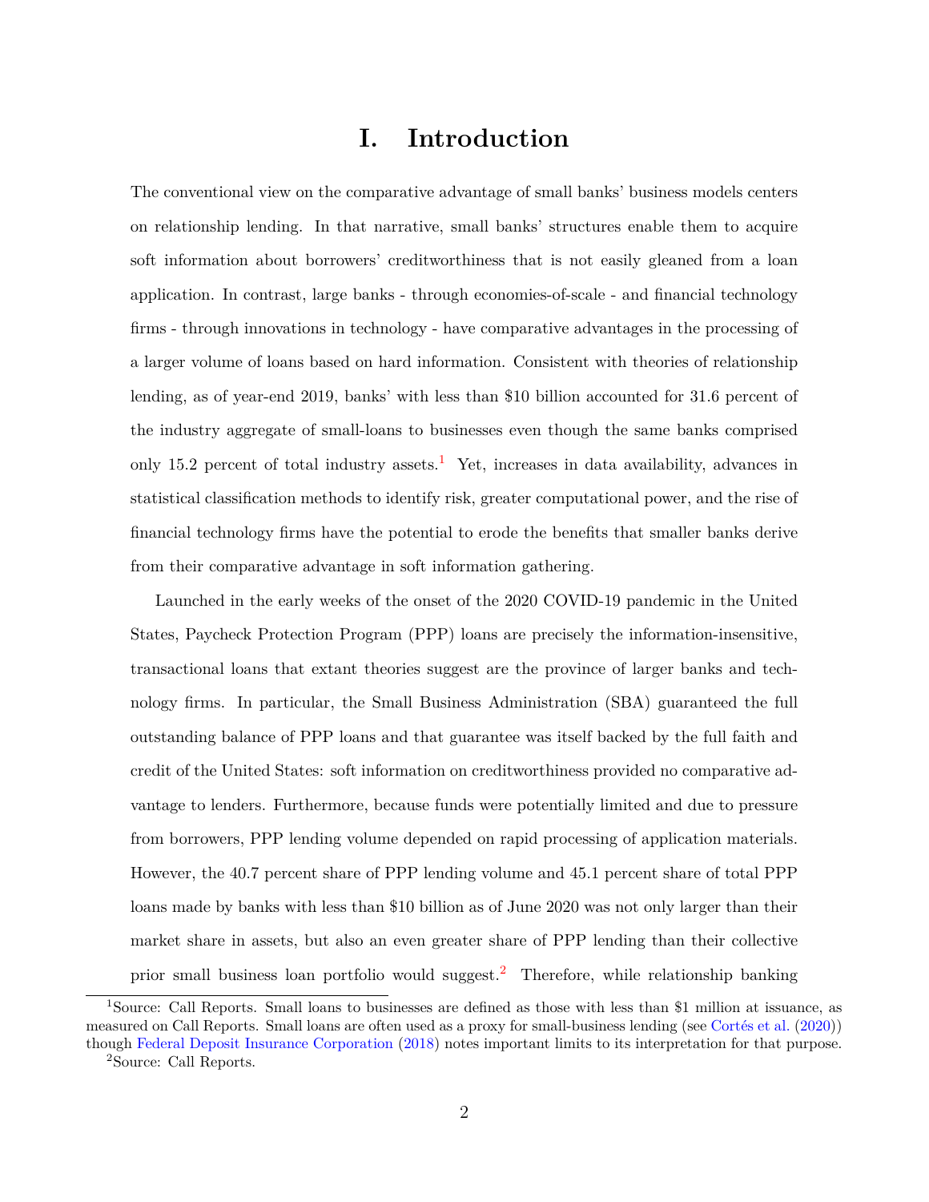# I. Introduction

The conventional view on the comparative advantage of small banks' business models centers on relationship lending. In that narrative, small banks' structures enable them to acquire soft information about borrowers' creditworthiness that is not easily gleaned from a loan application. In contrast, large banks - through economies-of-scale - and financial technology firms - through innovations in technology - have comparative advantages in the processing of a larger volume of loans based on hard information. Consistent with theories of relationship lending, as of year-end 2019, banks' with less than \$10 billion accounted for 31.6 percent of the industry aggregate of small-loans to businesses even though the same banks comprised only 15.2 percent of total industry assets.[1] Yet, increases in data availability, advances in statistical classification methods to identify risk, greater computational power, and the rise of financial technology firms have the potential to erode the benefits that smaller banks derive from their comparative advantage in soft information gathering.

Launched in the early weeks of the onset of the 2020 COVID-19 pandemic in the United States, Paycheck Protection Program (PPP) loans are precisely the information-insensitive, transactional loans that extant theories suggest are the province of larger banks and technology firms. In particular, the Small Business Administration (SBA) guaranteed the full outstanding balance of PPP loans and that guarantee was itself backed by the full faith and credit of the United States: soft information on creditworthiness provided no comparative advantage to lenders. Furthermore, because funds were potentially limited and due to pressure from borrowers, PPP lending volume depended on rapid processing of application materials. However, the 40.7 percent share of PPP lending volume and 45.1 percent share of total PPP loans made by banks with less than \$10 billion as of June 2020 was not only larger than their market share in assets, but also an even greater share of PPP lending than their collective prior small business loan portfolio would suggest.[2] Therefore, while relationship banking

[1] Source: Call Reports. Small loans to businesses are defined as those with less than \$1 million at issuance, as measured on Call Reports. Small loans are often used as a proxy for small-business lending (see Cortés et al. (2020)) though Federal Deposit Insurance Corporation (2018) notes important limits to its interpretation for that purpose.

[2] Source: Call Reports.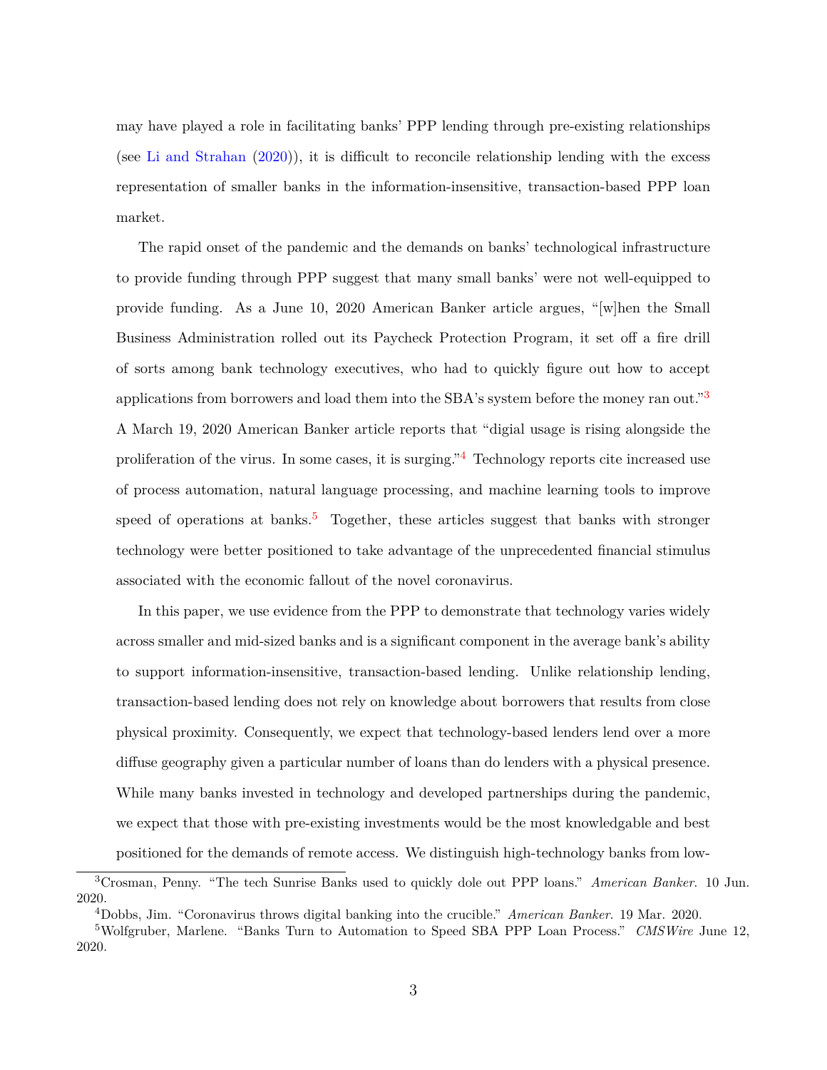may have played a role in facilitating banks' PPP lending through pre-existing relationships (see Li and Strahan (2020)), it is difficult to reconcile relationship lending with the excess representation of smaller banks in the information-insensitive, transaction-based PPP loan market.

The rapid onset of the pandemic and the demands on banks' technological infrastructure to provide funding through PPP suggest that many small banks' were not well-equipped to provide funding. As a June 10, 2020 American Banker article argues, "[w]hen the Small Business Administration rolled out its Paycheck Protection Program, it set off a fire drill of sorts among bank technology executives, who had to quickly figure out how to accept applications from borrowers and load them into the SBA's system before the money ran out."[3] A March 19, 2020 American Banker article reports that "digial usage is rising alongside the proliferation of the virus. In some cases, it is surging."[4] Technology reports cite increased use of process automation, natural language processing, and machine learning tools to improve speed of operations at banks.[5] Together, these articles suggest that banks with stronger technology were better positioned to take advantage of the unprecedented financial stimulus associated with the economic fallout of the novel coronavirus.

In this paper, we use evidence from the PPP to demonstrate that technology varies widely across smaller and mid-sized banks and is a significant component in the average bank's ability to support information-insensitive, transaction-based lending. Unlike relationship lending, transaction-based lending does not rely on knowledge about borrowers that results from close physical proximity. Consequently, we expect that technology-based lenders lend over a more diffuse geography given a particular number of loans than do lenders with a physical presence. While many banks invested in technology and developed partnerships during the pandemic, we expect that those with pre-existing investments would be the most knowledgable and best positioned for the demands of remote access. We distinguish high-technology banks from low-

[3] Crosman, Penny. "The tech Sunrise Banks used to quickly dole out PPP loans." *American Banker*. 10 Jun. 2020.

[4] Dobbs, Jim. "Coronavirus throws digital banking into the crucible." *American Banker*. 19 Mar. 2020.

[5] Wolfgruber, Marlene. "Banks Turn to Automation to Speed SBA PPP Loan Process." *CMSWire* June 12, 2020.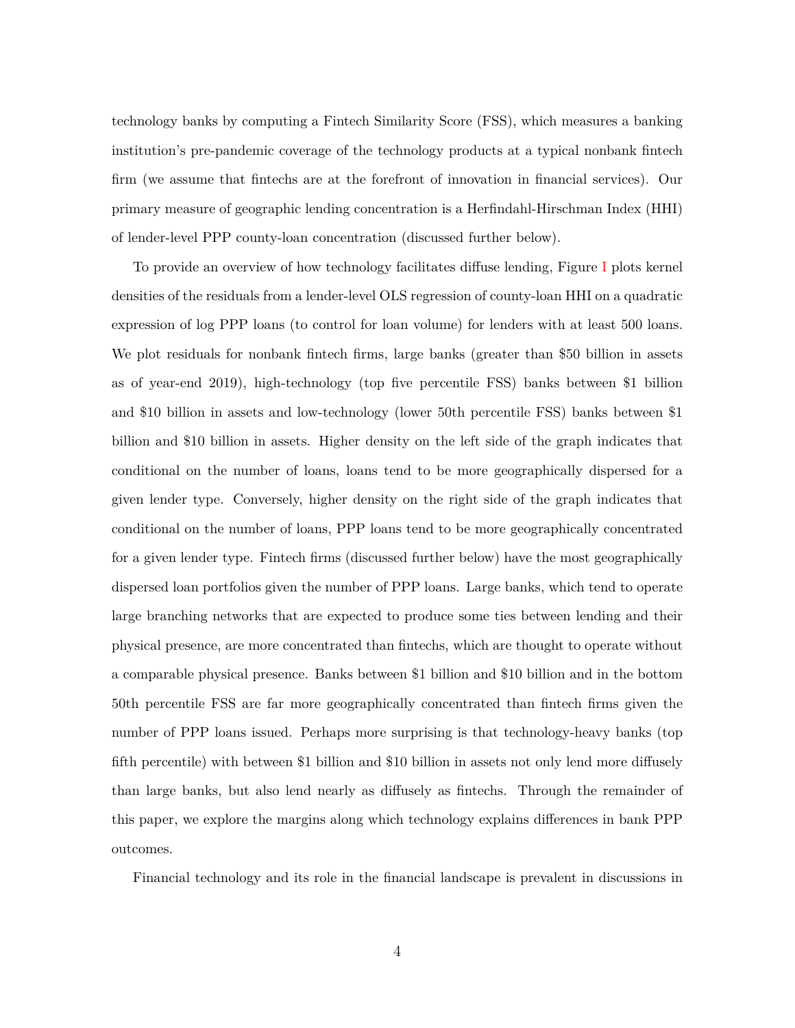technology banks by computing a Fintech Similarity Score (FSS), which measures a banking institution's pre-pandemic coverage of the technology products at a typical nonbank fintech firm (we assume that fintechs are at the forefront of innovation in financial services). Our primary measure of geographic lending concentration is a Herfindahl-Hirschman Index (HHI) of lender-level PPP county-loan concentration (discussed further below).

To provide an overview of how technology facilitates diffuse lending, Figure I plots kernel densities of the residuals from a lender-level OLS regression of county-loan HHI on a quadratic expression of log PPP loans (to control for loan volume) for lenders with at least 500 loans. We plot residuals for nonbank fintech firms, large banks (greater than $50 billion in assets as of year-end 2019), high-technology (top five percentile FSS) banks between $1 billion and $10 billion in assets and low-technology (lower 50th percentile FSS) banks between $1 billion and $10 billion in assets. Higher density on the left side of the graph indicates that conditional on the number of loans, loans tend to be more geographically dispersed for a given lender type. Conversely, higher density on the right side of the graph indicates that conditional on the number of loans, PPP loans tend to be more geographically concentrated for a given lender type. Fintech firms (discussed further below) have the most geographically dispersed loan portfolios given the number of PPP loans. Large banks, which tend to operate large branching networks that are expected to produce some ties between lending and their physical presence, are more concentrated than fintechs, which are thought to operate without a comparable physical presence. Banks between $1 billion and $10 billion and in the bottom 50th percentile FSS are far more geographically concentrated than fintech firms given the number of PPP loans issued. Perhaps more surprising is that technology-heavy banks (top fifth percentile) with between $1 billion and $10 billion in assets not only lend more diffusely than large banks, but also lend nearly as diffusely as fintechs. Through the remainder of this paper, we explore the margins along which technology explains differences in bank PPP outcomes.

Financial technology and its role in the financial landscape is prevalent in discussions in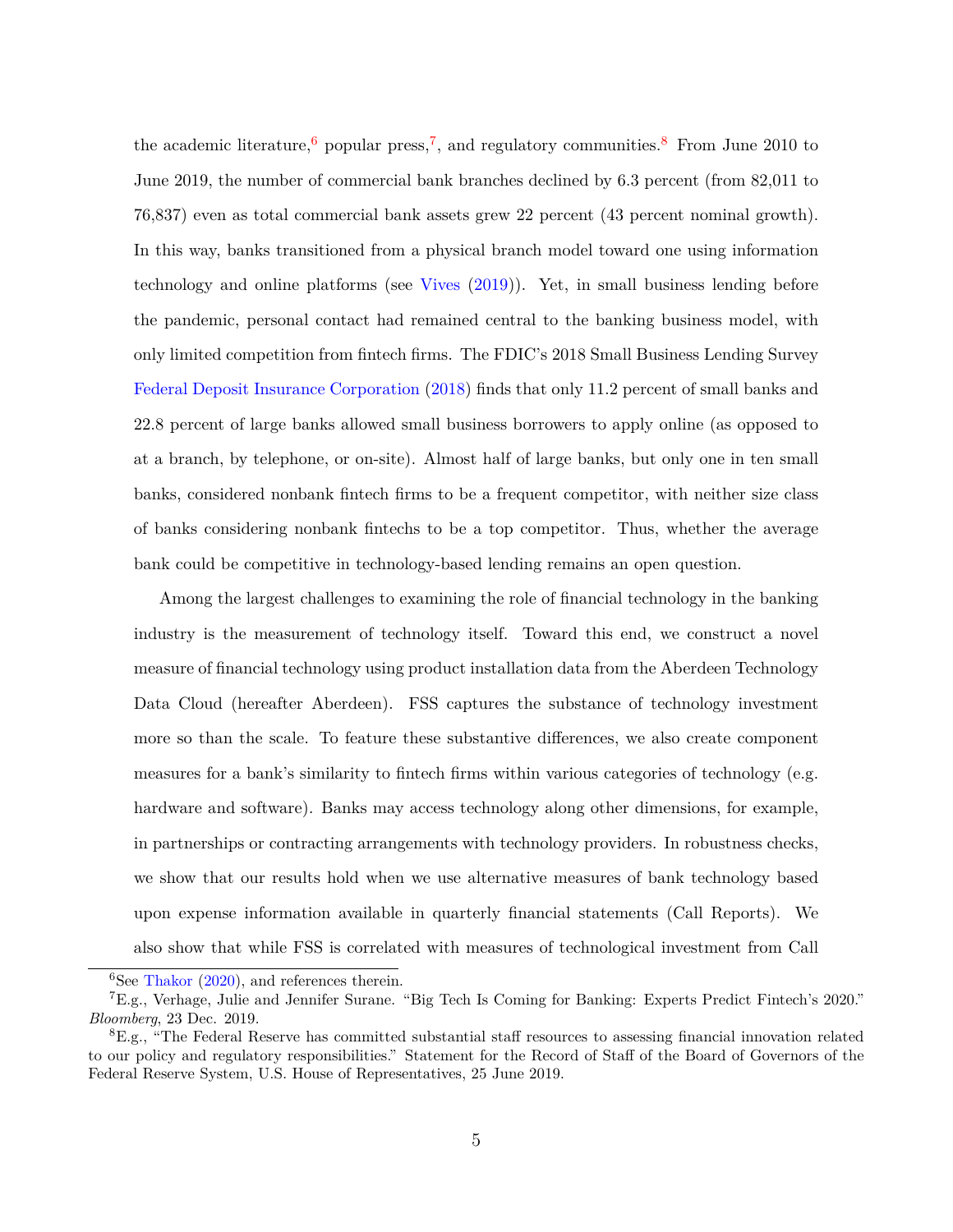the academic literature,[6] popular press,[7], and regulatory communities.[8] From June 2010 to June 2019, the number of commercial bank branches declined by 6.3 percent (from 82,011 to 76,837) even as total commercial bank assets grew 22 percent (43 percent nominal growth). In this way, banks transitioned from a physical branch model toward one using information technology and online platforms (see Vives (2019)). Yet, in small business lending before the pandemic, personal contact had remained central to the banking business model, with only limited competition from fintech firms. The FDIC's 2018 Small Business Lending Survey Federal Deposit Insurance Corporation (2018) finds that only 11.2 percent of small banks and 22.8 percent of large banks allowed small business borrowers to apply online (as opposed to at a branch, by telephone, or on-site). Almost half of large banks, but only one in ten small banks, considered nonbank fintech firms to be a frequent competitor, with neither size class of banks considering nonbank fintechs to be a top competitor. Thus, whether the average bank could be competitive in technology-based lending remains an open question.

Among the largest challenges to examining the role of financial technology in the banking industry is the measurement of technology itself. Toward this end, we construct a novel measure of financial technology using product installation data from the Aberdeen Technology Data Cloud (hereafter Aberdeen). FSS captures the substance of technology investment more so than the scale. To feature these substantive differences, we also create component measures for a bank's similarity to fintech firms within various categories of technology (e.g. hardware and software). Banks may access technology along other dimensions, for example, in partnerships or contracting arrangements with technology providers. In robustness checks, we show that our results hold when we use alternative measures of bank technology based upon expense information available in quarterly financial statements (Call Reports). We also show that while FSS is correlated with measures of technological investment from Call

[6] See Thakor (2020), and references therein.

[7] E.g., Verhage, Julie and Jennifer Surane. "Big Tech Is Coming for Banking: Experts Predict Fintech's 2020." *Bloomberg*, 23 Dec. 2019.

[8] E.g., "The Federal Reserve has committed substantial staff resources to assessing financial innovation related to our policy and regulatory responsibilities." Statement for the Record of Staff of the Board of Governors of the Federal Reserve System, U.S. House of Representatives, 25 June 2019.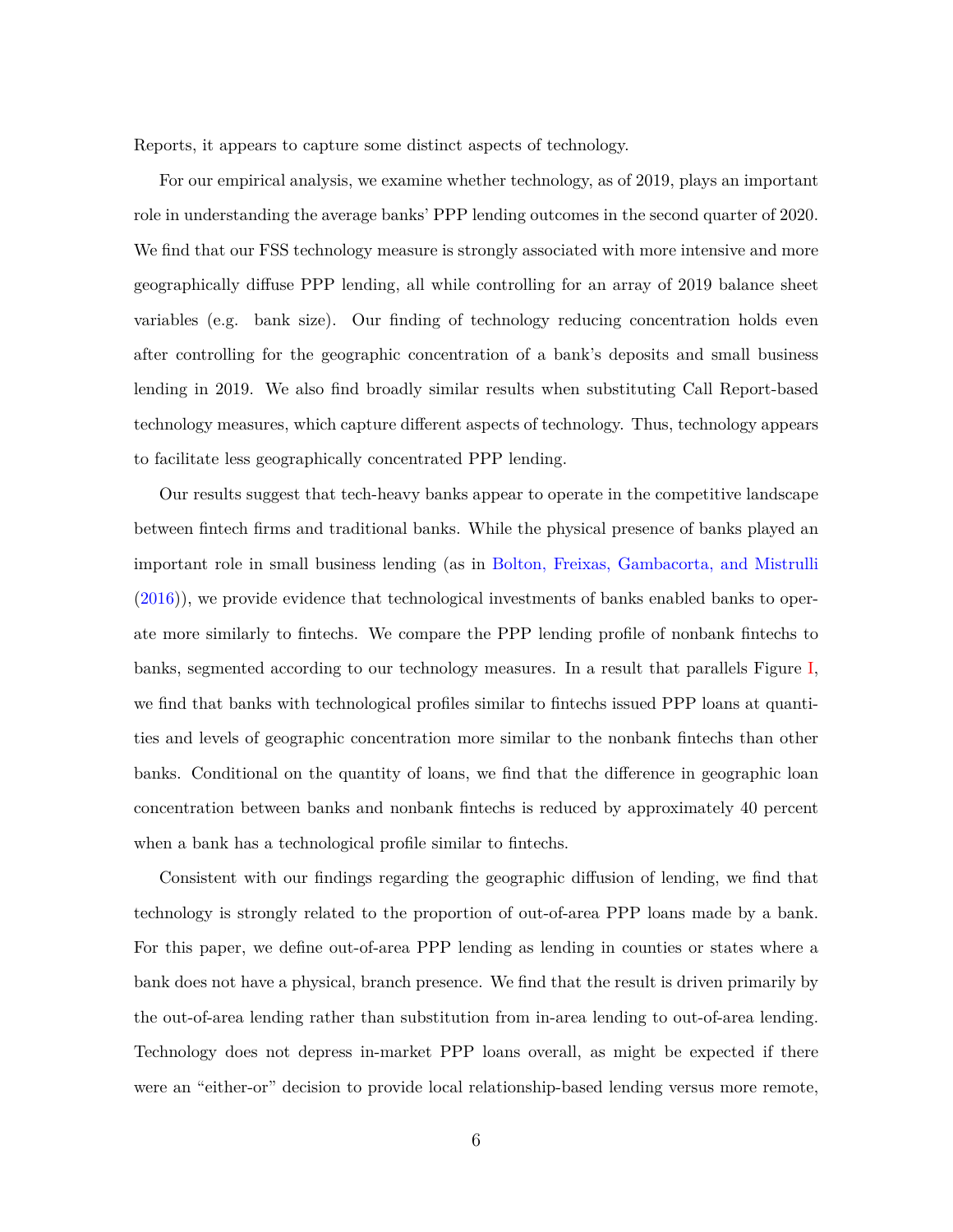Reports, it appears to capture some distinct aspects of technology.

For our empirical analysis, we examine whether technology, as of 2019, plays an important role in understanding the average banks' PPP lending outcomes in the second quarter of 2020. We find that our FSS technology measure is strongly associated with more intensive and more geographically diffuse PPP lending, all while controlling for an array of 2019 balance sheet variables (e.g. bank size). Our finding of technology reducing concentration holds even after controlling for the geographic concentration of a bank's deposits and small business lending in 2019. We also find broadly similar results when substituting Call Report-based technology measures, which capture different aspects of technology. Thus, technology appears to facilitate less geographically concentrated PPP lending.

Our results suggest that tech-heavy banks appear to operate in the competitive landscape between fintech firms and traditional banks. While the physical presence of banks played an important role in small business lending (as in Bolton, Freixas, Gambacorta, and Mistrulli (2016)), we provide evidence that technological investments of banks enabled banks to operate more similarly to fintechs. We compare the PPP lending profile of nonbank fintechs to banks, segmented according to our technology measures. In a result that parallels Figure I, we find that banks with technological profiles similar to fintechs issued PPP loans at quantities and levels of geographic concentration more similar to the nonbank fintechs than other banks. Conditional on the quantity of loans, we find that the difference in geographic loan concentration between banks and nonbank fintechs is reduced by approximately 40 percent when a bank has a technological profile similar to fintechs.

Consistent with our findings regarding the geographic diffusion of lending, we find that technology is strongly related to the proportion of out-of-area PPP loans made by a bank. For this paper, we define out-of-area PPP lending as lending in counties or states where a bank does not have a physical, branch presence. We find that the result is driven primarily by the out-of-area lending rather than substitution from in-area lending to out-of-area lending. Technology does not depress in-market PPP loans overall, as might be expected if there were an "either-or" decision to provide local relationship-based lending versus more remote,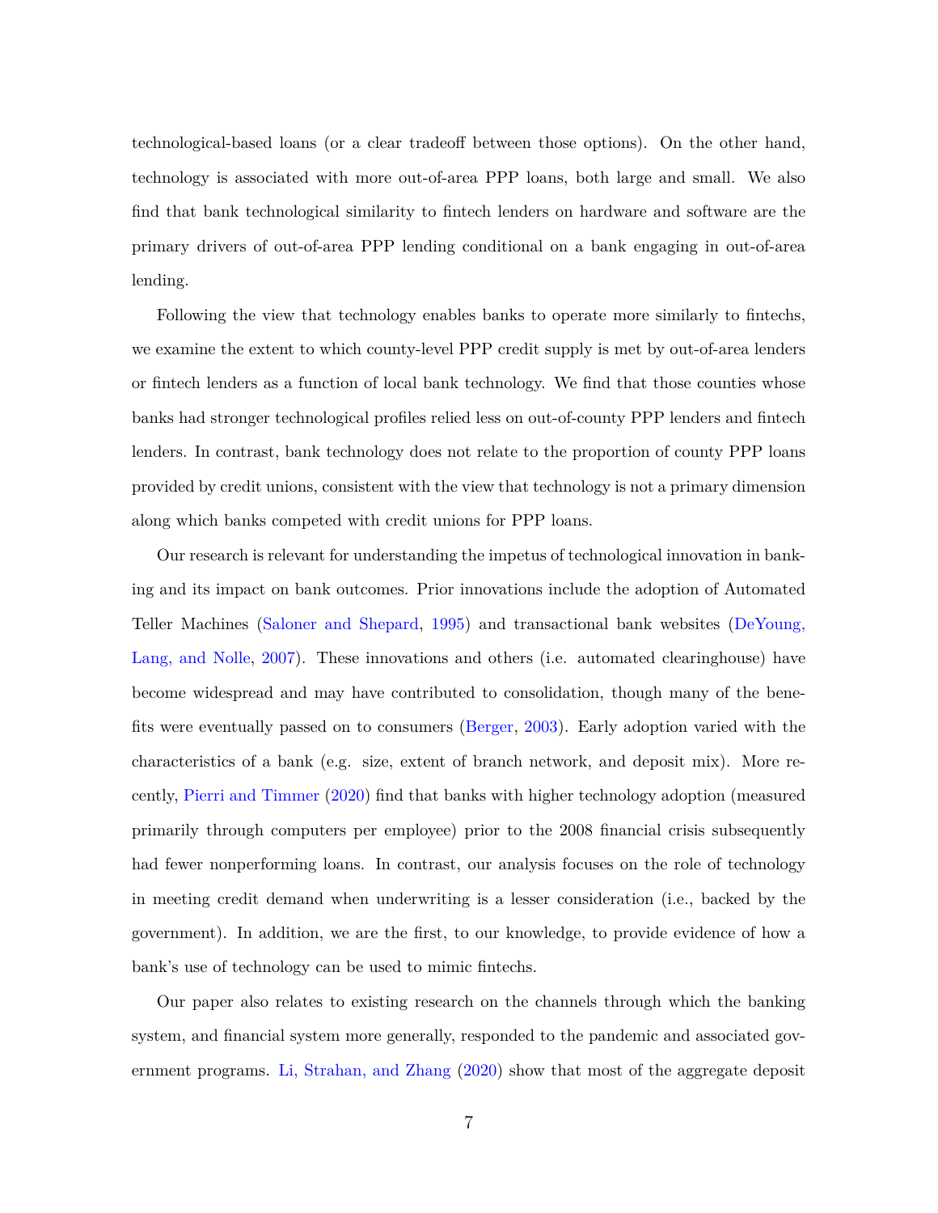technological-based loans (or a clear tradeoff between those options). On the other hand, technology is associated with more out-of-area PPP loans, both large and small. We also find that bank technological similarity to fintech lenders on hardware and software are the primary drivers of out-of-area PPP lending conditional on a bank engaging in out-of-area lending.

Following the view that technology enables banks to operate more similarly to fintechs, we examine the extent to which county-level PPP credit supply is met by out-of-area lenders or fintech lenders as a function of local bank technology. We find that those counties whose banks had stronger technological profiles relied less on out-of-county PPP lenders and fintech lenders. In contrast, bank technology does not relate to the proportion of county PPP loans provided by credit unions, consistent with the view that technology is not a primary dimension along which banks competed with credit unions for PPP loans.

Our research is relevant for understanding the impetus of technological innovation in banking and its impact on bank outcomes. Prior innovations include the adoption of Automated Teller Machines (Saloner and Shepard, 1995) and transactional bank websites (DeYoung, Lang, and Nolle, 2007). These innovations and others (i.e. automated clearinghouse) have become widespread and may have contributed to consolidation, though many of the benefits were eventually passed on to consumers (Berger, 2003). Early adoption varied with the characteristics of a bank (e.g. size, extent of branch network, and deposit mix). More recently, Pierri and Timmer (2020) find that banks with higher technology adoption (measured primarily through computers per employee) prior to the 2008 financial crisis subsequently had fewer nonperforming loans. In contrast, our analysis focuses on the role of technology in meeting credit demand when underwriting is a lesser consideration (i.e., backed by the government). In addition, we are the first, to our knowledge, to provide evidence of how a bank's use of technology can be used to mimic fintechs.

Our paper also relates to existing research on the channels through which the banking system, and financial system more generally, responded to the pandemic and associated government programs. Li, Strahan, and Zhang (2020) show that most of the aggregate deposit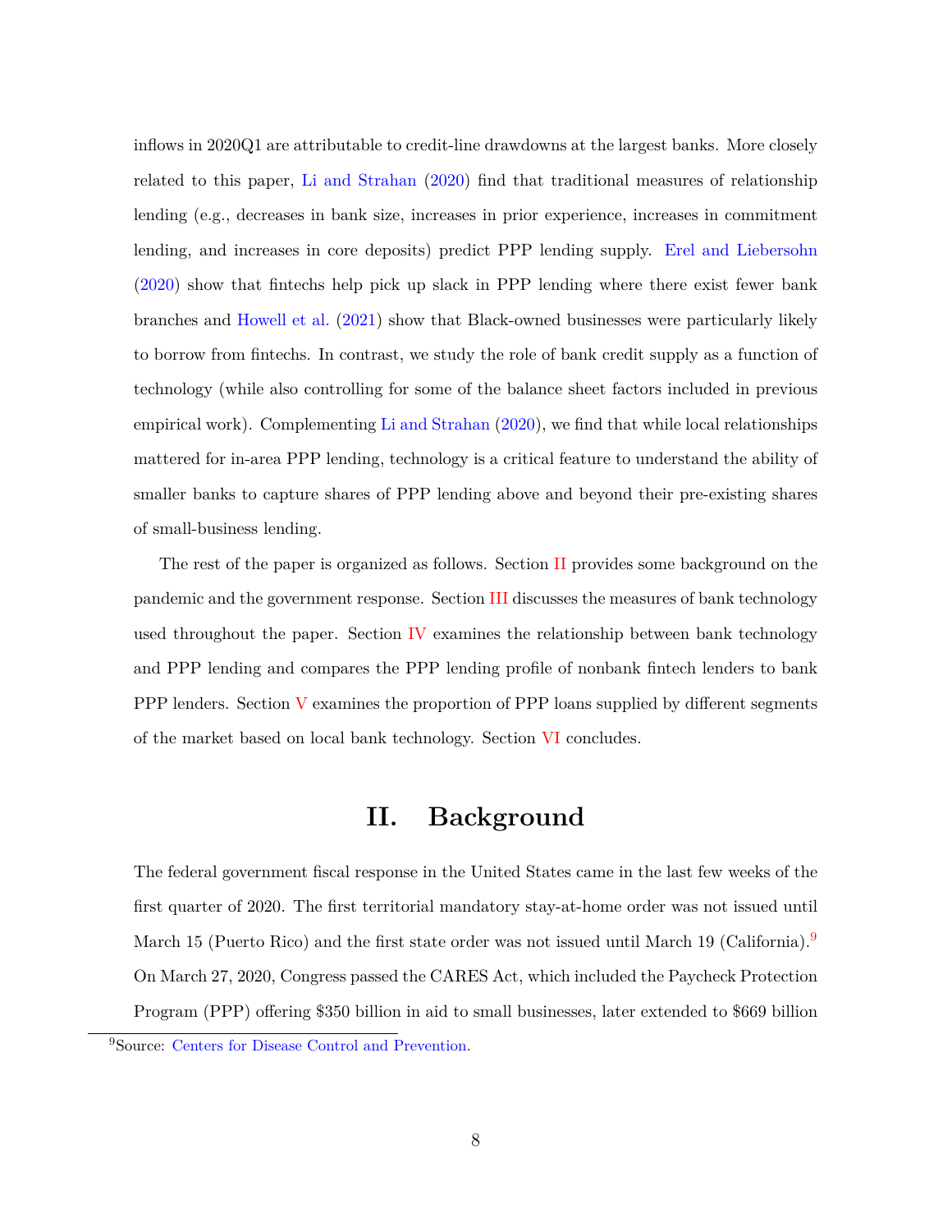inflows in 2020Q1 are attributable to credit-line drawdowns at the largest banks. More closely related to this paper, Li and Strahan (2020) find that traditional measures of relationship lending (e.g., decreases in bank size, increases in prior experience, increases in commitment lending, and increases in core deposits) predict PPP lending supply. Erel and Liebersohn (2020) show that fintechs help pick up slack in PPP lending where there exist fewer bank branches and Howell et al. (2021) show that Black-owned businesses were particularly likely to borrow from fintechs. In contrast, we study the role of bank credit supply as a function of technology (while also controlling for some of the balance sheet factors included in previous empirical work). Complementing Li and Strahan (2020), we find that while local relationships mattered for in-area PPP lending, technology is a critical feature to understand the ability of smaller banks to capture shares of PPP lending above and beyond their pre-existing shares of small-business lending.

The rest of the paper is organized as follows. Section II provides some background on the pandemic and the government response. Section III discusses the measures of bank technology used throughout the paper. Section IV examines the relationship between bank technology and PPP lending and compares the PPP lending profile of nonbank fintech lenders to bank PPP lenders. Section V examines the proportion of PPP loans supplied by different segments of the market based on local bank technology. Section VI concludes.

# II. Background

The federal government fiscal response in the United States came in the last few weeks of the first quarter of 2020. The first territorial mandatory stay-at-home order was not issued until March 15 (Puerto Rico) and the first state order was not issued until March 19 (California).[9] On March 27, 2020, Congress passed the CARES Act, which included the Paycheck Protection Program (PPP) offering $350 billion in aid to small businesses, later extended to $669 billion

[9] Source: Centers for Disease Control and Prevention.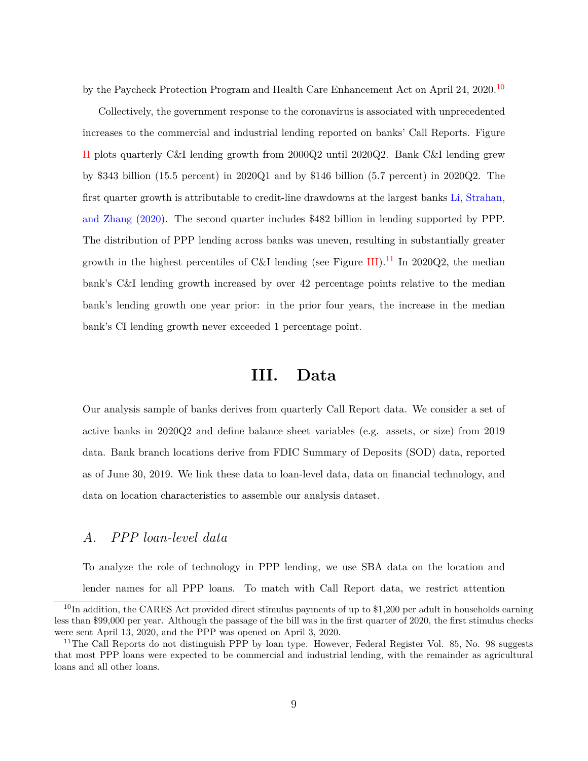by the Paycheck Protection Program and Health Care Enhancement Act on April 24, 2020.[10]

Collectively, the government response to the coronavirus is associated with unprecedented increases to the commercial and industrial lending reported on banks' Call Reports. Figure II plots quarterly C&I lending growth from 2000Q2 until 2020Q2. Bank C&I lending grew by $343 billion (15.5 percent) in 2020Q1 and by $146 billion (5.7 percent) in 2020Q2. The first quarter growth is attributable to credit-line drawdowns at the largest banks Li, Strahan, and Zhang (2020). The second quarter includes $482 billion in lending supported by PPP. The distribution of PPP lending across banks was uneven, resulting in substantially greater growth in the highest percentiles of C&I lending (see Figure III).[11] In 2020Q2, the median bank's C&I lending growth increased by over 42 percentage points relative to the median bank's lending growth one year prior: in the prior four years, the increase in the median bank's CI lending growth never exceeded 1 percentage point.

# III. Data

Our analysis sample of banks derives from quarterly Call Report data. We consider a set of active banks in 2020Q2 and define balance sheet variables (e.g. assets, or size) from 2019 data. Bank branch locations derive from FDIC Summary of Deposits (SOD) data, reported as of June 30, 2019. We link these data to loan-level data, data on financial technology, and data on location characteristics to assemble our analysis dataset.

## *A. PPP loan-level data*

To analyze the role of technology in PPP lending, we use SBA data on the location and lender names for all PPP loans. To match with Call Report data, we restrict attention

---

[10] In addition, the CARES Act provided direct stimulus payments of up to $1,200 per adult in households earning less than $99,000 per year. Although the passage of the bill was in the first quarter of 2020, the first stimulus checks were sent April 13, 2020, and the PPP was opened on April 3, 2020.

[11] The Call Reports do not distinguish PPP by loan type. However, Federal Register Vol. 85, No. 98 suggests that most PPP loans were expected to be commercial and industrial lending, with the remainder as agricultural loans and all other loans.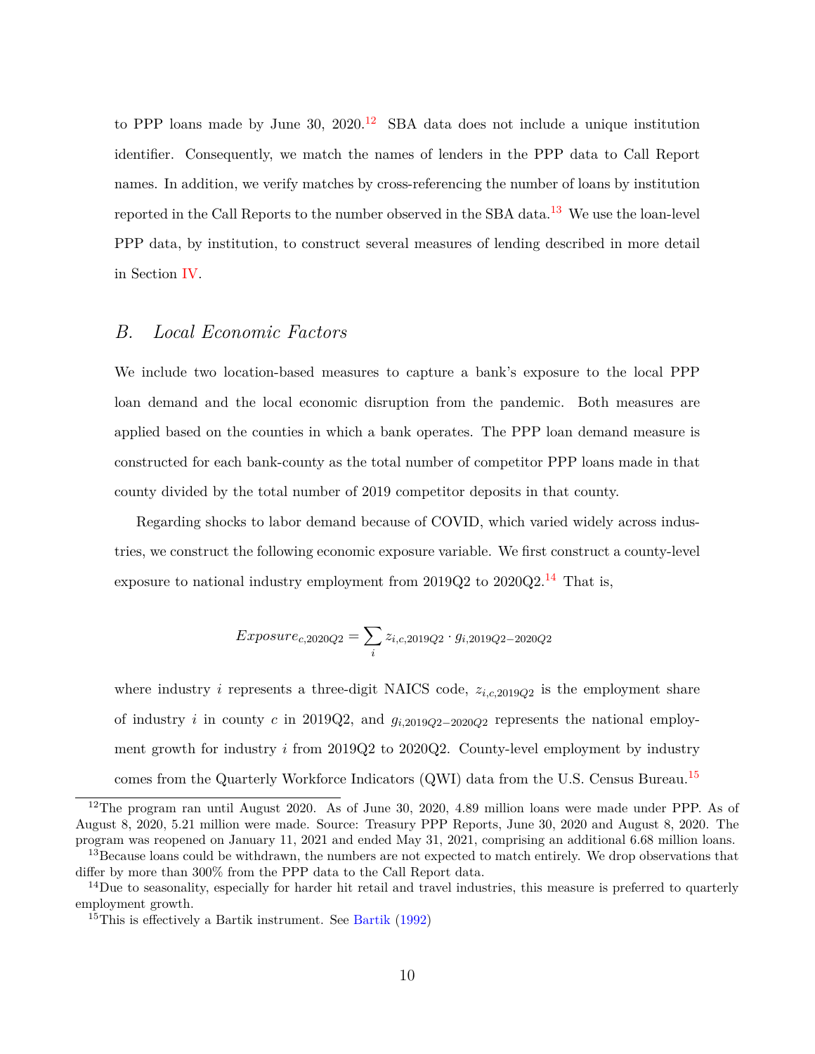to PPP loans made by June 30, 2020.[12] SBA data does not include a unique institution identifier. Consequently, we match the names of lenders in the PPP data to Call Report names. In addition, we verify matches by cross-referencing the number of loans by institution reported in the Call Reports to the number observed in the SBA data.[13] We use the loan-level PPP data, by institution, to construct several measures of lending described in more detail in Section IV.

## B. *Local Economic Factors*

We include two location-based measures to capture a bank's exposure to the local PPP loan demand and the local economic disruption from the pandemic. Both measures are applied based on the counties in which a bank operates. The PPP loan demand measure is constructed for each bank-county as the total number of competitor PPP loans made in that county divided by the total number of 2019 competitor deposits in that county.

Regarding shocks to labor demand because of COVID, which varied widely across industries, we construct the following economic exposure variable. We first construct a county-level exposure to national industry employment from 2019Q2 to 2020Q2.[14] That is,

$$Exposure_{c,2020Q2} = \sum_{i} z_{i,c,2019Q2} \cdot g_{i,2019Q2-2020Q2}$$

where industry $i$ represents a three-digit NAICS code, $z_{i,c,2019Q2}$ is the employment share of industry $i$ in county $c$ in 2019Q2, and $g_{i,2019Q2-2020Q2}$ represents the national employment growth for industry $i$ from 2019Q2 to 2020Q2. County-level employment by industry comes from the Quarterly Workforce Indicators (QWI) data from the U.S. Census Bureau.[15]

[12] The program ran until August 2020. As of June 30, 2020, 4.89 million loans were made under PPP. As of August 8, 2020, 5.21 million were made. Source: Treasury PPP Reports, June 30, 2020 and August 8, 2020. The program was reopened on January 11, 2021 and ended May 31, 2021, comprising an additional 6.68 million loans.

[13] Because loans could be withdrawn, the numbers are not expected to match entirely. We drop observations that differ by more than 300% from the PPP data to the Call Report data.

[14] Due to seasonality, especially for harder hit retail and travel industries, this measure is preferred to quarterly employment growth.

[15] This is effectively a Bartik instrument. See Bartik (1992)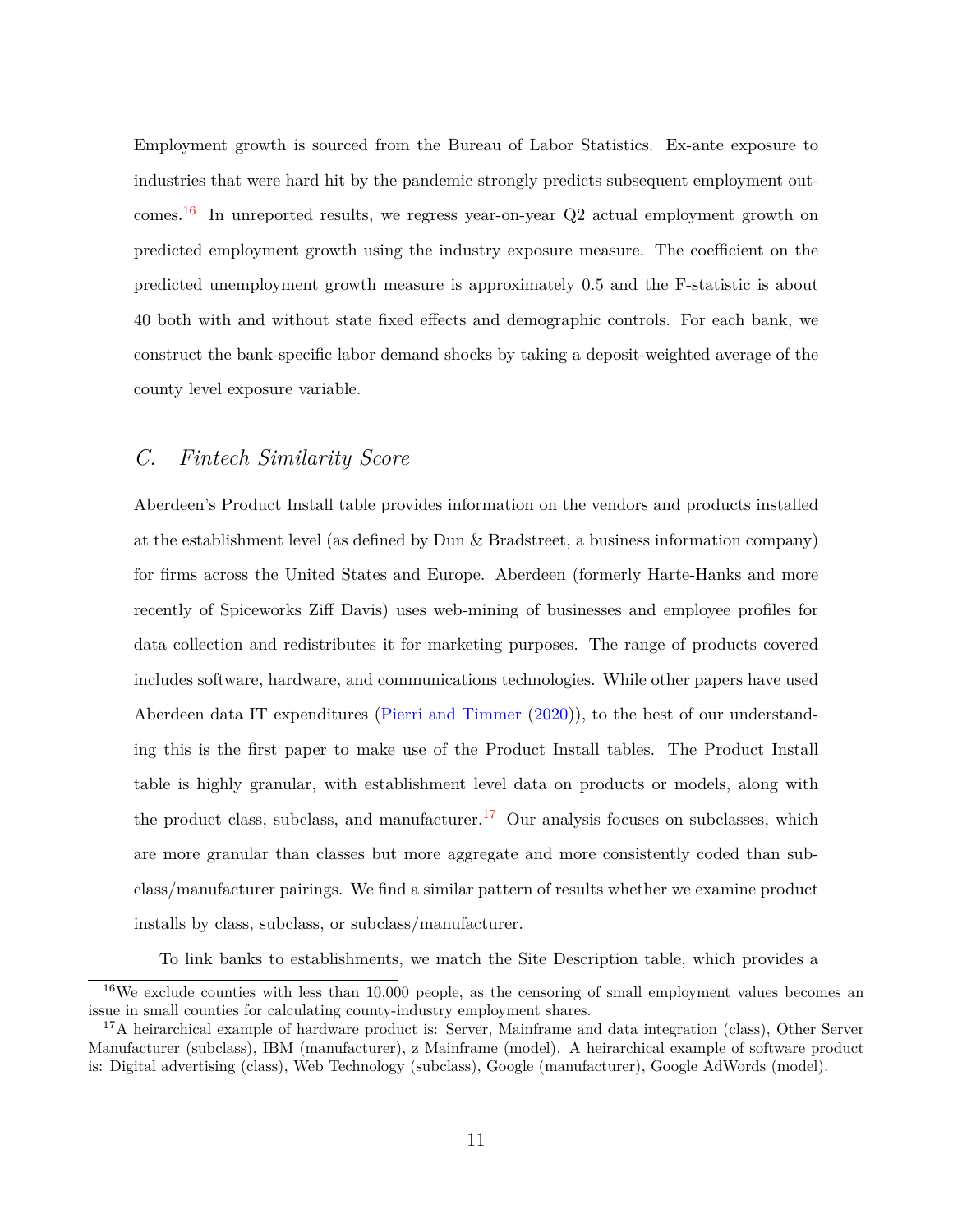Employment growth is sourced from the Bureau of Labor Statistics. Ex-ante exposure to industries that were hard hit by the pandemic strongly predicts subsequent employment outcomes.[16] In unreported results, we regress year-on-year Q2 actual employment growth on predicted employment growth using the industry exposure measure. The coefficient on the predicted unemployment growth measure is approximately 0.5 and the F-statistic is about 40 both with and without state fixed effects and demographic controls. For each bank, we construct the bank-specific labor demand shocks by taking a deposit-weighted average of the county level exposure variable.

## *C. Fintech Similarity Score*

Aberdeen's Product Install table provides information on the vendors and products installed at the establishment level (as defined by Dun & Bradstreet, a business information company) for firms across the United States and Europe. Aberdeen (formerly Harte-Hanks and more recently of Spiceworks Ziff Davis) uses web-mining of businesses and employee profiles for data collection and redistributes it for marketing purposes. The range of products covered includes software, hardware, and communications technologies. While other papers have used Aberdeen data IT expenditures (Pierri and Timmer (2020)), to the best of our understanding this is the first paper to make use of the Product Install tables. The Product Install table is highly granular, with establishment level data on products or models, along with the product class, subclass, and manufacturer.[17] Our analysis focuses on subclasses, which are more granular than classes but more aggregate and more consistently coded than subclass/manufacturer pairings. We find a similar pattern of results whether we examine product installs by class, subclass, or subclass/manufacturer.

To link banks to establishments, we match the Site Description table, which provides a

[16] We exclude counties with less than 10,000 people, as the censoring of small employment values becomes an issue in small counties for calculating county-industry employment shares.

[17] A heirarchical example of hardware product is: Server, Mainframe and data integration (class), Other Server Manufacturer (subclass), IBM (manufacturer), z Mainframe (model). A heirarchical example of software product is: Digital advertising (class), Web Technology (subclass), Google (manufacturer), Google AdWords (model).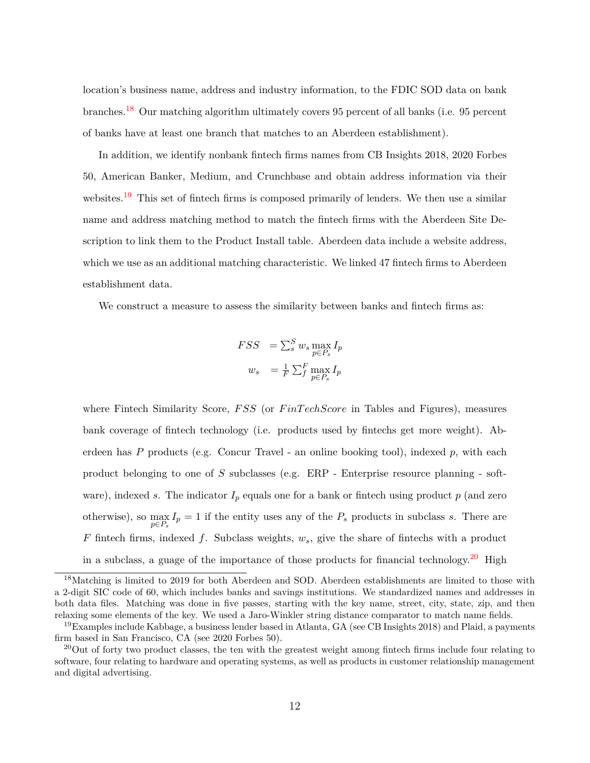location's business name, address and industry information, to the FDIC SOD data on bank branches.[18] Our matching algorithm ultimately covers 95 percent of all banks (i.e. 95 percent of banks have at least one branch that matches to an Aberdeen establishment).

In addition, we identify nonbank fintech firms names from CB Insights 2018, 2020 Forbes 50, American Banker, Medium, and Crunchbase and obtain address information via their websites.[19] This set of fintech firms is composed primarily of lenders. We then use a similar name and address matching method to match the fintech firms with the Aberdeen Site Description to link them to the Product Install table. Aberdeen data include a website address, which we use as an additional matching characteristic. We linked 47 fintech firms to Aberdeen establishment data.

We construct a measure to assess the similarity between banks and fintech firms as:

$$
\begin{aligned}
FSS &= \textstyle\sum_s^S w_s \max_{p \in P_s} I_p \\
w_s &= \textstyle\frac{1}{F} \sum_f^F \max_{p \in P_s} I_p
\end{aligned}
$$

where Fintech Similarity Score, $FSS$ (or $FinTechScore$ in Tables and Figures), measures bank coverage of fintech technology (i.e. products used by fintechs get more weight). Aberdeen has $P$ products (e.g. Concur Travel - an online booking tool), indexed $p$, with each product belonging to one of $S$ subclasses (e.g. ERP - Enterprise resource planning - software), indexed $s$. The indicator $I_p$ equals one for a bank or fintech using product $p$ (and zero otherwise), so $\max_{p \in P_s} I_p = 1$ if the entity uses any of the $P_s$ products in subclass $s$. There are $F$ fintech firms, indexed $f$. Subclass weights, $w_s$, give the share of fintechs with a product in a subclass, a guage of the importance of those products for financial technology.[20] High

[18] Matching is limited to 2019 for both Aberdeen and SOD. Aberdeen establishments are limited to those with a 2-digit SIC code of 60, which includes banks and savings institutions. We standardized names and addresses in both data files. Matching was done in five passes, starting with the key name, street, city, state, zip, and then relaxing some elements of the key. We used a Jaro-Winkler string distance comparator to match name fields.

[19] Examples include Kabbage, a business lender based in Atlanta, GA (see CB Insights 2018) and Plaid, a payments firm based in San Francisco, CA (see 2020 Forbes 50).

[20] Out of forty two product classes, the ten with the greatest weight among fintech firms include four relating to software, four relating to hardware and operating systems, as well as products in customer relationship management and digital advertising.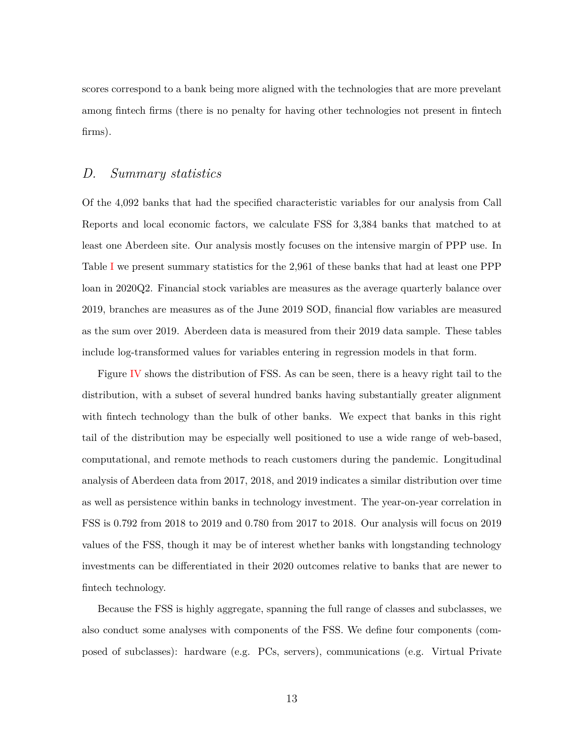scores correspond to a bank being more aligned with the technologies that are more prevelant among fintech firms (there is no penalty for having other technologies not present in fintech firms).

## *D. Summary statistics*

Of the 4,092 banks that had the specified characteristic variables for our analysis from Call Reports and local economic factors, we calculate FSS for 3,384 banks that matched to at least one Aberdeen site. Our analysis mostly focuses on the intensive margin of PPP use. In Table I we present summary statistics for the 2,961 of these banks that had at least one PPP loan in 2020Q2. Financial stock variables are measures as the average quarterly balance over 2019, branches are measures as of the June 2019 SOD, financial flow variables are measured as the sum over 2019. Aberdeen data is measured from their 2019 data sample. These tables include log-transformed values for variables entering in regression models in that form.

Figure IV shows the distribution of FSS. As can be seen, there is a heavy right tail to the distribution, with a subset of several hundred banks having substantially greater alignment with fintech technology than the bulk of other banks. We expect that banks in this right tail of the distribution may be especially well positioned to use a wide range of web-based, computational, and remote methods to reach customers during the pandemic. Longitudinal analysis of Aberdeen data from 2017, 2018, and 2019 indicates a similar distribution over time as well as persistence within banks in technology investment. The year-on-year correlation in FSS is 0.792 from 2018 to 2019 and 0.780 from 2017 to 2018. Our analysis will focus on 2019 values of the FSS, though it may be of interest whether banks with longstanding technology investments can be differentiated in their 2020 outcomes relative to banks that are newer to fintech technology.

Because the FSS is highly aggregate, spanning the full range of classes and subclasses, we also conduct some analyses with components of the FSS. We define four components (composed of subclasses): hardware (e.g. PCs, servers), communications (e.g. Virtual Private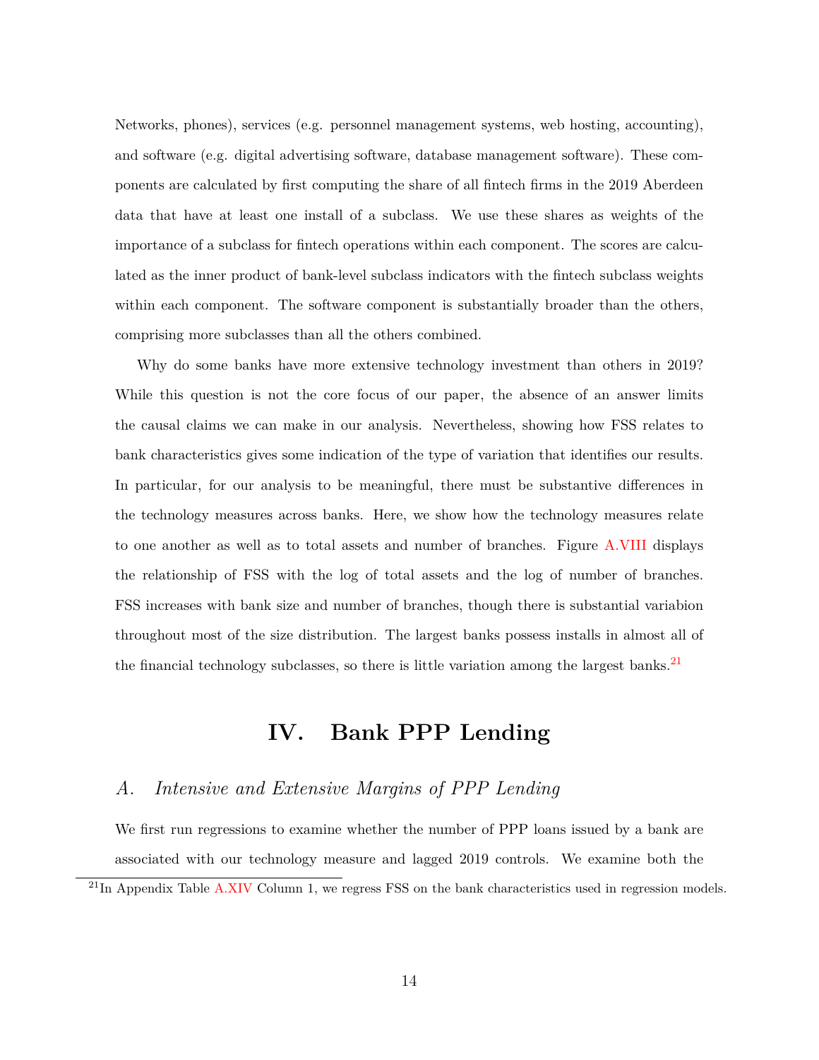Networks, phones), services (e.g. personnel management systems, web hosting, accounting), and software (e.g. digital advertising software, database management software). These components are calculated by first computing the share of all fintech firms in the 2019 Aberdeen data that have at least one install of a subclass. We use these shares as weights of the importance of a subclass for fintech operations within each component. The scores are calculated as the inner product of bank-level subclass indicators with the fintech subclass weights within each component. The software component is substantially broader than the others, comprising more subclasses than all the others combined.

Why do some banks have more extensive technology investment than others in 2019? While this question is not the core focus of our paper, the absence of an answer limits the causal claims we can make in our analysis. Nevertheless, showing how FSS relates to bank characteristics gives some indication of the type of variation that identifies our results. In particular, for our analysis to be meaningful, there must be substantive differences in the technology measures across banks. Here, we show how the technology measures relate to one another as well as to total assets and number of branches. Figure A.VIII displays the relationship of FSS with the log of total assets and the log of number of branches. FSS increases with bank size and number of branches, though there is substantial variabion throughout most of the size distribution. The largest banks possess installs in almost all of the financial technology subclasses, so there is little variation among the largest banks.[21]

# IV. Bank PPP Lending

## A. *Intensive and Extensive Margins of PPP Lending*

We first run regressions to examine whether the number of PPP loans issued by a bank are associated with our technology measure and lagged 2019 controls. We examine both the

[21] In Appendix Table A.XIV Column 1, we regress FSS on the bank characteristics used in regression models.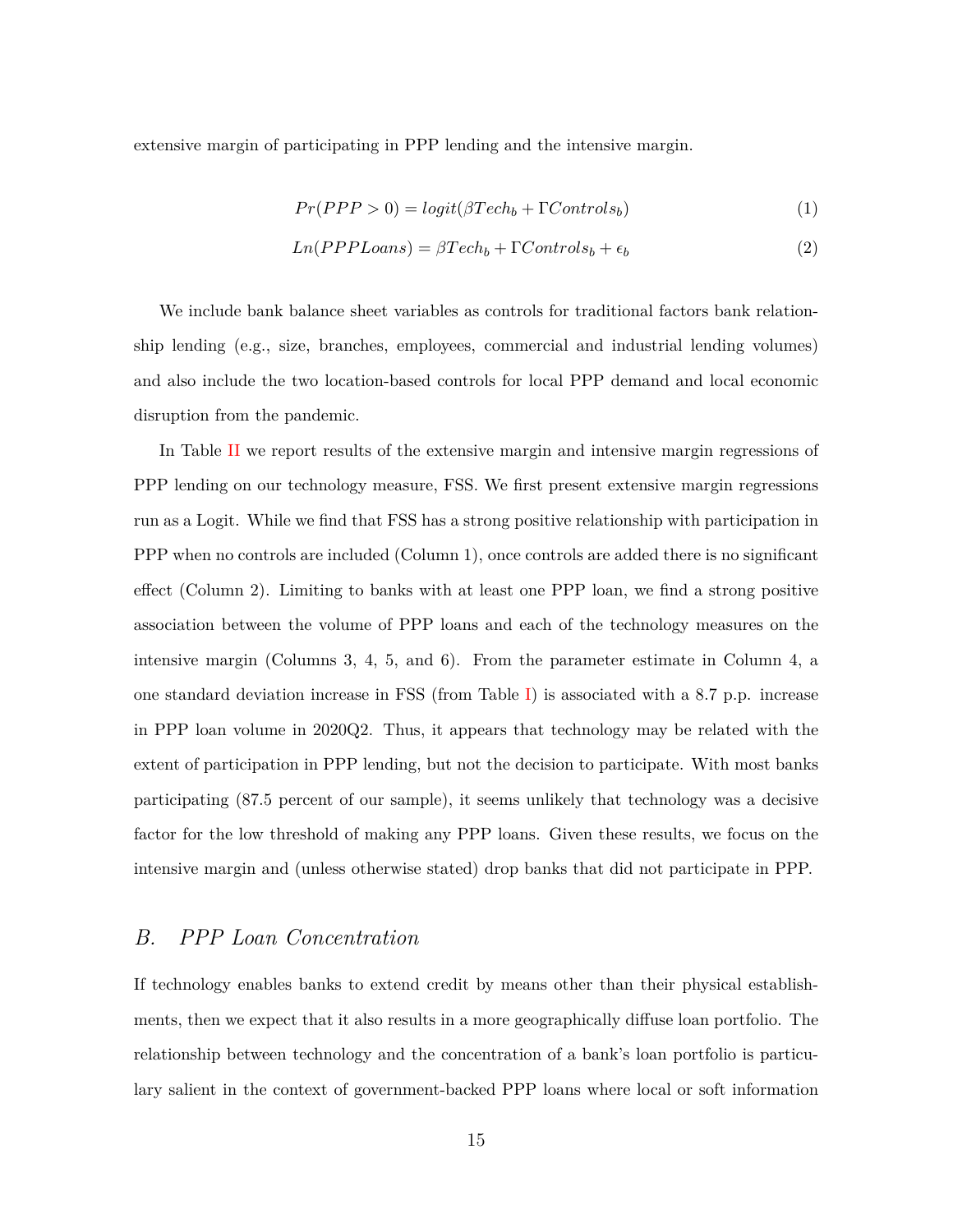extensive margin of participating in PPP lending and the intensive margin.

$$Pr(PPP > 0) = logit(\beta Tech_b + \Gamma Controls_b) \tag{1}$$

$$Ln(PPPLoans) = \beta Tech_b + \Gamma Controls_b + \epsilon_b \tag{2}$$

We include bank balance sheet variables as controls for traditional factors bank relationship lending (e.g., size, branches, employees, commercial and industrial lending volumes) and also include the two location-based controls for local PPP demand and local economic disruption from the pandemic.

In Table II we report results of the extensive margin and intensive margin regressions of PPP lending on our technology measure, FSS. We first present extensive margin regressions run as a Logit. While we find that FSS has a strong positive relationship with participation in PPP when no controls are included (Column 1), once controls are added there is no significant effect (Column 2). Limiting to banks with at least one PPP loan, we find a strong positive association between the volume of PPP loans and each of the technology measures on the intensive margin (Columns 3, 4, 5, and 6). From the parameter estimate in Column 4, a one standard deviation increase in FSS (from Table I) is associated with a 8.7 p.p. increase in PPP loan volume in 2020Q2. Thus, it appears that technology may be related with the extent of participation in PPP lending, but not the decision to participate. With most banks participating (87.5 percent of our sample), it seems unlikely that technology was a decisive factor for the low threshold of making any PPP loans. Given these results, we focus on the intensive margin and (unless otherwise stated) drop banks that did not participate in PPP.

## *B. PPP Loan Concentration*

If technology enables banks to extend credit by means other than their physical establishments, then we expect that it also results in a more geographically diffuse loan portfolio. The relationship between technology and the concentration of a bank's loan portfolio is particulary salient in the context of government-backed PPP loans where local or soft information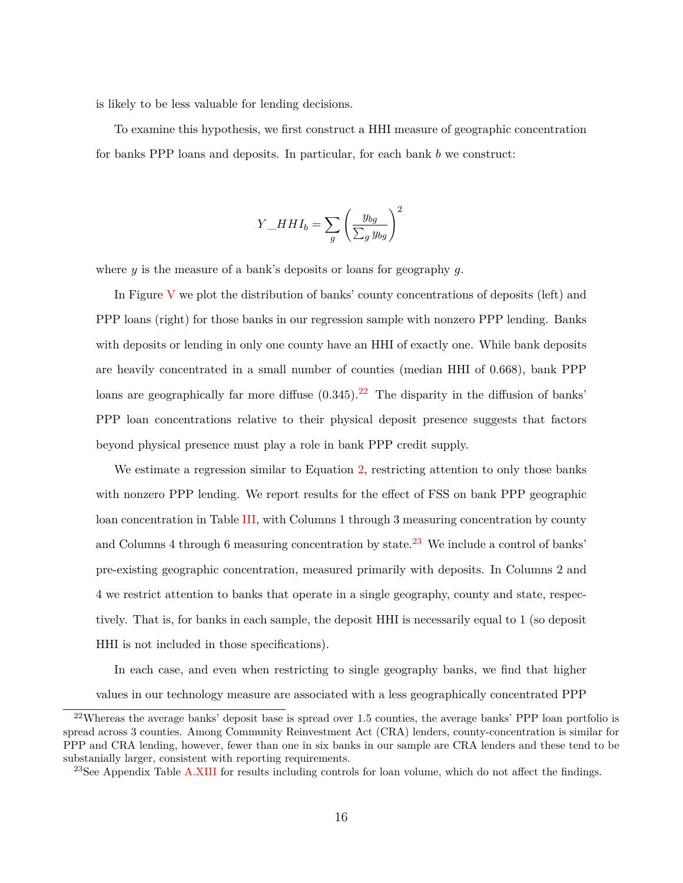is likely to be less valuable for lending decisions.

To examine this hypothesis, we first construct a HHI measure of geographic concentration for banks PPP loans and deposits. In particular, for each bank $b$ we construct:

$$Y\_HHI_b = \sum_g \left( \frac{y_{bg}}{\sum_g y_{bg}} \right)^2$$

where $y$ is the measure of a bank's deposits or loans for geography $g$.

In Figure V we plot the distribution of banks' county concentrations of deposits (left) and PPP loans (right) for those banks in our regression sample with nonzero PPP lending. Banks with deposits or lending in only one county have an HHI of exactly one. While bank deposits are heavily concentrated in a small number of counties (median HHI of 0.668), bank PPP loans are geographically far more diffuse (0.345).[22] The disparity in the diffusion of banks' PPP loan concentrations relative to their physical deposit presence suggests that factors beyond physical presence must play a role in bank PPP credit supply.

We estimate a regression similar to Equation 2, restricting attention to only those banks with nonzero PPP lending. We report results for the effect of FSS on bank PPP geographic loan concentration in Table III, with Columns 1 through 3 measuring concentration by county and Columns 4 through 6 measuring concentration by state.[23] We include a control of banks' pre-existing geographic concentration, measured primarily with deposits. In Columns 2 and 4 we restrict attention to banks that operate in a single geography, county and state, respectively. That is, for banks in each sample, the deposit HHI is necessarily equal to 1 (so deposit HHI is not included in those specifications).

In each case, and even when restricting to single geography banks, we find that higher values in our technology measure are associated with a less geographically concentrated PPP

[22] Whereas the average banks' deposit base is spread over 1.5 counties, the average banks' PPP loan portfolio is spread across 3 counties. Among Community Reinvestment Act (CRA) lenders, county-concentration is similar for PPP and CRA lending, however, fewer than one in six banks in our sample are CRA lenders and these tend to be substanially larger, consistent with reporting requirements.

[23] See Appendix Table A.XIII for results including controls for loan volume, which do not affect the findings.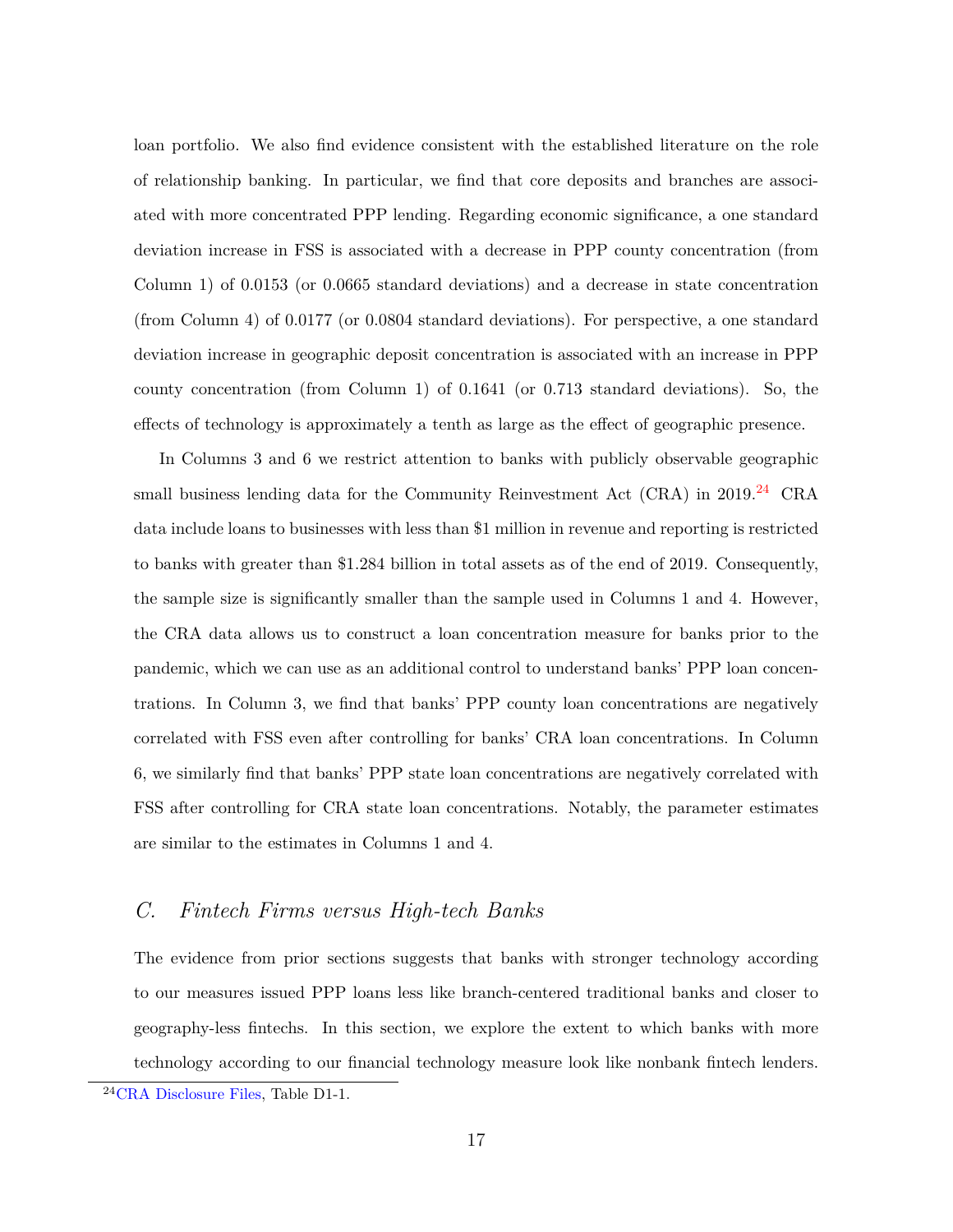loan portfolio. We also find evidence consistent with the established literature on the role of relationship banking. In particular, we find that core deposits and branches are associated with more concentrated PPP lending. Regarding economic significance, a one standard deviation increase in FSS is associated with a decrease in PPP county concentration (from Column 1) of 0.0153 (or 0.0665 standard deviations) and a decrease in state concentration (from Column 4) of 0.0177 (or 0.0804 standard deviations). For perspective, a one standard deviation increase in geographic deposit concentration is associated with an increase in PPP county concentration (from Column 1) of 0.1641 (or 0.713 standard deviations). So, the effects of technology is approximately a tenth as large as the effect of geographic presence.

In Columns 3 and 6 we restrict attention to banks with publicly observable geographic small business lending data for the Community Reinvestment Act (CRA) in 2019.[24] CRA data include loans to businesses with less than $1 million in revenue and reporting is restricted to banks with greater than $1.284 billion in total assets as of the end of 2019. Consequently, the sample size is significantly smaller than the sample used in Columns 1 and 4. However, the CRA data allows us to construct a loan concentration measure for banks prior to the pandemic, which we can use as an additional control to understand banks' PPP loan concentrations. In Column 3, we find that banks' PPP county loan concentrations are negatively correlated with FSS even after controlling for banks' CRA loan concentrations. In Column 6, we similarly find that banks' PPP state loan concentrations are negatively correlated with FSS after controlling for CRA state loan concentrations. Notably, the parameter estimates are similar to the estimates in Columns 1 and 4.

## *C. Fintech Firms versus High-tech Banks*

The evidence from prior sections suggests that banks with stronger technology according to our measures issued PPP loans less like branch-centered traditional banks and closer to geography-less fintechs. In this section, we explore the extent to which banks with more technology according to our financial technology measure look like nonbank fintech lenders.

[24] CRA Disclosure Files, Table D1-1.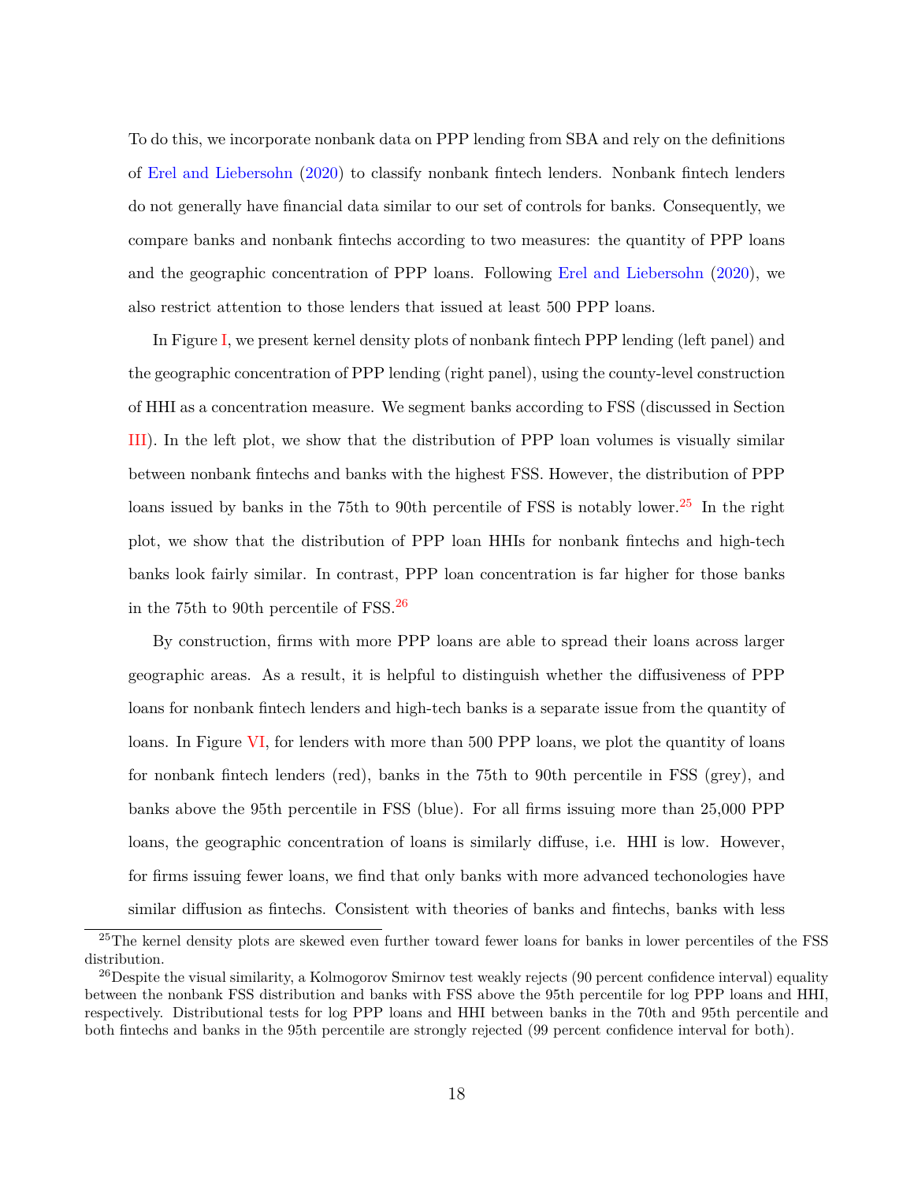To do this, we incorporate nonbank data on PPP lending from SBA and rely on the definitions of Erel and Liebersohn (2020) to classify nonbank fintech lenders. Nonbank fintech lenders do not generally have financial data similar to our set of controls for banks. Consequently, we compare banks and nonbank fintechs according to two measures: the quantity of PPP loans and the geographic concentration of PPP loans. Following Erel and Liebersohn (2020), we also restrict attention to those lenders that issued at least 500 PPP loans.

In Figure I, we present kernel density plots of nonbank fintech PPP lending (left panel) and the geographic concentration of PPP lending (right panel), using the county-level construction of HHI as a concentration measure. We segment banks according to FSS (discussed in Section III). In the left plot, we show that the distribution of PPP loan volumes is visually similar between nonbank fintechs and banks with the highest FSS. However, the distribution of PPP loans issued by banks in the 75th to 90th percentile of FSS is notably lower.[25] In the right plot, we show that the distribution of PPP loan HHIs for nonbank fintechs and high-tech banks look fairly similar. In contrast, PPP loan concentration is far higher for those banks in the 75th to 90th percentile of FSS.[26]

By construction, firms with more PPP loans are able to spread their loans across larger geographic areas. As a result, it is helpful to distinguish whether the diffusiveness of PPP loans for nonbank fintech lenders and high-tech banks is a separate issue from the quantity of loans. In Figure VI, for lenders with more than 500 PPP loans, we plot the quantity of loans for nonbank fintech lenders (red), banks in the 75th to 90th percentile in FSS (grey), and banks above the 95th percentile in FSS (blue). For all firms issuing more than 25,000 PPP loans, the geographic concentration of loans is similarly diffuse, i.e. HHI is low. However, for firms issuing fewer loans, we find that only banks with more advanced techonologies have similar diffusion as fintechs. Consistent with theories of banks and fintechs, banks with less

[25] The kernel density plots are skewed even further toward fewer loans for banks in lower percentiles of the FSS distribution.

[26] Despite the visual similarity, a Kolmogorov Smirnov test weakly rejects (90 percent confidence interval) equality between the nonbank FSS distribution and banks with FSS above the 95th percentile for log PPP loans and HHI, respectively. Distributional tests for log PPP loans and HHI between banks in the 70th and 95th percentile and both fintechs and banks in the 95th percentile are strongly rejected (99 percent confidence interval for both).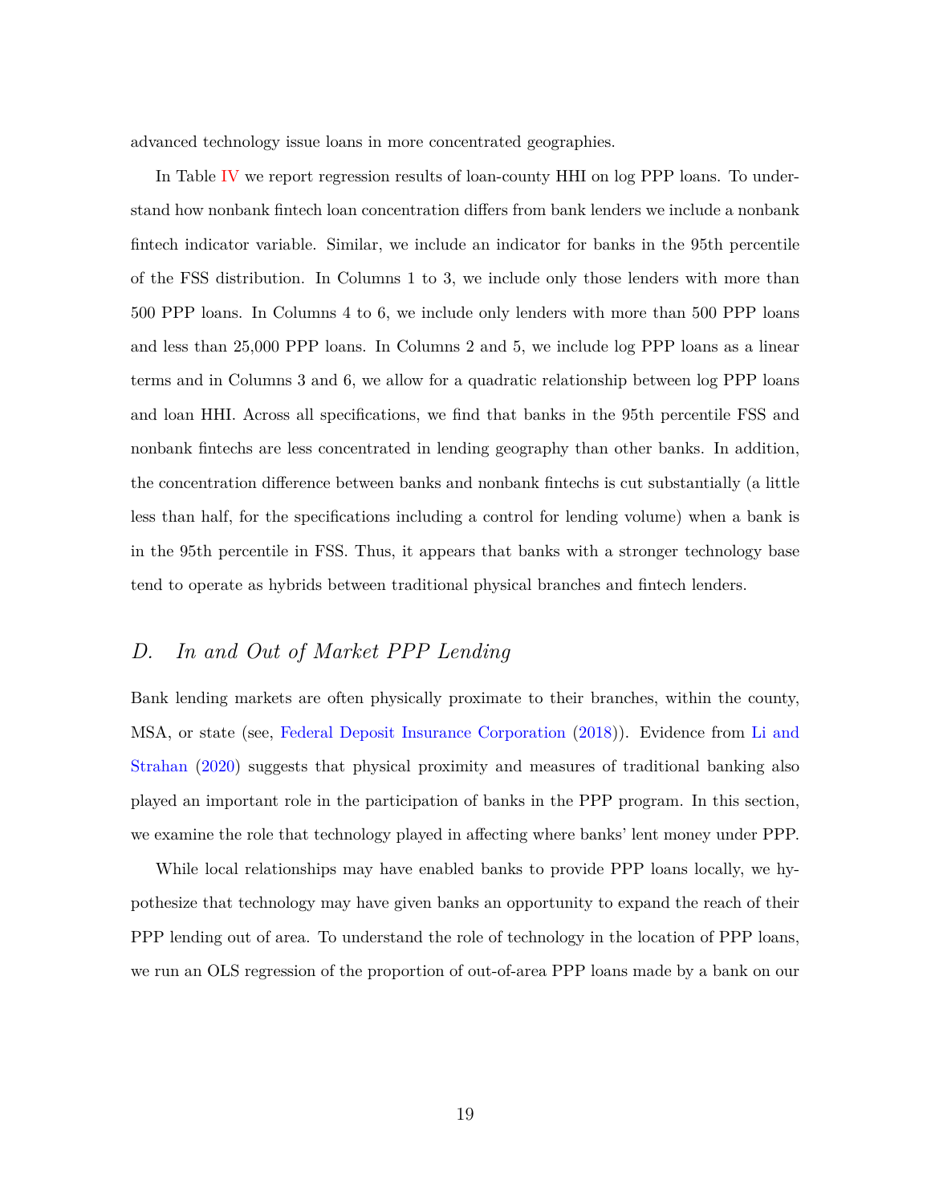advanced technology issue loans in more concentrated geographies.

In Table IV we report regression results of loan-county HHI on log PPP loans. To understand how nonbank fintech loan concentration differs from bank lenders we include a nonbank fintech indicator variable. Similar, we include an indicator for banks in the 95th percentile of the FSS distribution. In Columns 1 to 3, we include only those lenders with more than 500 PPP loans. In Columns 4 to 6, we include only lenders with more than 500 PPP loans and less than 25,000 PPP loans. In Columns 2 and 5, we include log PPP loans as a linear terms and in Columns 3 and 6, we allow for a quadratic relationship between log PPP loans and loan HHI. Across all specifications, we find that banks in the 95th percentile FSS and nonbank fintechs are less concentrated in lending geography than other banks. In addition, the concentration difference between banks and nonbank fintechs is cut substantially (a little less than half, for the specifications including a control for lending volume) when a bank is in the 95th percentile in FSS. Thus, it appears that banks with a stronger technology base tend to operate as hybrids between traditional physical branches and fintech lenders.

## D. *In and Out of Market PPP Lending*

Bank lending markets are often physically proximate to their branches, within the county, MSA, or state (see, Federal Deposit Insurance Corporation (2018)). Evidence from Li and Strahan (2020) suggests that physical proximity and measures of traditional banking also played an important role in the participation of banks in the PPP program. In this section, we examine the role that technology played in affecting where banks' lent money under PPP.

While local relationships may have enabled banks to provide PPP loans locally, we hypothesize that technology may have given banks an opportunity to expand the reach of their PPP lending out of area. To understand the role of technology in the location of PPP loans, we run an OLS regression of the proportion of out-of-area PPP loans made by a bank on our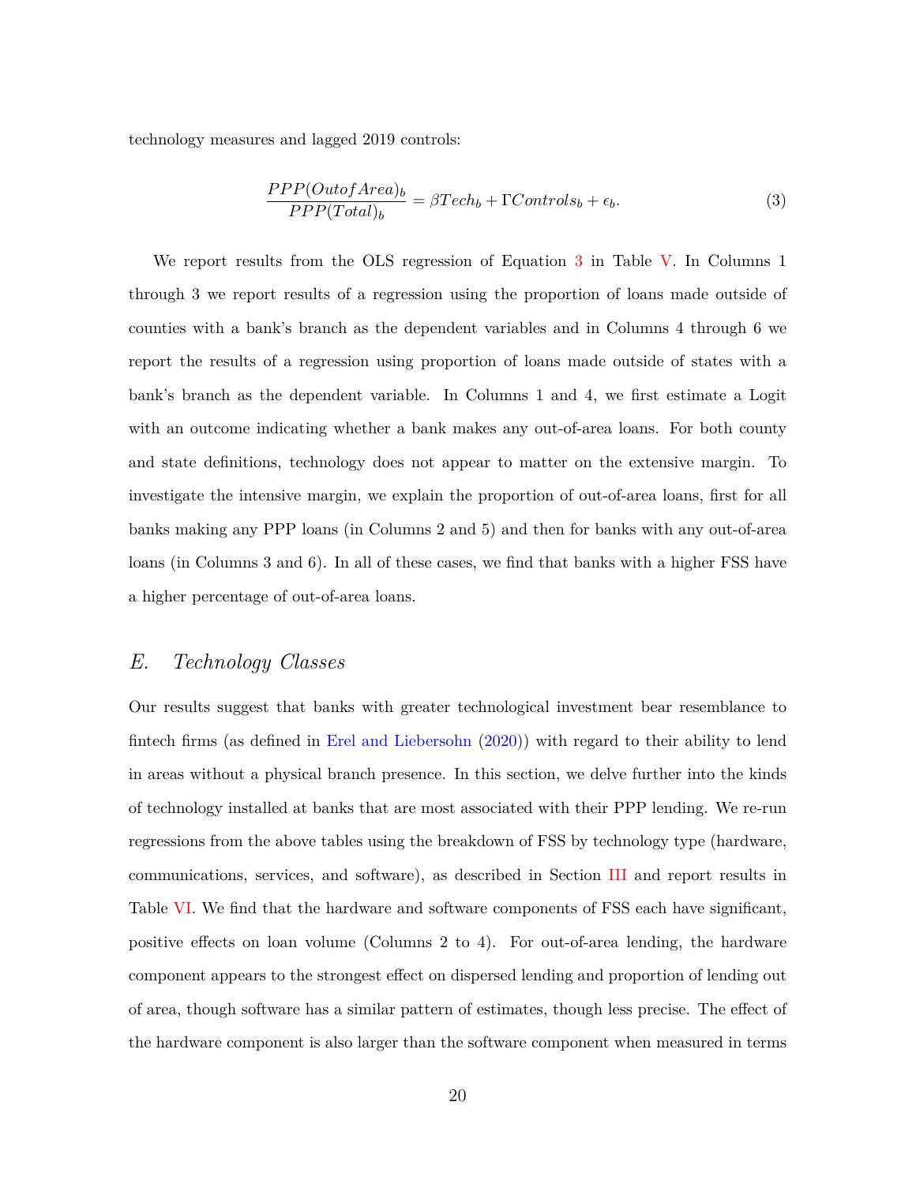technology measures and lagged 2019 controls:

$$\frac{PPP(OutofArea)_b}{PPP(Total)_b} = \beta Tech_b + \Gamma Controls_b + \epsilon_b. \tag{3}$$

We report results from the OLS regression of Equation 3 in Table V. In Columns 1 through 3 we report results of a regression using the proportion of loans made outside of counties with a bank's branch as the dependent variables and in Columns 4 through 6 we report the results of a regression using proportion of loans made outside of states with a bank's branch as the dependent variable. In Columns 1 and 4, we first estimate a Logit with an outcome indicating whether a bank makes any out-of-area loans. For both county and state definitions, technology does not appear to matter on the extensive margin. To investigate the intensive margin, we explain the proportion of out-of-area loans, first for all banks making any PPP loans (in Columns 2 and 5) and then for banks with any out-of-area loans (in Columns 3 and 6). In all of these cases, we find that banks with a higher FSS have a higher percentage of out-of-area loans.

## *E. Technology Classes*

Our results suggest that banks with greater technological investment bear resemblance to fintech firms (as defined in Erel and Liebersohn (2020)) with regard to their ability to lend in areas without a physical branch presence. In this section, we delve further into the kinds of technology installed at banks that are most associated with their PPP lending. We re-run regressions from the above tables using the breakdown of FSS by technology type (hardware, communications, services, and software), as described in Section III and report results in Table VI. We find that the hardware and software components of FSS each have significant, positive effects on loan volume (Columns 2 to 4). For out-of-area lending, the hardware component appears to the strongest effect on dispersed lending and proportion of lending out of area, though software has a similar pattern of estimates, though less precise. The effect of the hardware component is also larger than the software component when measured in terms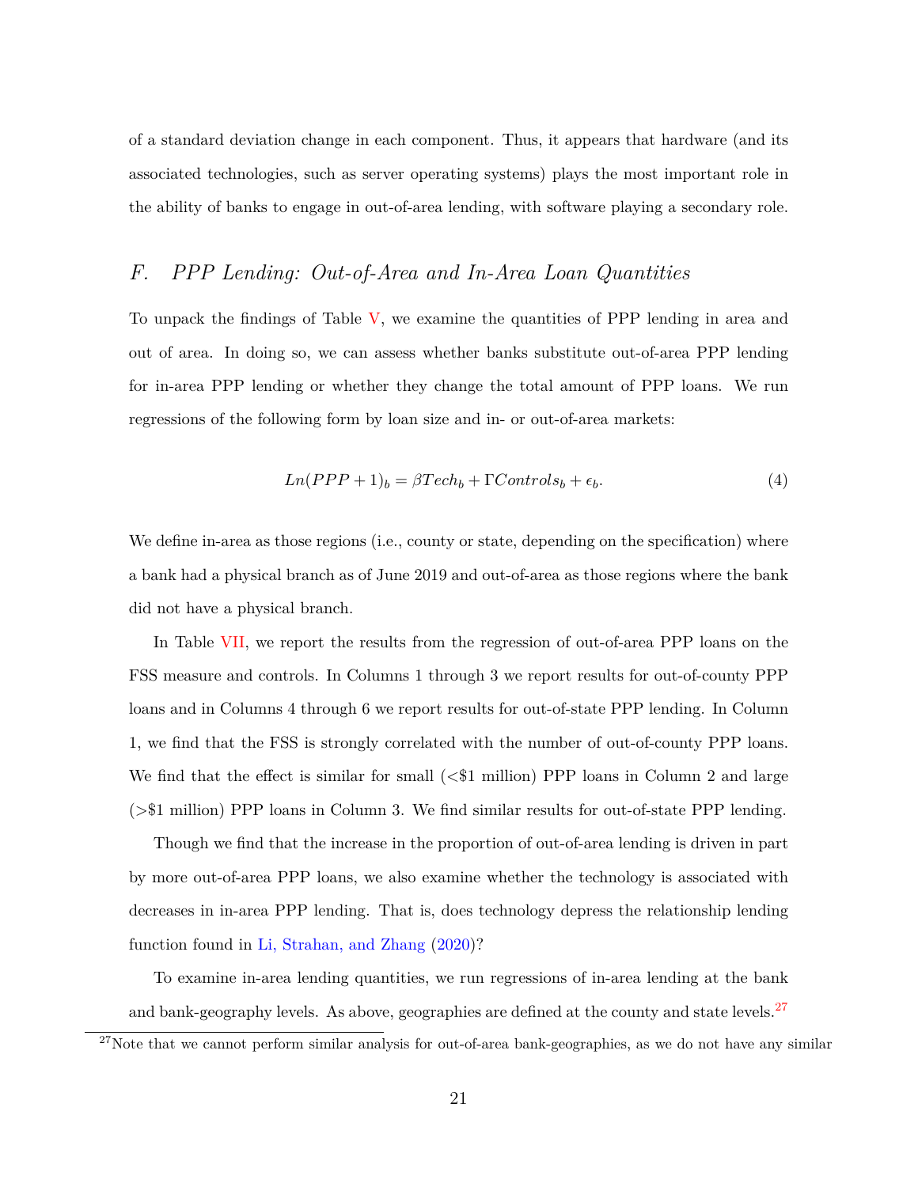of a standard deviation change in each component. Thus, it appears that hardware (and its associated technologies, such as server operating systems) plays the most important role in the ability of banks to engage in out-of-area lending, with software playing a secondary role.

## *F. PPP Lending: Out-of-Area and In-Area Loan Quantities*

To unpack the findings of Table V, we examine the quantities of PPP lending in area and out of area. In doing so, we can assess whether banks substitute out-of-area PPP lending for in-area PPP lending or whether they change the total amount of PPP loans. We run regressions of the following form by loan size and in- or out-of-area markets:

$$Ln(PPP + 1)_b = \beta Tech_b + \Gamma Controls_b + \epsilon_b. \tag{4}$$

We define in-area as those regions (i.e., county or state, depending on the specification) where a bank had a physical branch as of June 2019 and out-of-area as those regions where the bank did not have a physical branch.

In Table VII, we report the results from the regression of out-of-area PPP loans on the FSS measure and controls. In Columns 1 through 3 we report results for out-of-county PPP loans and in Columns 4 through 6 we report results for out-of-state PPP lending. In Column 1, we find that the FSS is strongly correlated with the number of out-of-county PPP loans. We find that the effect is similar for small (<$1 million) PPP loans in Column 2 and large (>$1 million) PPP loans in Column 3. We find similar results for out-of-state PPP lending.

Though we find that the increase in the proportion of out-of-area lending is driven in part by more out-of-area PPP loans, we also examine whether the technology is associated with decreases in in-area PPP lending. That is, does technology depress the relationship lending function found in Li, Strahan, and Zhang (2020)?

To examine in-area lending quantities, we run regressions of in-area lending at the bank and bank-geography levels. As above, geographies are defined at the county and state levels.[27]

[27] Note that we cannot perform similar analysis for out-of-area bank-geographies, as we do not have any similar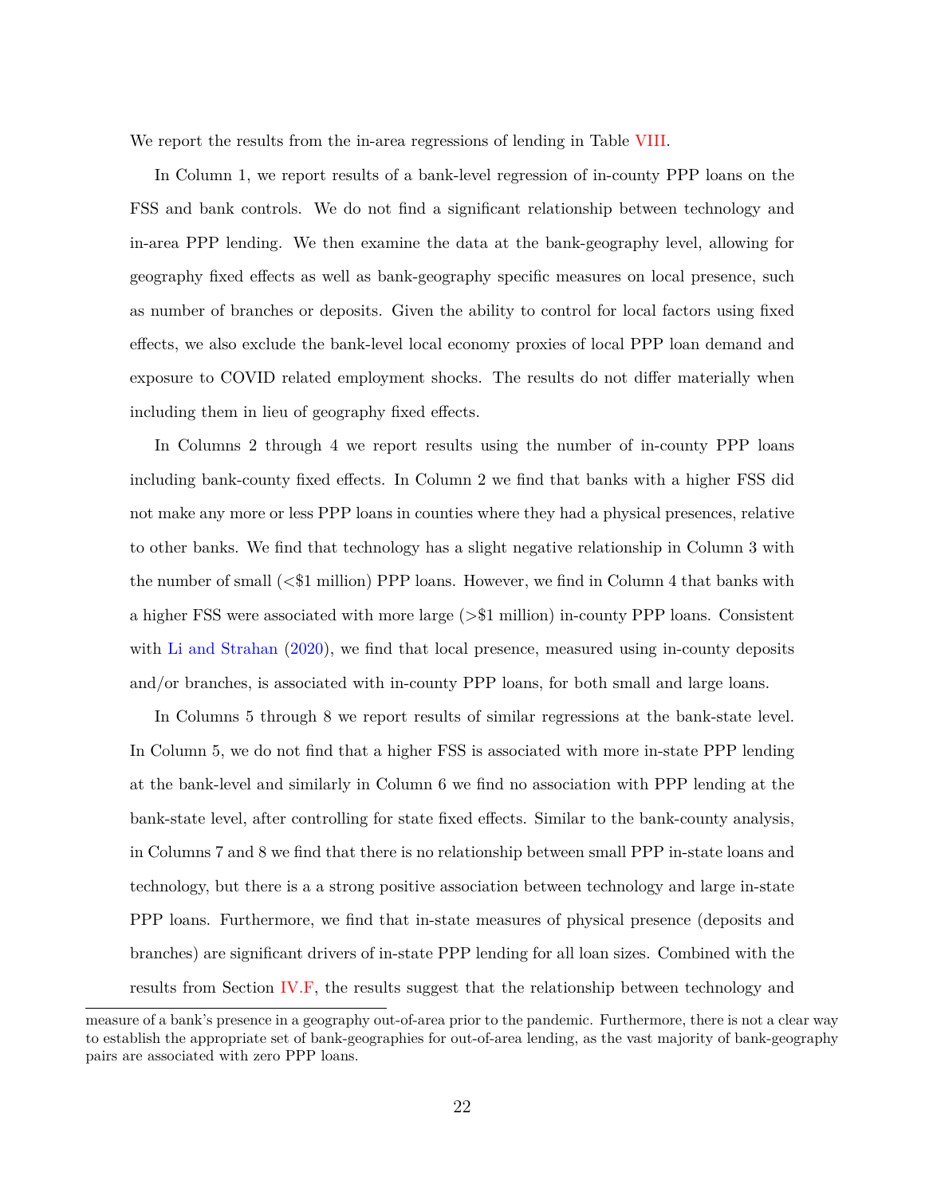We report the results from the in-area regressions of lending in Table VIII.

In Column 1, we report results of a bank-level regression of in-county PPP loans on the FSS and bank controls. We do not find a significant relationship between technology and in-area PPP lending. We then examine the data at the bank-geography level, allowing for geography fixed effects as well as bank-geography specific measures on local presence, such as number of branches or deposits. Given the ability to control for local factors using fixed effects, we also exclude the bank-level local economy proxies of local PPP loan demand and exposure to COVID related employment shocks. The results do not differ materially when including them in lieu of geography fixed effects.

In Columns 2 through 4 we report results using the number of in-county PPP loans including bank-county fixed effects. In Column 2 we find that banks with a higher FSS did not make any more or less PPP loans in counties where they had a physical presences, relative to other banks. We find that technology has a slight negative relationship in Column 3 with the number of small (<$1 million) PPP loans. However, we find in Column 4 that banks with a higher FSS were associated with more large (>$1 million) in-county PPP loans. Consistent with Li and Strahan (2020), we find that local presence, measured using in-county deposits and/or branches, is associated with in-county PPP loans, for both small and large loans.

In Columns 5 through 8 we report results of similar regressions at the bank-state level. In Column 5, we do not find that a higher FSS is associated with more in-state PPP lending at the bank-level and similarly in Column 6 we find no association with PPP lending at the bank-state level, after controlling for state fixed effects. Similar to the bank-county analysis, in Columns 7 and 8 we find that there is no relationship between small PPP in-state loans and technology, but there is a a strong positive association between technology and large in-state PPP loans. Furthermore, we find that in-state measures of physical presence (deposits and branches) are significant drivers of in-state PPP lending for all loan sizes. Combined with the results from Section IV.F, the results suggest that the relationship between technology and

measure of a bank's presence in a geography out-of-area prior to the pandemic. Furthermore, there is not a clear way to establish the appropriate set of bank-geographies for out-of-area lending, as the vast majority of bank-geography pairs are associated with zero PPP loans.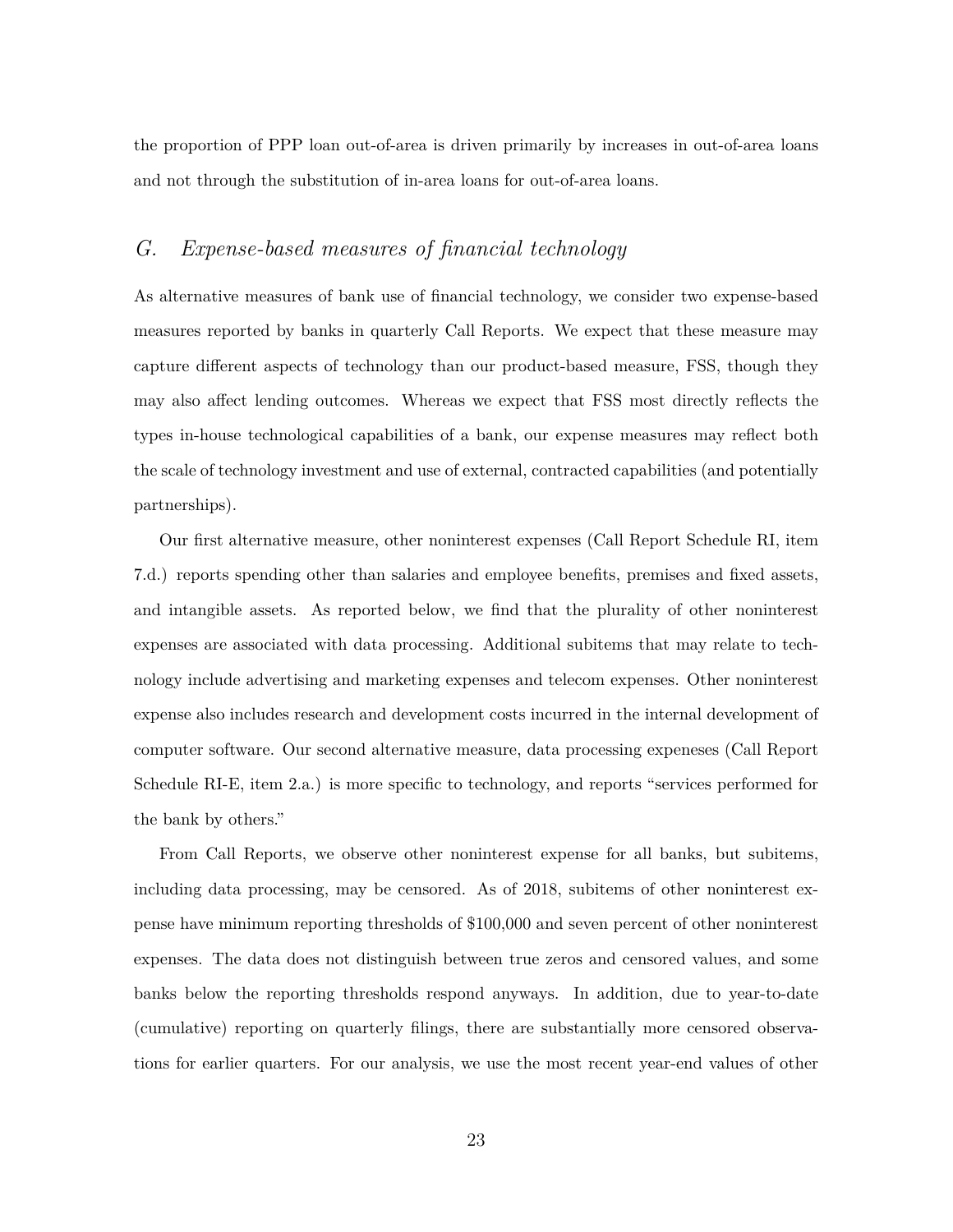the proportion of PPP loan out-of-area is driven primarily by increases in out-of-area loans and not through the substitution of in-area loans for out-of-area loans.

## *G. Expense-based measures of financial technology*

As alternative measures of bank use of financial technology, we consider two expense-based measures reported by banks in quarterly Call Reports. We expect that these measure may capture different aspects of technology than our product-based measure, FSS, though they may also affect lending outcomes. Whereas we expect that FSS most directly reflects the types in-house technological capabilities of a bank, our expense measures may reflect both the scale of technology investment and use of external, contracted capabilities (and potentially partnerships).

Our first alternative measure, other noninterest expenses (Call Report Schedule RI, item 7.d.) reports spending other than salaries and employee benefits, premises and fixed assets, and intangible assets. As reported below, we find that the plurality of other noninterest expenses are associated with data processing. Additional subitems that may relate to technology include advertising and marketing expenses and telecom expenses. Other noninterest expense also includes research and development costs incurred in the internal development of computer software. Our second alternative measure, data processing expeneses (Call Report Schedule RI-E, item 2.a.) is more specific to technology, and reports "services performed for the bank by others."

From Call Reports, we observe other noninterest expense for all banks, but subitems, including data processing, may be censored. As of 2018, subitems of other noninterest expense have minimum reporting thresholds of $100,000 and seven percent of other noninterest expenses. The data does not distinguish between true zeros and censored values, and some banks below the reporting thresholds respond anyways. In addition, due to year-to-date (cumulative) reporting on quarterly filings, there are substantially more censored observations for earlier quarters. For our analysis, we use the most recent year-end values of other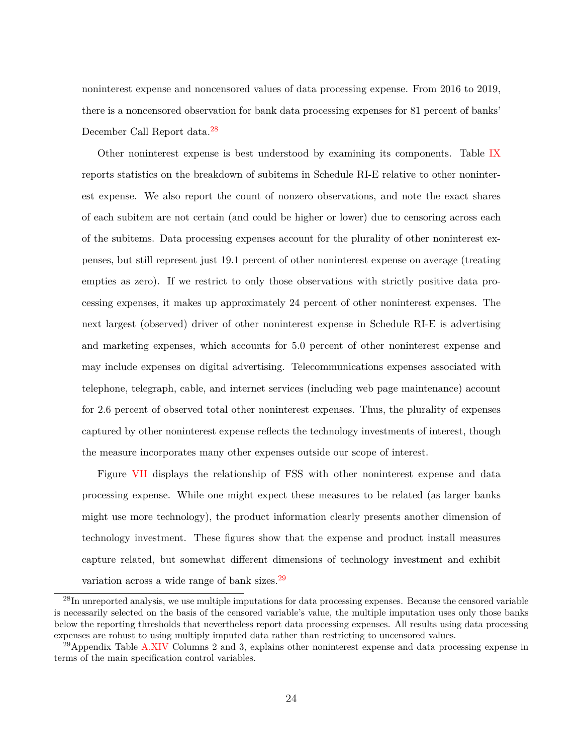noninterest expense and noncensored values of data processing expense. From 2016 to 2019, there is a noncensored observation for bank data processing expenses for 81 percent of banks' December Call Report data.[28]

Other noninterest expense is best understood by examining its components. Table IX reports statistics on the breakdown of subitems in Schedule RI-E relative to other noninterest expense. We also report the count of nonzero observations, and note the exact shares of each subitem are not certain (and could be higher or lower) due to censoring across each of the subitems. Data processing expenses account for the plurality of other noninterest expenses, but still represent just 19.1 percent of other noninterest expense on average (treating empties as zero). If we restrict to only those observations with strictly positive data processing expenses, it makes up approximately 24 percent of other noninterest expenses. The next largest (observed) driver of other noninterest expense in Schedule RI-E is advertising and marketing expenses, which accounts for 5.0 percent of other noninterest expense and may include expenses on digital advertising. Telecommunications expenses associated with telephone, telegraph, cable, and internet services (including web page maintenance) account for 2.6 percent of observed total other noninterest expenses. Thus, the plurality of expenses captured by other noninterest expense reflects the technology investments of interest, though the measure incorporates many other expenses outside our scope of interest.

Figure VII displays the relationship of FSS with other noninterest expense and data processing expense. While one might expect these measures to be related (as larger banks might use more technology), the product information clearly presents another dimension of technology investment. These figures show that the expense and product install measures capture related, but somewhat different dimensions of technology investment and exhibit variation across a wide range of bank sizes.[29]

[28] In unreported analysis, we use multiple imputations for data processing expenses. Because the censored variable is necessarily selected on the basis of the censored variable's value, the multiple imputation uses only those banks below the reporting thresholds that nevertheless report data processing expenses. All results using data processing expenses are robust to using multiply imputed data rather than restricting to uncensored values.

[29] Appendix Table A.XIV Columns 2 and 3, explains other noninterest expense and data processing expense in terms of the main specification control variables.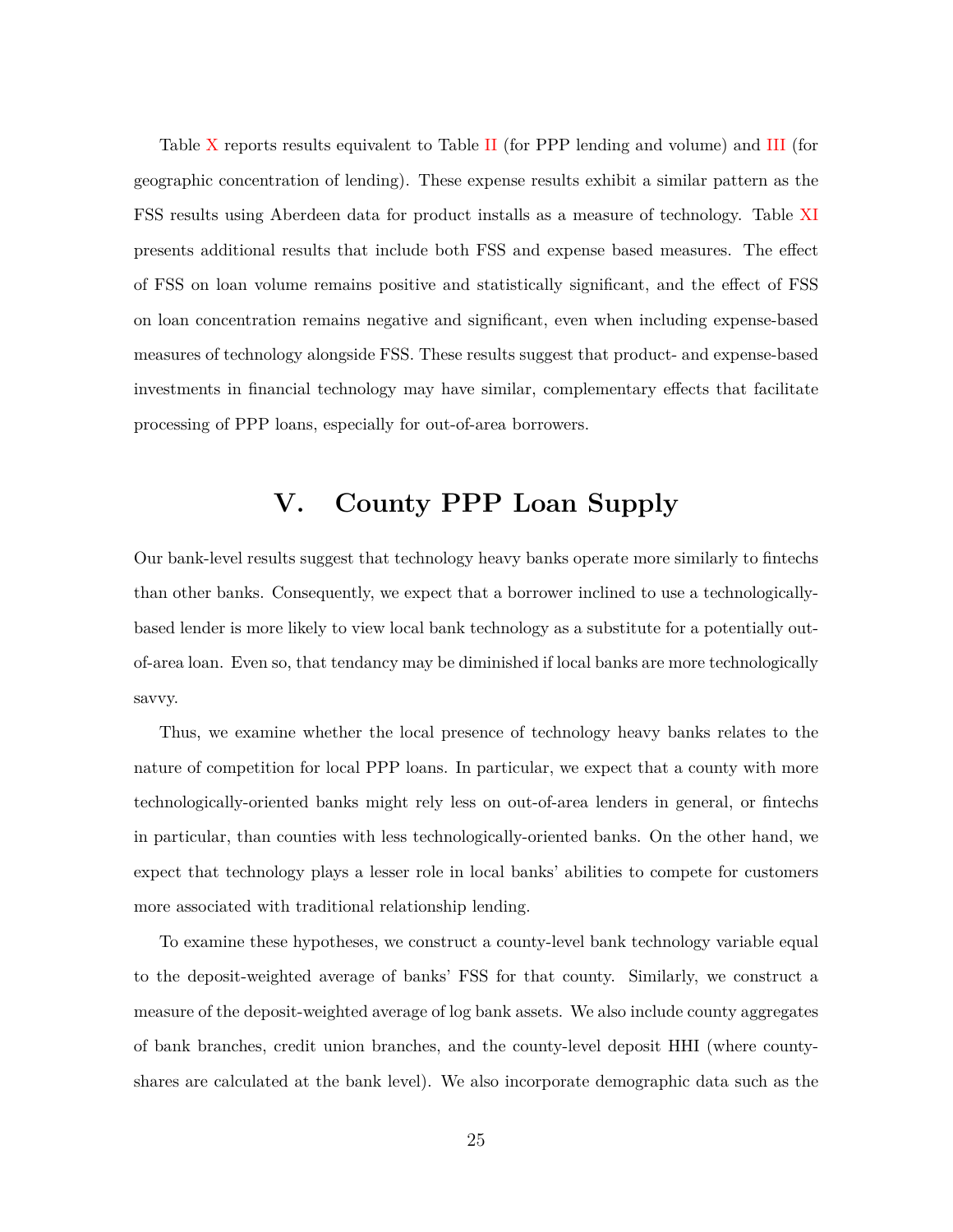Table X reports results equivalent to Table II (for PPP lending and volume) and III (for geographic concentration of lending). These expense results exhibit a similar pattern as the FSS results using Aberdeen data for product installs as a measure of technology. Table XI presents additional results that include both FSS and expense based measures. The effect of FSS on loan volume remains positive and statistically significant, and the effect of FSS on loan concentration remains negative and significant, even when including expense-based measures of technology alongside FSS. These results suggest that product- and expense-based investments in financial technology may have similar, complementary effects that facilitate processing of PPP loans, especially for out-of-area borrowers.

# V. County PPP Loan Supply

Our bank-level results suggest that technology heavy banks operate more similarly to fintechs than other banks. Consequently, we expect that a borrower inclined to use a technologically-based lender is more likely to view local bank technology as a substitute for a potentially out-of-area loan. Even so, that tendancy may be diminished if local banks are more technologically savvy.

Thus, we examine whether the local presence of technology heavy banks relates to the nature of competition for local PPP loans. In particular, we expect that a county with more technologically-oriented banks might rely less on out-of-area lenders in general, or fintechs in particular, than counties with less technologically-oriented banks. On the other hand, we expect that technology plays a lesser role in local banks' abilities to compete for customers more associated with traditional relationship lending.

To examine these hypotheses, we construct a county-level bank technology variable equal to the deposit-weighted average of banks' FSS for that county. Similarly, we construct a measure of the deposit-weighted average of log bank assets. We also include county aggregates of bank branches, credit union branches, and the county-level deposit HHI (where county-shares are calculated at the bank level). We also incorporate demographic data such as the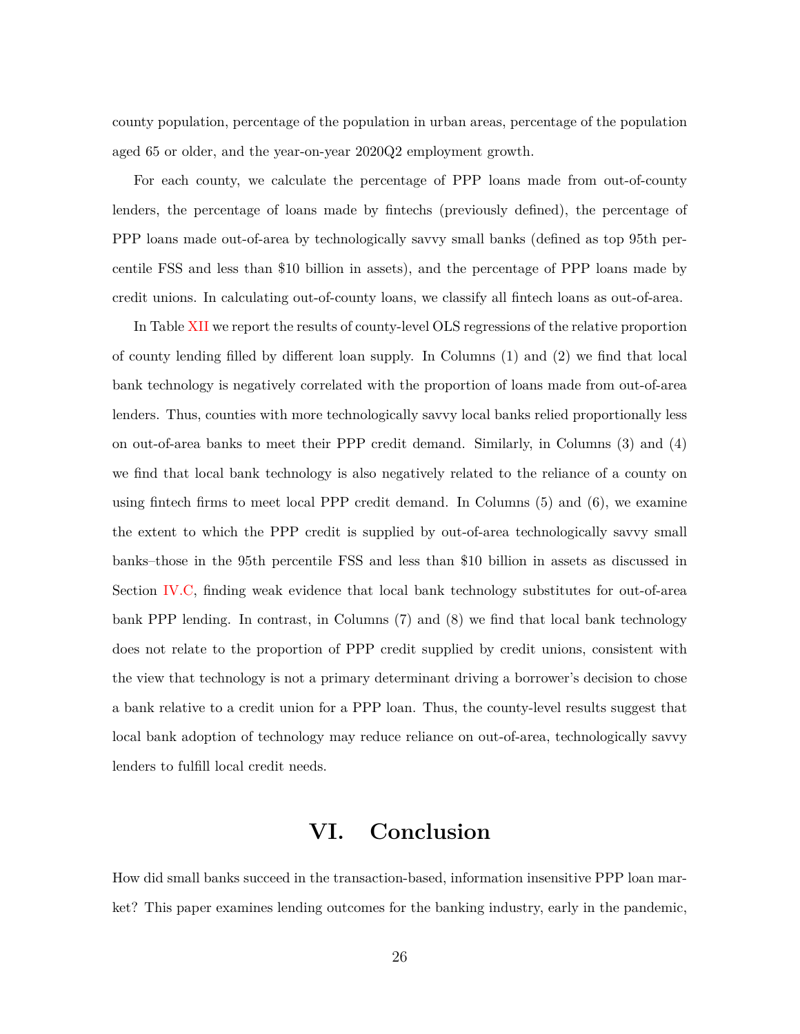county population, percentage of the population in urban areas, percentage of the population aged 65 or older, and the year-on-year 2020Q2 employment growth.

For each county, we calculate the percentage of PPP loans made from out-of-county lenders, the percentage of loans made by fintechs (previously defined), the percentage of PPP loans made out-of-area by technologically savvy small banks (defined as top 95th percentile FSS and less than \$10 billion in assets), and the percentage of PPP loans made by credit unions. In calculating out-of-county loans, we classify all fintech loans as out-of-area.

In Table XII we report the results of county-level OLS regressions of the relative proportion of county lending filled by different loan supply. In Columns (1) and (2) we find that local bank technology is negatively correlated with the proportion of loans made from out-of-area lenders. Thus, counties with more technologically savvy local banks relied proportionally less on out-of-area banks to meet their PPP credit demand. Similarly, in Columns (3) and (4) we find that local bank technology is also negatively related to the reliance of a county on using fintech firms to meet local PPP credit demand. In Columns (5) and (6), we examine the extent to which the PPP credit is supplied by out-of-area technologically savvy small banks–those in the 95th percentile FSS and less than \$10 billion in assets as discussed in Section IV.C, finding weak evidence that local bank technology substitutes for out-of-area bank PPP lending. In contrast, in Columns (7) and (8) we find that local bank technology does not relate to the proportion of PPP credit supplied by credit unions, consistent with the view that technology is not a primary determinant driving a borrower's decision to chose a bank relative to a credit union for a PPP loan. Thus, the county-level results suggest that local bank adoption of technology may reduce reliance on out-of-area, technologically savvy lenders to fulfill local credit needs.

# VI. Conclusion

How did small banks succeed in the transaction-based, information insensitive PPP loan market? This paper examines lending outcomes for the banking industry, early in the pandemic,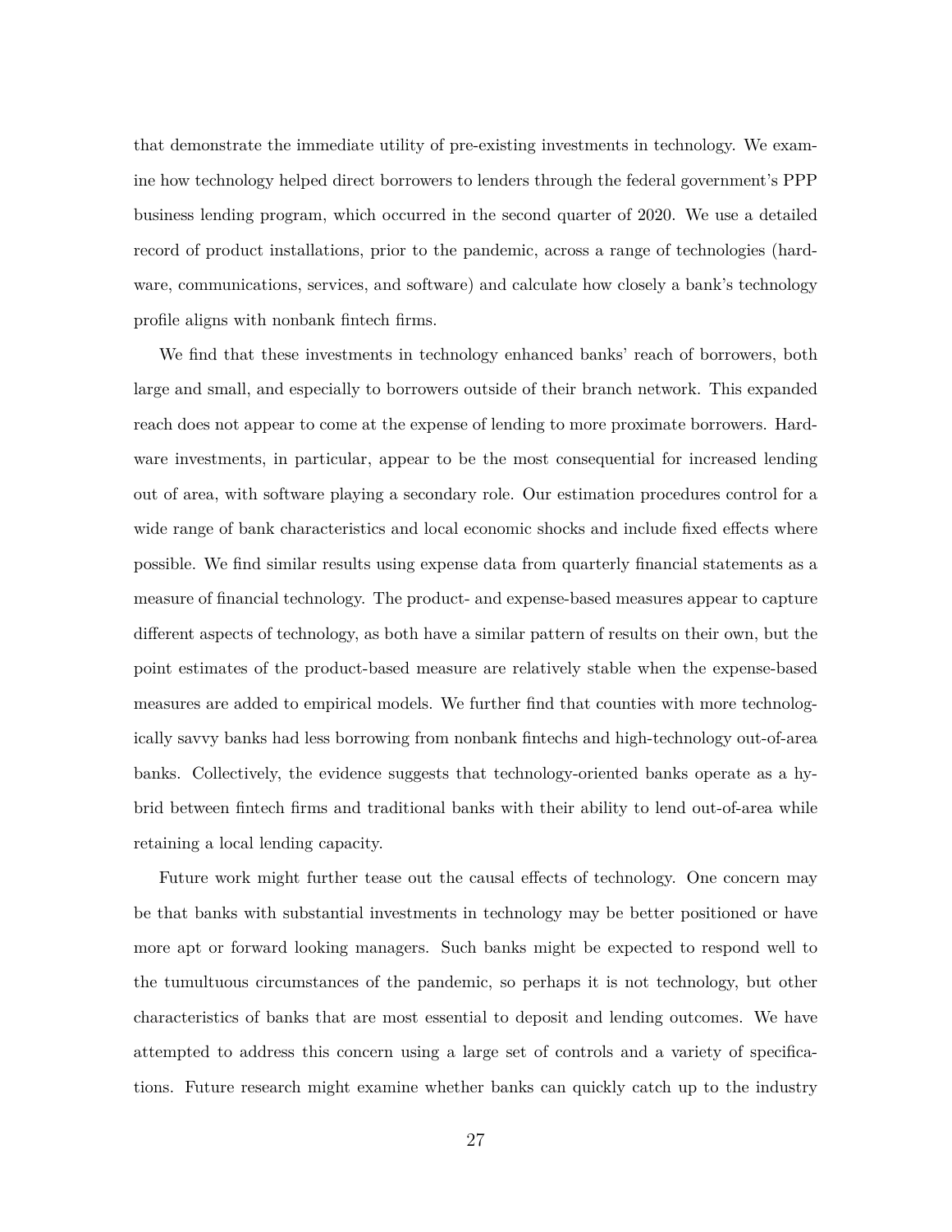that demonstrate the immediate utility of pre-existing investments in technology. We examine how technology helped direct borrowers to lenders through the federal government's PPP business lending program, which occurred in the second quarter of 2020. We use a detailed record of product installations, prior to the pandemic, across a range of technologies (hardware, communications, services, and software) and calculate how closely a bank's technology profile aligns with nonbank fintech firms.

We find that these investments in technology enhanced banks' reach of borrowers, both large and small, and especially to borrowers outside of their branch network. This expanded reach does not appear to come at the expense of lending to more proximate borrowers. Hardware investments, in particular, appear to be the most consequential for increased lending out of area, with software playing a secondary role. Our estimation procedures control for a wide range of bank characteristics and local economic shocks and include fixed effects where possible. We find similar results using expense data from quarterly financial statements as a measure of financial technology. The product- and expense-based measures appear to capture different aspects of technology, as both have a similar pattern of results on their own, but the point estimates of the product-based measure are relatively stable when the expense-based measures are added to empirical models. We further find that counties with more technologically savvy banks had less borrowing from nonbank fintechs and high-technology out-of-area banks. Collectively, the evidence suggests that technology-oriented banks operate as a hybrid between fintech firms and traditional banks with their ability to lend out-of-area while retaining a local lending capacity.

Future work might further tease out the causal effects of technology. One concern may be that banks with substantial investments in technology may be better positioned or have more apt or forward looking managers. Such banks might be expected to respond well to the tumultuous circumstances of the pandemic, so perhaps it is not technology, but other characteristics of banks that are most essential to deposit and lending outcomes. We have attempted to address this concern using a large set of controls and a variety of specifications. Future research might examine whether banks can quickly catch up to the industry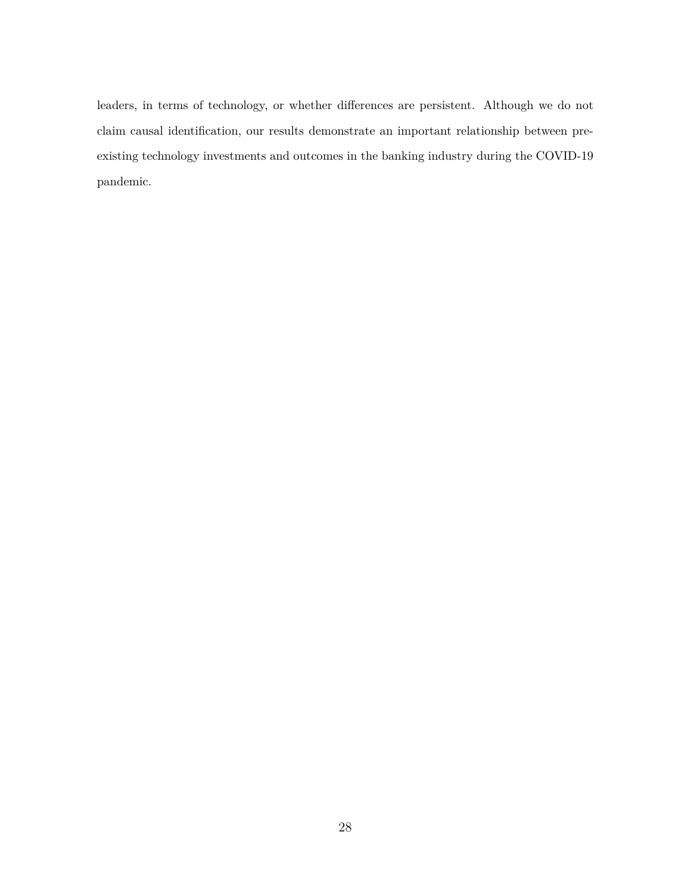leaders, in terms of technology, or whether differences are persistent. Although we do not claim causal identification, our results demonstrate an important relationship between pre-existing technology investments and outcomes in the banking industry during the COVID-19 pandemic.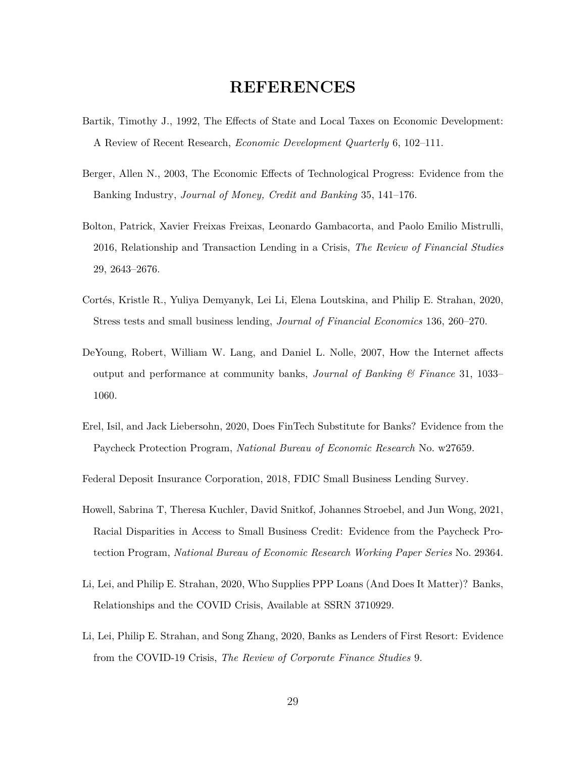# REFERENCES

Bartik, Timothy J., 1992, The Effects of State and Local Taxes on Economic Development: A Review of Recent Research, *Economic Development Quarterly* 6, 102–111.

Berger, Allen N., 2003, The Economic Effects of Technological Progress: Evidence from the Banking Industry, *Journal of Money, Credit and Banking* 35, 141–176.

Bolton, Patrick, Xavier Freixas Freixas, Leonardo Gambacorta, and Paolo Emilio Mistrulli, 2016, Relationship and Transaction Lending in a Crisis, *The Review of Financial Studies* 29, 2643–2676.

Cortés, Kristle R., Yuliya Demyanyk, Lei Li, Elena Loutskina, and Philip E. Strahan, 2020, Stress tests and small business lending, *Journal of Financial Economics* 136, 260–270.

DeYoung, Robert, William W. Lang, and Daniel L. Nolle, 2007, How the Internet affects output and performance at community banks, *Journal of Banking & Finance* 31, 1033–1060.

Erel, Isil, and Jack Liebersohn, 2020, Does FinTech Substitute for Banks? Evidence from the Paycheck Protection Program, *National Bureau of Economic Research* No. w27659.

Federal Deposit Insurance Corporation, 2018, FDIC Small Business Lending Survey.

Howell, Sabrina T, Theresa Kuchler, David Snitkof, Johannes Stroebel, and Jun Wong, 2021, Racial Disparities in Access to Small Business Credit: Evidence from the Paycheck Protection Program, *National Bureau of Economic Research Working Paper Series* No. 29364.

Li, Lei, and Philip E. Strahan, 2020, Who Supplies PPP Loans (And Does It Matter)? Banks, Relationships and the COVID Crisis, Available at SSRN 3710929.

Li, Lei, Philip E. Strahan, and Song Zhang, 2020, Banks as Lenders of First Resort: Evidence from the COVID-19 Crisis, *The Review of Corporate Finance Studies* 9.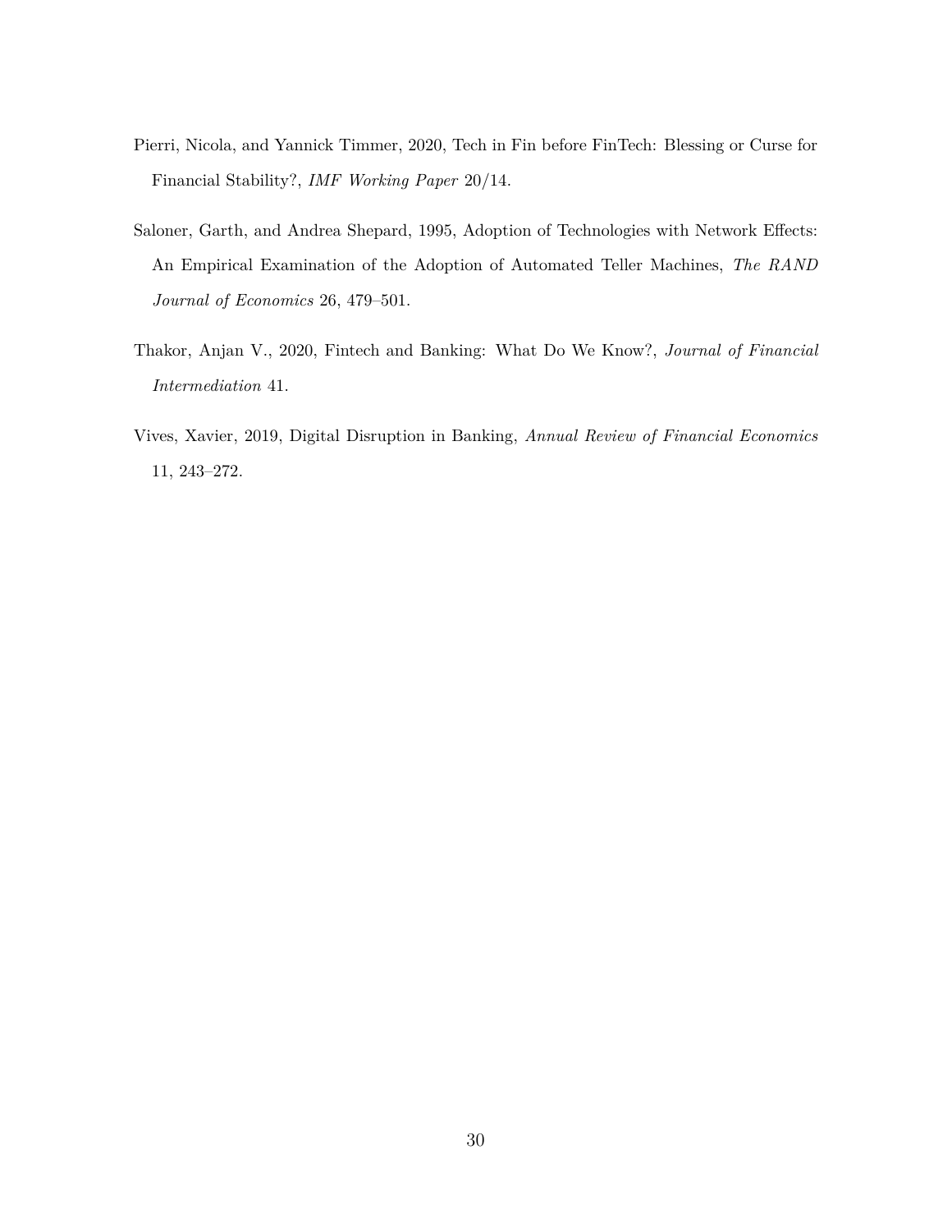Pierri, Nicola, and Yannick Timmer, 2020, Tech in Fin before FinTech: Blessing or Curse for Financial Stability?, *IMF Working Paper* 20/14.

Saloner, Garth, and Andrea Shepard, 1995, Adoption of Technologies with Network Effects: An Empirical Examination of the Adoption of Automated Teller Machines, *The RAND Journal of Economics* 26, 479–501.

Thakor, Anjan V., 2020, Fintech and Banking: What Do We Know?, *Journal of Financial Intermediation* 41.

Vives, Xavier, 2019, Digital Disruption in Banking, *Annual Review of Financial Economics* 11, 243–272.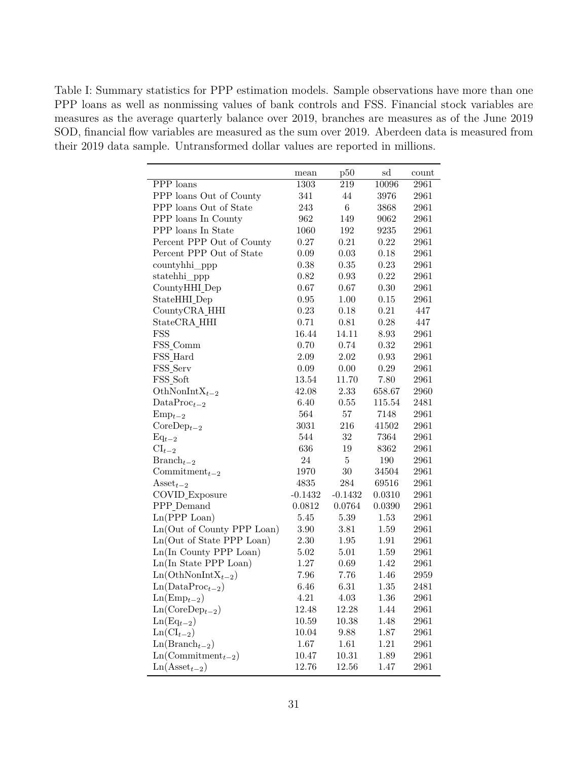Table I: Summary statistics for PPP estimation models. Sample observations have more than one PPP loans as well as nonmissing values of bank controls and FSS. Financial stock variables are measures as the average quarterly balance over 2019, branches are measures as of the June 2019 SOD, financial flow variables are measured as the sum over 2019. Aberdeen data is measured from their 2019 data sample. Untransformed dollar values are reported in millions.

| | mean | p50 | sd | count |
|---|---|---|---|---|
| PPP loans | 1303 | 219 | 10096 | 2961 |
| PPP loans Out of County | 341 | 44 | 3976 | 2961 |
| PPP loans Out of State | 243 | 6 | 3868 | 2961 |
| PPP loans In County | 962 | 149 | 9062 | 2961 |
| PPP loans In State | 1060 | 192 | 9235 | 2961 |
| Percent PPP Out of County | 0.27 | 0.21 | 0.22 | 2961 |
| Percent PPP Out of State | 0.09 | 0.03 | 0.18 | 2961 |
| countyhhi_ppp | 0.38 | 0.35 | 0.23 | 2961 |
| statehhi_ppp | 0.82 | 0.93 | 0.22 | 2961 |
| CountyHHI_Dep | 0.67 | 0.67 | 0.30 | 2961 |
| StateHHI_Dep | 0.95 | 1.00 | 0.15 | 2961 |
| CountyCRA_HHI | 0.23 | 0.18 | 0.21 | 447 |
| StateCRA_HHI | 0.71 | 0.81 | 0.28 | 447 |
| FSS | 16.44 | 14.11 | 8.93 | 2961 |
| FSS_Comm | 0.70 | 0.74 | 0.32 | 2961 |
| FSS_Hard | 2.09 | 2.02 | 0.93 | 2961 |
| FSS_Serv | 0.09 | 0.00 | 0.29 | 2961 |
| FSS_Soft | 13.54 | 11.70 | 7.80 | 2961 |
| $\text{OthNonIntX}_{t-2}$ | 42.08 | 2.33 | 658.67 | 2960 |
| $\text{DataProc}_{t-2}$ | 6.40 | 0.55 | 115.54 | 2481 |
| $\text{Emp}_{t-2}$ | 564 | 57 | 7148 | 2961 |
| $\text{CoreDep}_{t-2}$ | 3031 | 216 | 41502 | 2961 |
| $\text{Eq}_{t-2}$ | 544 | 32 | 7364 | 2961 |
| $\text{CI}_{t-2}$ | 636 | 19 | 8362 | 2961 |
| $\text{Branch}_{t-2}$ | 24 | 5 | 190 | 2961 |
| $\text{Commitment}_{t-2}$ | 1970 | 30 | 34504 | 2961 |
| $\text{Asset}_{t-2}$ | 4835 | 284 | 69516 | 2961 |
| COVID_Exposure | -0.1432 | -0.1432 | 0.0310 | 2961 |
| PPP_Demand | 0.0812 | 0.0764 | 0.0390 | 2961 |
| Ln(PPP Loan) | 5.45 | 5.39 | 1.53 | 2961 |
| Ln(Out of County PPP Loan) | 3.90 | 3.81 | 1.59 | 2961 |
| Ln(Out of State PPP Loan) | 2.30 | 1.95 | 1.91 | 2961 |
| Ln(In County PPP Loan) | 5.02 | 5.01 | 1.59 | 2961 |
| Ln(In State PPP Loan) | 1.27 | 0.69 | 1.42 | 2961 |
| $\text{Ln}(\text{OthNonIntX}_{t-2})$ | 7.96 | 7.76 | 1.46 | 2959 |
| $\text{Ln}(\text{DataProc}_{t-2})$ | 6.46 | 6.31 | 1.35 | 2481 |
| $\text{Ln}(\text{Emp}_{t-2})$ | 4.21 | 4.03 | 1.36 | 2961 |
| $\text{Ln}(\text{CoreDep}_{t-2})$ | 12.48 | 12.28 | 1.44 | 2961 |
| $\text{Ln}(\text{Eq}_{t-2})$ | 10.59 | 10.38 | 1.48 | 2961 |
| $\text{Ln}(\text{CI}_{t-2})$ | 10.04 | 9.88 | 1.87 | 2961 |
| $\text{Ln}(\text{Branch}_{t-2})$ | 1.67 | 1.61 | 1.21 | 2961 |
| $\text{Ln}(\text{Commitment}_{t-2})$ | 10.47 | 10.31 | 1.89 | 2961 |
| $\text{Ln}(\text{Asset}_{t-2})$ | 12.76 | 12.56 | 1.47 | 2961 |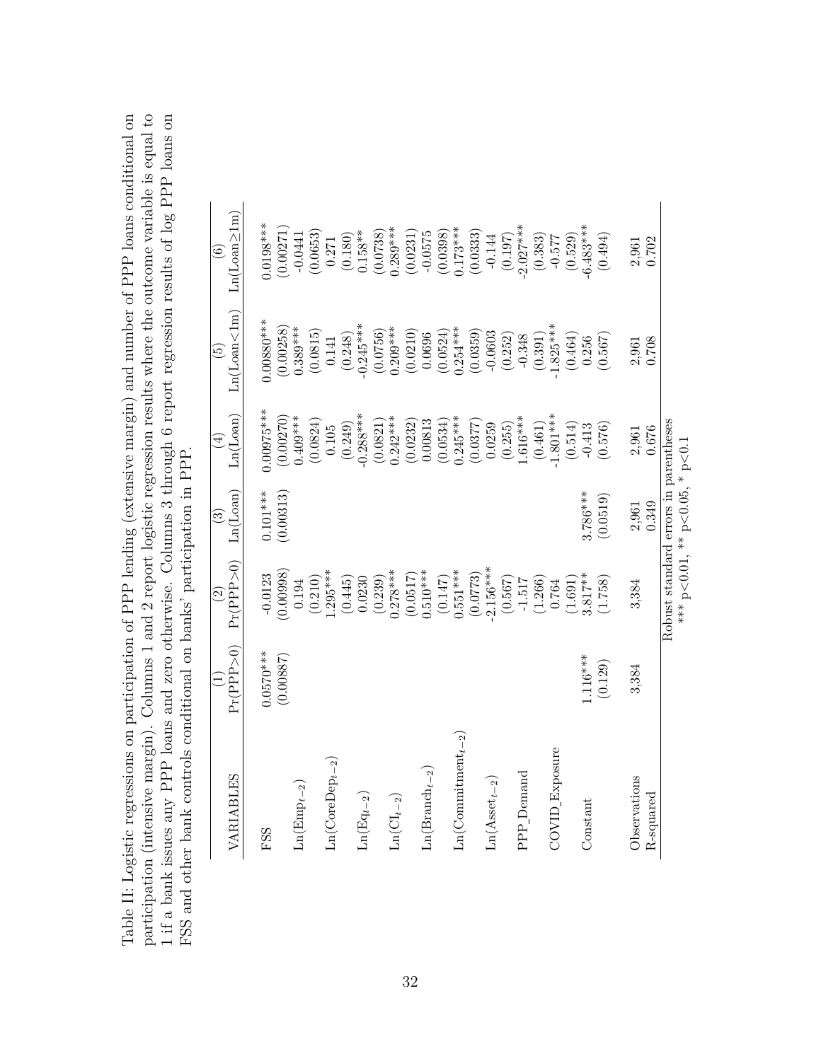Table II: Logistic regressions on participation of PPP lending (extensive margin) and number of PPP loans conditional on participation (intensive margin). Columns 1 and 2 report logistic regression results where the outcome variable is equal to 1 if a bank issues any PPP loans and zero otherwise. Columns 3 through 6 report regression results of log PPP loans on FSS and other bank controls conditional on banks' participation in PPP.

| VARIABLES | (1) Pr(PPP>0) | (2) Pr(PPP>0) | (3) Ln(Loan) | (4) Ln(Loan) | (5) Ln(Loan<1m) | (6) Ln(Loan≥1m) |
|---|---|---|---|---|---|---|
| FSS | 0.0570*** | -0.0123 | 0.101*** | 0.00975*** | 0.00880*** | 0.0198*** |
| | (0.00887) | (0.00998) | (0.00313) | (0.00270) | (0.00258) | (0.00271) |
| $\text{Ln}(\text{Emp}_{t-2})$ | | 0.194 | | 0.409*** | 0.389*** | -0.0441 |
| | | (0.210) | | (0.0824) | (0.0815) | (0.0653) |
| $\text{Ln}(\text{CoreDep}_{t-2})$ | | 1.295*** | | 0.105 | 0.141 | 0.271 |
| | | (0.445) | | (0.249) | (0.248) | (0.180) |
| $\text{Ln}(\text{Eq}_{t-2})$ | | 0.0230 | | -0.288*** | -0.245*** | 0.158** |
| | | (0.239) | | (0.0821) | (0.0756) | (0.0738) |
| $\text{Ln}(\text{CI}_{t-2})$ | | 0.278*** | | 0.242*** | 0.209*** | 0.289*** |
| | | (0.0517) | | (0.0232) | (0.0210) | (0.0231) |
| $\text{Ln}(\text{Branch}_{t-2})$ | | 0.510*** | | 0.00813 | 0.0696 | -0.0575 |
| | | (0.147) | | (0.0534) | (0.0524) | (0.0398) |
| $\text{Ln}(\text{Commitment}_{t-2})$ | | 0.551*** | | 0.245*** | 0.254*** | 0.173*** |
| | | (0.0773) | | (0.0377) | (0.0359) | (0.0333) |
| $\text{Ln}(\text{Asset}_{t-2})$ | | -2.156*** | | 0.0259 | -0.0603 | -0.144 |
| | | (0.567) | | (0.255) | (0.252) | (0.197) |
| PPP_Demand | | -1.517 | | 1.616*** | -0.348 | -2.027*** |
| | | (1.266) | | (0.461) | (0.391) | (0.383) |
| COVID_Exposure | | 0.764 | | -1.801*** | -1.825*** | -0.577 |
| | | (1.691) | | (0.514) | (0.464) | (0.529) |
| Constant | 1.116*** | 3.817** | 3.786*** | -0.413 | 0.256 | -6.483*** |
| | (0.129) | (1.758) | (0.0519) | (0.576) | (0.567) | (0.494) |
| Observations | 3,384 | 3,384 | 2,961 | 2,961 | 2,961 | 2,961 |
| R-squared | | | 0.349 | 0.676 | 0.708 | 0.702 |

Robust standard errors in parentheses
*** p<0.01, ** p<0.05, * p<0.1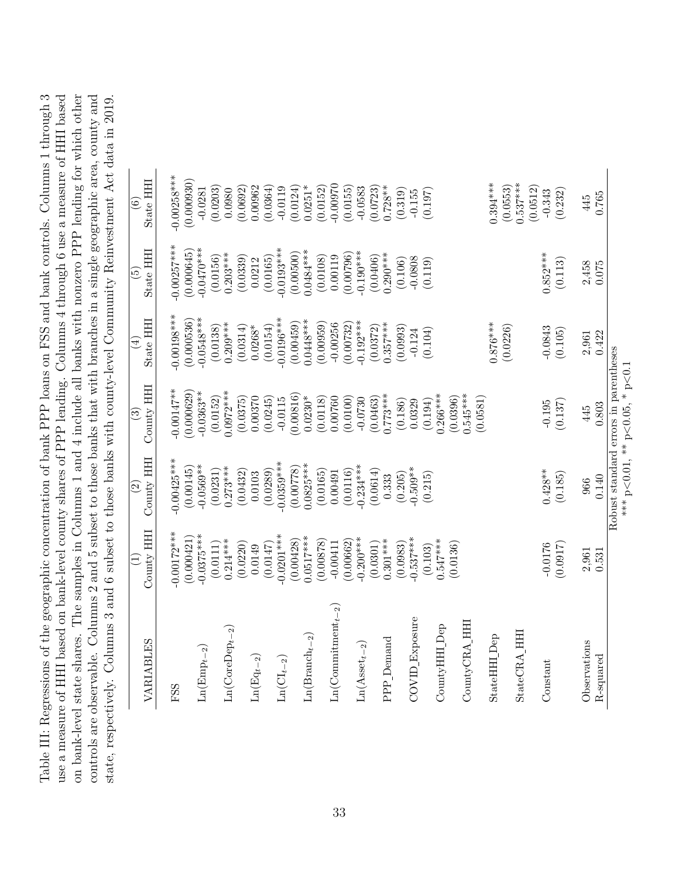Table III: Regressions of the geographic concentration of bank PPP loans on FSS and bank controls. Columns 1 through 3 use a measure of HHI based on bank-level county shares of PPP lending. Columns 4 through 6 use a measure of HHI based on bank-level state shares. The samples in Columns 1 and 4 include all banks with nonzero PPP lending for which other controls are observable. Columns 2 and 5 subset to those banks that with branches in a single geographic area, county and state, respectively. Columns 3 and 6 subset to those banks with county-level Community Reinvestment Act data in 2019.

| VARIABLES | (1) County HHI | (2) County HHI | (3) County HHI | (4) State HHI | (5) State HHI | (6) State HHI |
|---|---|---|---|---|---|---|
| FSS | -0.00172*** | -0.00425*** | -0.00147** | -0.00198*** | -0.00257*** | -0.00258*** |
| | (0.000421) | (0.00145) | (0.000629) | (0.000536) | (0.000645) | (0.000930) |
| $\text{Ln}(\text{Emp}_{t-2})$ | -0.0375*** | -0.0569** | -0.0363** | -0.0548*** | -0.0470*** | -0.0281 |
| | (0.0111) | (0.0231) | (0.0152) | (0.0138) | (0.0156) | (0.0203) |
| $\text{Ln}(\text{CoreDep}_{t-2})$ | 0.214*** | 0.273*** | 0.0972*** | 0.209*** | 0.203*** | 0.0980 |
| | (0.0220) | (0.0432) | (0.0375) | (0.0314) | (0.0339) | (0.0692) |
| $\text{Ln}(\text{Eq}_{t-2})$ | 0.0149 | 0.0103 | 0.00370 | 0.0268* | 0.0212 | 0.00962 |
| | (0.0147) | (0.0289) | (0.0245) | (0.0154) | (0.0165) | (0.0364) |
| $\text{Ln}(\text{CI}_{t-2})$ | -0.0201*** | -0.0359*** | -0.0115 | -0.0196*** | -0.0193*** | -0.0119 |
| | (0.00428) | (0.00778) | (0.00816) | (0.00459) | (0.00500) | (0.0124) |
| $\text{Ln}(\text{Branch}_{t-2})$ | 0.0517*** | 0.0825*** | 0.0230* | 0.0448*** | 0.0484*** | 0.0251* |
| | (0.00878) | (0.0165) | (0.0118) | (0.00959) | (0.0108) | (0.0152) |
| $\text{Ln}(\text{Commitment}_{t-2})$ | -0.00411 | 0.00491 | 0.00760 | -0.00256 | 0.00119 | -0.00970 |
| | (0.00662) | (0.0116) | (0.0100) | (0.00732) | (0.00796) | (0.0155) |
| $\text{Ln}(\text{Asset}_{t-2})$ | -0.200*** | -0.234*** | -0.0730 | -0.192*** | -0.190*** | -0.0583 |
| | (0.0301) | (0.0614) | (0.0463) | (0.0372) | (0.0406) | (0.0723) |
| PPP_Demand | 0.301*** | 0.333 | 0.773*** | 0.357*** | 0.290*** | 0.728** |
| | (0.0983) | (0.205) | (0.186) | (0.0993) | (0.106) | (0.319) |
| COVID_Exposure | -0.537*** | -0.509** | 0.0329 | -0.124 | -0.0808 | -0.155 |
| | (0.103) | (0.215) | (0.194) | (0.104) | (0.119) | (0.197) |
| CountyHHI_Dep | 0.547*** | | 0.266*** | | | |
| | (0.0136) | | (0.0396) | | | |
| CountyCRA_HHI | | | 0.545*** | | | |
| | | | (0.0581) | | | |
| StateHHI_Dep | | | | 0.876*** | | 0.394*** |
| | | | | (0.0226) | | (0.0553) |
| StateCRA_HHI | | | | | | 0.537*** |
| | | | | | | (0.0512) |
| Constant | -0.0176 | 0.428** | -0.195 | -0.0843 | 0.852*** | -0.343 |
| | (0.0917) | (0.185) | (0.137) | (0.105) | (0.113) | (0.232) |
| Observations | 2,961 | 966 | 445 | 2,961 | 2,458 | 445 |
| R-squared | 0.531 | 0.140 | 0.803 | 0.422 | 0.075 | 0.765 |

Robust standard errors in parentheses
*** p<0.01, ** p<0.05, * p<0.1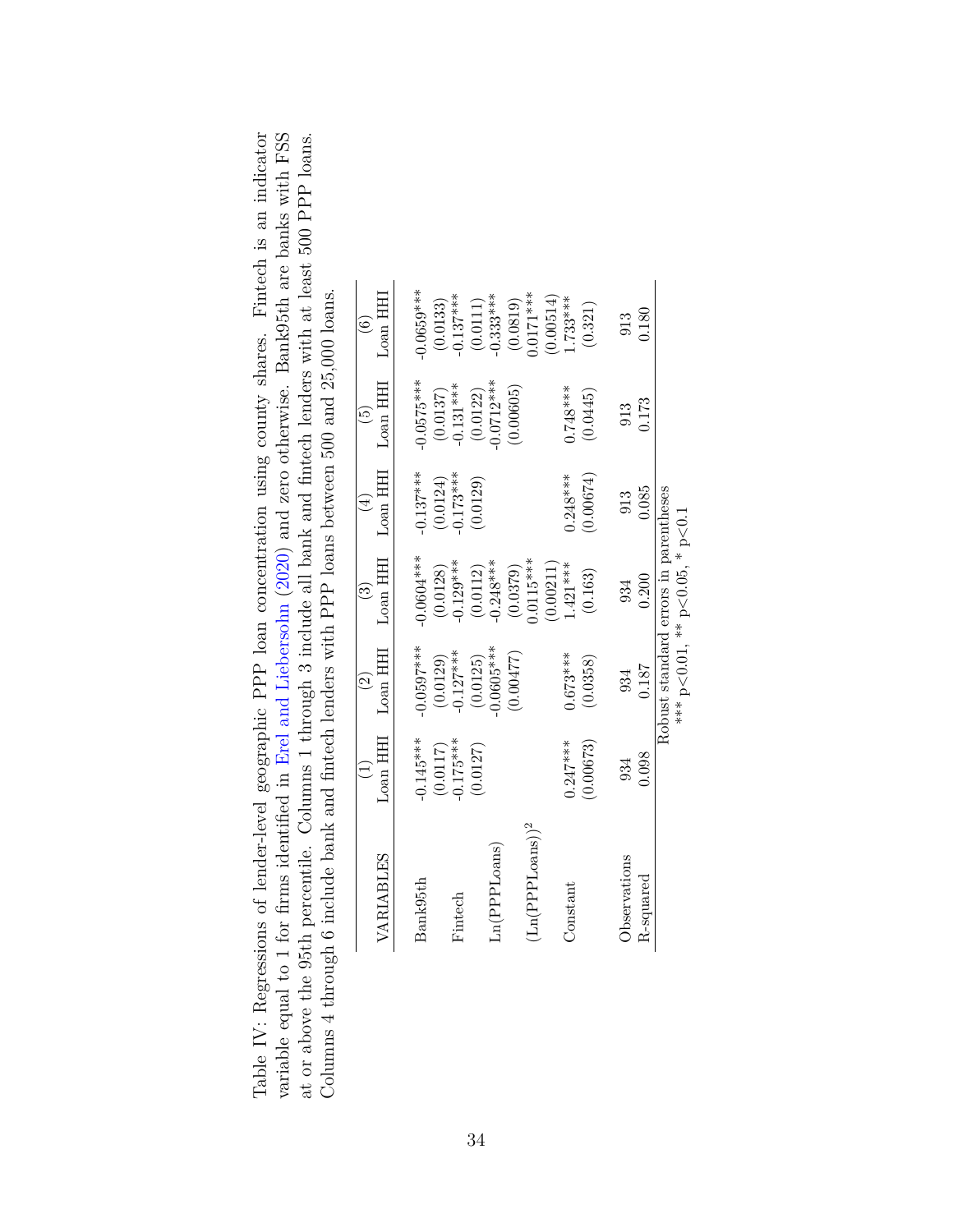Table IV: Regressions of lender-level geographic PPP loan concentration using county shares. Fintech is an indicator variable equal to 1 for firms identified in Erel and Liebersohn (2020) and zero otherwise. Bank95th are banks with FSS at or above the 95th percentile. Columns 1 through 3 include all bank and fintech lenders with at least 500 PPP loans. Columns 4 through 6 include bank and fintech lenders with PPP loans between 500 and 25,000 loans.

| VARIABLES | (1) Loan HHI | (2) Loan HHI | (3) Loan HHI | (4) Loan HHI | (5) Loan HHI | (6) Loan HHI |
|---|---|---|---|---|---|---|
| Bank95th | -0.145*** | -0.0597*** | -0.0604*** | -0.137*** | -0.0575*** | -0.0659*** |
| | (0.0117) | (0.0129) | (0.0128) | (0.0124) | (0.0137) | (0.0133) |
| Fintech | -0.175*** | -0.127*** | -0.129*** | -0.173*** | -0.131*** | -0.137*** |
| | (0.0127) | (0.0125) | (0.0112) | (0.0129) | (0.0122) | (0.0111) |
| Ln(PPPLoans) | | -0.0605*** | -0.248*** | | -0.0712*** | -0.333*** |
| | | (0.00477) | (0.0379) | | (0.00605) | (0.0819) |
| $(\text{Ln(PPPLoans)})^2$ | | | 0.0115*** | | | 0.0171*** |
| | | | (0.00211) | | | (0.00514) |
| Constant | 0.247*** | 0.673*** | 1.421*** | 0.248*** | 0.748*** | 1.733*** |
| | (0.00673) | (0.0358) | (0.163) | (0.00674) | (0.0445) | (0.321) |
| Observations | 934 | 934 | 934 | 913 | 913 | 913 |
| R-squared | 0.098 | 0.187 | 0.200 | 0.085 | 0.173 | 0.180 |

Robust standard errors in parentheses
*** p<0.01, ** p<0.05, * p<0.1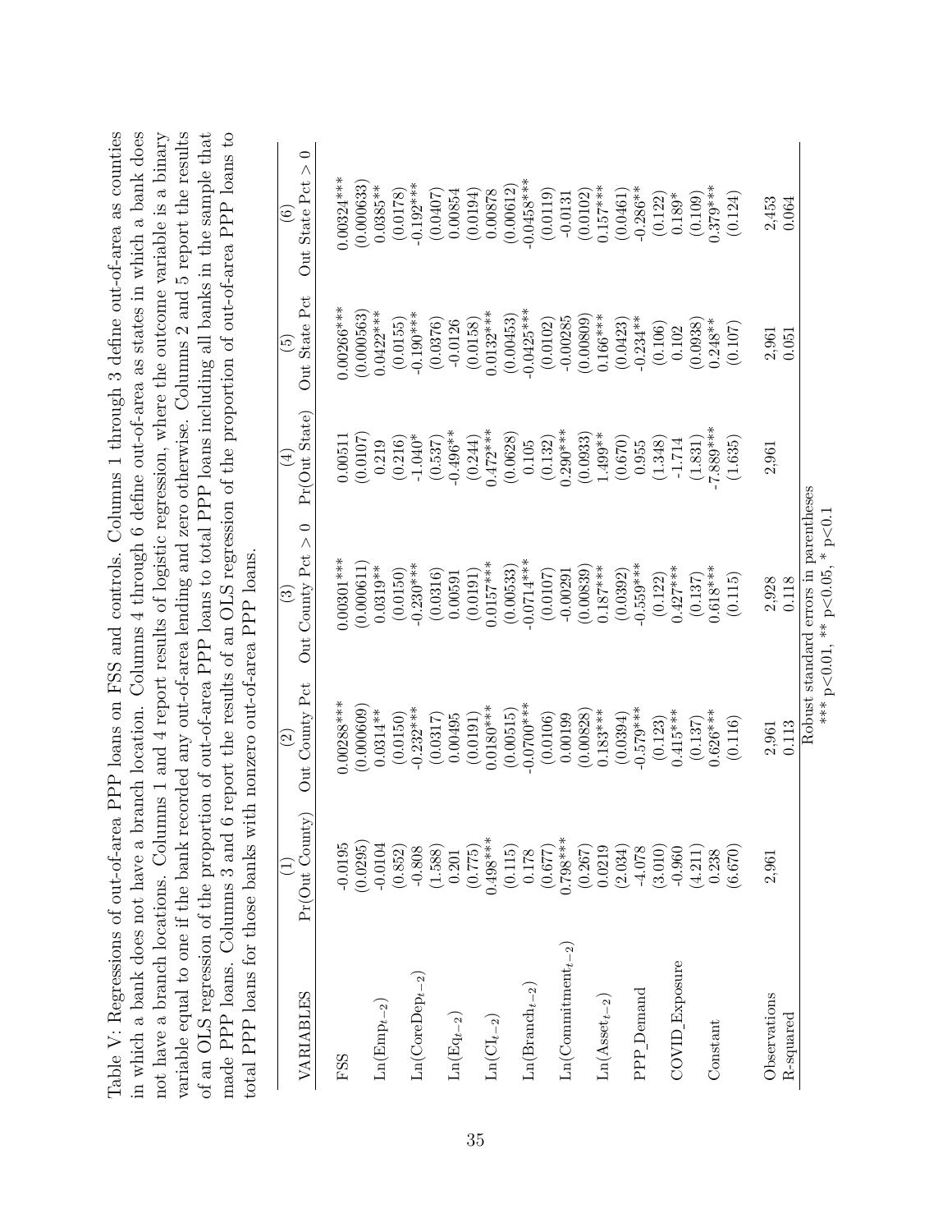Table V: Regressions of out-of-area PPP loans on FSS and controls. Columns 1 through 3 define out-of-area as counties in which a bank does not have a branch location. Columns 4 through 6 define out-of-area as states in which a bank does not have a branch locations. Columns 1 and 4 report results of logistic regression, where the outcome variable is a binary variable equal to one if the bank recorded any out-of-area lending and zero otherwise. Columns 2 and 5 report the results of an OLS regression of the proportion of out-of-area PPP loans to total PPP loans including all banks in the sample that made PPP loans. Columns 3 and 6 report the results of an OLS regression of the proportion of out-of-area PPP loans to total PPP loans for those banks with nonzero out-of-area PPP loans.

| VARIABLES | (1) Pr(Out County) | (2) Out County Pct | (3) Out County Pct > 0 | (4) Pr(Out State) | (5) Out State Pct | (6) Out State Pct > 0 |
|---|---|---|---|---|---|---|
| FSS | -0.0195 | 0.00288*** | 0.00301*** | 0.00511 | 0.00266*** | 0.00324*** |
| | (0.0295) | (0.000609) | (0.000611) | (0.0107) | (0.000563) | (0.000633) |
| $Ln(Emp_{t-2})$ | -0.0104 | 0.0314** | 0.0319** | 0.219 | 0.0422*** | 0.0385** |
| | (0.852) | (0.0150) | (0.0150) | (0.216) | (0.0155) | (0.0178) |
| $Ln(CoreDep_{t-2})$ | -0.808 | -0.232*** | -0.230*** | -1.040* | -0.190*** | -0.192*** |
| | (1.588) | (0.0317) | (0.0316) | (0.537) | (0.0376) | (0.0407) |
| $Ln(Eq_{t-2})$ | 0.201 | 0.00495 | 0.00591 | -0.496** | -0.0126 | 0.00854 |
| | (0.775) | (0.0191) | (0.0191) | (0.244) | (0.0158) | (0.0194) |
| $Ln(CI_{t-2})$ | 0.498*** | 0.0180*** | 0.0157*** | 0.472*** | 0.0132*** | 0.00878 |
| | (0.115) | (0.00515) | (0.00533) | (0.0628) | (0.00453) | (0.00612) |
| $Ln(Branch_{t-2})$ | 0.178 | -0.0700*** | -0.0714*** | 0.105 | -0.0425*** | -0.0458*** |
| | (0.677) | (0.0106) | (0.0107) | (0.132) | (0.0102) | (0.0119) |
| $Ln(Commitment_{t-2})$ | 0.798*** | 0.00199 | -0.00291 | 0.290*** | -0.00285 | -0.0131 |
| | (0.267) | (0.00828) | (0.00839) | (0.0933) | (0.00809) | (0.0102) |
| $Ln(Asset_{t-2})$ | 0.0219 | 0.183*** | 0.187*** | 1.499** | 0.166*** | 0.157*** |
| | (2.034) | (0.0394) | (0.0392) | (0.670) | (0.0423) | (0.0461) |
| PPP_Demand | -4.078 | -0.579*** | -0.559*** | 0.955 | -0.234** | -0.286** |
| | (3.010) | (0.123) | (0.122) | (1.348) | (0.106) | (0.122) |
| COVID_Exposure | -0.960 | 0.415*** | 0.427*** | -1.714 | 0.102 | 0.189* |
| | (4.211) | (0.137) | (0.137) | (1.831) | (0.0938) | (0.109) |
| Constant | 0.238 | 0.626*** | 0.618*** | -7.889*** | 0.248** | 0.379*** |
| | (6.670) | (0.116) | (0.115) | (1.635) | (0.107) | (0.124) |
| Observations | 2,961 | 2,961 | 2,928 | 2,961 | 2,961 | 2,453 |
| R-squared | | 0.113 | 0.118 | | 0.051 | 0.064 |

Robust standard errors in parentheses
*** p<0.01, ** p<0.05, * p<0.1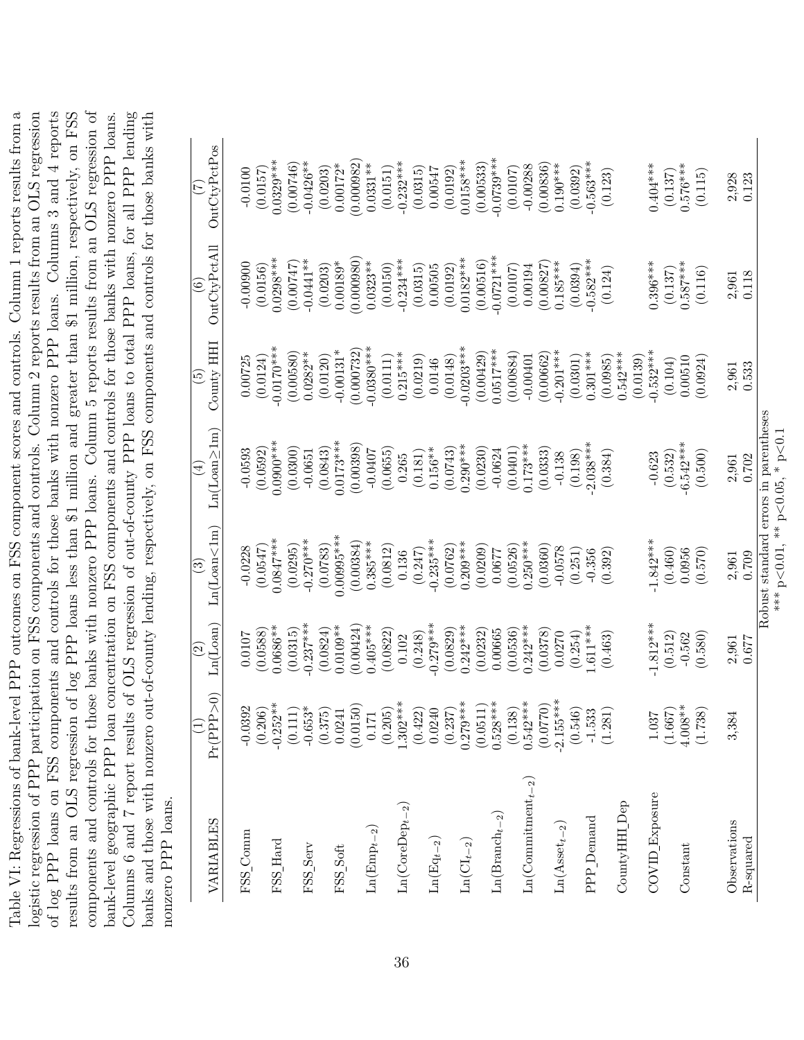Table VI: Regressions of bank-level PPP outcomes on FSS component scores and controls. Column 1 reports results from a logistic regression of PPP participation on FSS components and controls. Column 2 reports results from an OLS regression of log PPP loans on FSS components and controls for those banks with nonzero PPP loans. Columns 3 and 4 reports results from an OLS regression of log PPP loans less than \$1 million and greater than \$1 million, respectively, on FSS components and controls for those banks with nonzero PPP loans. Column 5 reports results from an OLS regression of bank-level geographic PPP loan concentration on FSS components and controls for those banks with nonzero PPP loans. Columns 6 and 7 report results of OLS regression of out-of-county PPP loans to total PPP loans, for all PPP lending banks and those with nonzero out-of-county lending, respectively, on FSS components and controls for those banks with nonzero PPP loans.

| VARIABLES | (1) Pr(PPP>0) | (2) Ln(Loan) | (3) Ln(Loan<1m) | (4) Ln(Loan≥1m) | (5) County HHI | (6) OutCtyPctAll | (7) OutCtyPctPos |
|---|---|---|---|---|---|---|---|
| FSS_Comm | -0.0392 | 0.0107 | -0.0228 | -0.0593 | 0.00725 | -0.00900 | -0.0100 |
| | (0.206) | (0.0588) | (0.0547) | (0.0592) | (0.0124) | (0.0156) | (0.0157) |
| FSS_Hard | -0.252** | 0.0686** | 0.0847*** | 0.0900*** | -0.0170*** | 0.0298*** | 0.0329*** |
| | (0.111) | (0.0315) | (0.0295) | (0.0300) | (0.00580) | (0.00747) | (0.00746) |
| FSS_Serv | -0.653* | -0.237*** | -0.270*** | -0.0651 | 0.0282** | -0.0441** | -0.0426** |
| | (0.375) | (0.0824) | (0.0783) | (0.0843) | (0.0120) | (0.0203) | (0.0203) |
| FSS_Soft | 0.0241 | 0.0109** | 0.00995*** | 0.0173*** | -0.00131* | 0.00189* | 0.00172* |
| | (0.0150) | (0.00424) | (0.00384) | (0.00398) | (0.000732) | (0.000980) | (0.000982) |
| $\text{Ln}(\text{Emp}_{t-2})$ | 0.171 | 0.405*** | 0.385*** | -0.0407 | -0.0380*** | 0.0323** | 0.0331** |
| | (0.205) | (0.0822) | (0.0812) | (0.0655) | (0.0111) | (0.0150) | (0.0151) |
| $\text{Ln}(\text{CoreDep}_{t-2})$ | 1.302*** | 0.102 | 0.136 | 0.265 | 0.215*** | -0.234*** | -0.232*** |
| | (0.422) | (0.248) | (0.247) | (0.181) | (0.0219) | (0.0315) | (0.0315) |
| $\text{Ln}(\text{Eq}_{t-2})$ | 0.0240 | -0.279*** | -0.235*** | 0.156** | 0.0146 | 0.00505 | 0.00547 |
| | (0.237) | (0.0829) | (0.0762) | (0.0743) | (0.0148) | (0.0192) | (0.0192) |
| $\text{Ln}(\text{CI}_{t-2})$ | 0.279*** | 0.242*** | 0.209*** | 0.290*** | -0.0203*** | 0.0182*** | 0.0158*** |
| | (0.0511) | (0.0232) | (0.0209) | (0.0230) | (0.00429) | (0.00516) | (0.00533) |
| $\text{Ln}(\text{Branch}_{t-2})$ | 0.528*** | 0.00665 | 0.0677 | -0.0624 | 0.0517*** | -0.0721*** | -0.0739*** |
| | (0.138) | (0.0536) | (0.0526) | (0.0401) | (0.00884) | (0.0107) | (0.0107) |
| $\text{Ln}(\text{Commitment}_{t-2})$ | 0.542*** | 0.242*** | 0.250*** | 0.173*** | -0.00401 | 0.00194 | -0.00288 |
| | (0.0770) | (0.0378) | (0.0360) | (0.0333) | (0.00662) | (0.00827) | (0.00836) |
| $\text{Ln}(\text{Asset}_{t-2})$ | -2.155*** | 0.0270 | -0.0578 | -0.138 | -0.201*** | 0.185*** | 0.190*** |
| | (0.546) | (0.254) | (0.251) | (0.198) | (0.0301) | (0.0394) | (0.0392) |
| PPP_Demand | -1.533 | 1.611*** | -0.356 | -2.038*** | 0.301*** | -0.582*** | -0.563*** |
| | (1.281) | (0.463) | (0.392) | (0.384) | (0.0985) | (0.124) | (0.123) |
| CountyHHI_Dep | | | | | 0.542*** | | |
| | | | | | (0.0139) | | |
| COVID_Exposure | 1.037 | -1.812*** | -1.842*** | -0.623 | -0.532*** | 0.396*** | 0.404*** |
| | (1.667) | (0.512) | (0.460) | (0.532) | (0.104) | (0.137) | (0.137) |
| Constant | 4.008** | -0.562 | 0.0956 | -6.542*** | 0.00510 | 0.587*** | 0.576*** |
| | (1.738) | (0.580) | (0.570) | (0.500) | (0.0924) | (0.116) | (0.115) |
| Observations | 3,384 | 2,961 | 2,961 | 2,961 | 2,961 | 2,961 | 2,928 |
| R-squared | | 0.677 | 0.709 | 0.702 | 0.533 | 0.118 | 0.123 |

Robust standard errors in parentheses
*** $p<0.01$, ** $p<0.05$, * $p<0.1$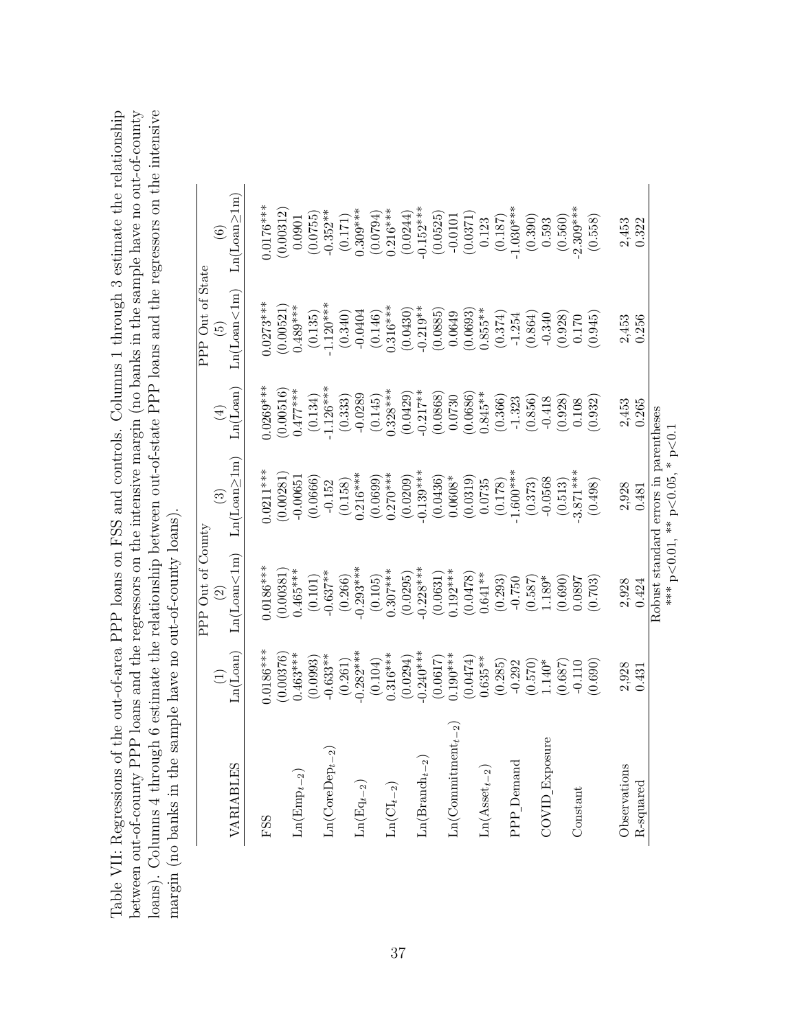Table VII: Regressions of the out-of-area PPP loans on FSS and controls. Columns 1 through 3 estimate the relationship between out-of-county PPP loans and the regressors on the intensive margin (no banks in the sample have no out-of-county loans). Columns 4 through 6 estimate the relationship between out-of-state PPP loans and the regressors on the intensive margin (no banks in the sample have no out-of-county loans).

| | PPP Out of County | | | PPP Out of State | | |
|---|---|---|---|---|---|---|
| | (1) | (2) | (3) | (4) | (5) | (6) |
| VARIABLES | Ln(Loan) | Ln(Loan<1m) | Ln(Loan≥1m) | Ln(Loan) | Ln(Loan<1m) | Ln(Loan≥1m) |
| FSS | 0.0186*** | 0.0186*** | 0.0211*** | 0.0269*** | 0.0273*** | 0.0176*** |
| | (0.00376) | (0.00381) | (0.00281) | (0.00516) | (0.00521) | (0.00312) |
| $Ln(Emp_{t-2})$ | 0.463*** | 0.465*** | -0.00651 | 0.477*** | 0.489*** | 0.0901 |
| | (0.0993) | (0.101) | (0.0666) | (0.134) | (0.135) | (0.0755) |
| $Ln(CoreDep_{t-2})$ | -0.633** | -0.637** | -0.152 | -1.126*** | -1.120*** | -0.352** |
| | (0.261) | (0.266) | (0.158) | (0.333) | (0.340) | (0.171) |
| $Ln(Eq_{t-2})$ | -0.282*** | -0.293*** | 0.216*** | -0.0289 | -0.0404 | 0.309*** |
| | (0.104) | (0.105) | (0.0699) | (0.145) | (0.146) | (0.0794) |
| $Ln(CI_{t-2})$ | 0.316*** | 0.307*** | 0.270*** | 0.328*** | 0.316*** | 0.216*** |
| | (0.0294) | (0.0295) | (0.0209) | (0.0429) | (0.0430) | (0.0244) |
| $Ln(Branch_{t-2})$ | -0.240*** | -0.228*** | -0.139*** | -0.217** | -0.219** | -0.152*** |
| | (0.0617) | (0.0631) | (0.0436) | (0.0868) | (0.0885) | (0.0525) |
| $Ln(Commitment_{t-2})$ | 0.190*** | 0.192*** | 0.0608* | 0.0730 | 0.0649 | -0.0101 |
| | (0.0474) | (0.0478) | (0.0319) | (0.0686) | (0.0693) | (0.0371) |
| $Ln(Asset_{t-2})$ | 0.635** | 0.641** | 0.0735 | 0.845** | 0.855** | 0.123 |
| | (0.285) | (0.293) | (0.178) | (0.366) | (0.374) | (0.187) |
| PPP_Demand | -0.292 | -0.750 | -1.600*** | -1.323 | -1.254 | -1.030*** |
| | (0.570) | (0.587) | (0.373) | (0.856) | (0.864) | (0.390) |
| COVID_Exposure | 1.140* | 1.189* | -0.0568 | -0.418 | -0.340 | 0.593 |
| | (0.687) | (0.690) | (0.513) | (0.928) | (0.928) | (0.560) |
| Constant | -0.110 | 0.0897 | -3.871*** | 0.108 | 0.170 | -2.309*** |
| | (0.690) | (0.703) | (0.498) | (0.932) | (0.945) | (0.558) |
| Observations | 2,928 | 2,928 | 2,928 | 2,453 | 2,453 | 2,453 |
| R-squared | 0.431 | 0.424 | 0.481 | 0.265 | 0.256 | 0.322 |

Robust standard errors in parentheses
*** $p<0.01$, ** $p<0.05$, * $p<0.1$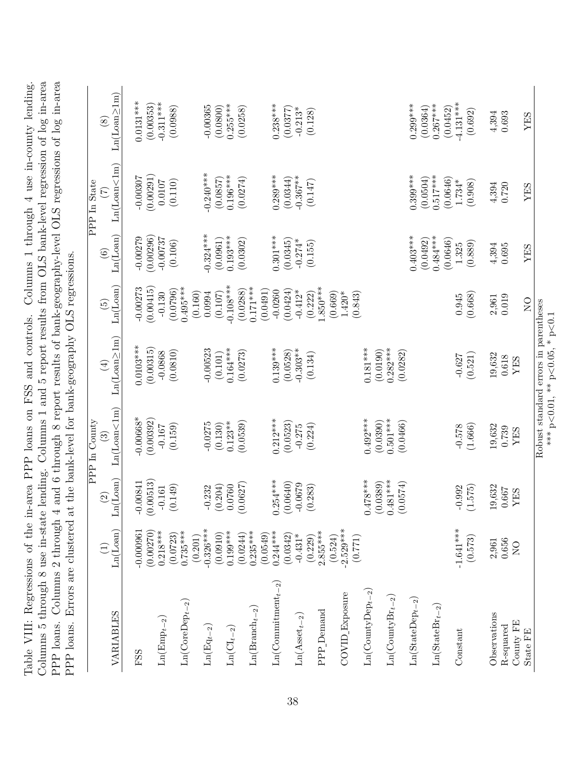Table VIII: Regressions of the in-area PPP loans on FSS and controls. Columns 1 through 4 use in-county lending. Columns 5 through 8 use in-state lending. Column 1 and 5 report results from OLS bank-level regression of log in-area PPP loans. Columns 2 through 4 and 6 through 8 report results of bank-geography-level OLS regressions of log in-area PPP loans. Errors are clustered at the bank-level for bank-geography OLS regressions.

| | | PPP In County | | | | PPP In State | | |
|---|---|---|---|---|---|---|---|---|
| | (1) | (2) | (3) | (4) | (5) | (6) | (7) | (8) |
| VARIABLES | Ln(Loan) | Ln(Loan) | Ln(Loan<1m) | Ln(Loan≥1m) | Ln(Loan) | Ln(Loan) | Ln(Loan<1m) | Ln(Loan≥1m) |
| FSS | -0.000961 | -0.00841 | -0.00668* | 0.0103*** | -0.00273 | -0.00279 | -0.00307 | 0.0131*** |
| | (0.00270) | (0.00513) | (0.00392) | (0.00315) | (0.00415) | (0.00296) | (0.00291) | (0.00353) |
| $Ln(Emp_{t-2})$ | 0.218*** | -0.161 | -0.167 | -0.0868 | -0.130 | -0.00737 | 0.0107 | -0.311*** |
| | (0.0723) | (0.149) | (0.159) | (0.0810) | (0.0796) | (0.106) | (0.110) | (0.0988) |
| $Ln(CoreDep_{t-2})$ | 0.735*** | | | | 0.495*** | | | |
| | (0.201) | | | | (0.160) | | | |
| $Ln(Eq_{t-2})$ | -0.326*** | -0.232 | -0.0275 | -0.00523 | 0.0994 | -0.324*** | -0.240*** | -0.00365 |
| | (0.0910) | (0.204) | (0.130) | (0.101) | (0.107) | (0.0961) | (0.0857) | (0.0800) |
| $Ln(CI_{t-2})$ | 0.199*** | 0.0760 | 0.123** | 0.164*** | -0.108*** | 0.193*** | 0.196*** | 0.255*** |
| | (0.0244) | (0.0627) | (0.0539) | (0.0273) | (0.0288) | (0.0302) | (0.0274) | (0.0258) |
| $Ln(Branch_{t-2})$ | 0.235*** | | | | 0.171*** | | | |
| | (0.0549) | | | | (0.0491) | | | |
| $Ln(Commitment_{t-2})$ | 0.244*** | 0.254*** | 0.212*** | 0.139*** | -0.0260 | 0.301*** | 0.289*** | 0.238*** |
| | (0.0342) | (0.0640) | (0.0523) | (0.0528) | (0.0424) | (0.0345) | (0.0344) | (0.0377) |
| $Ln(Asset_{t-2})$ | -0.431* | -0.0679 | -0.275 | -0.303** | -0.412* | -0.274* | -0.367** | -0.213* |
| | (0.229) | (0.283) | (0.224) | (0.134) | (0.222) | (0.155) | (0.147) | (0.128) |
| PPP_Demand | 2.855*** | | | | 1.850*** | | | |
| | (0.524) | | | | (0.669) | | | |
| COVID_Exposure | -2.529*** | | | | 1.420* | | | |
| | (0.771) | | | | (0.843) | | | |
| $Ln(CountyDep_{t-2})$ | | 0.478*** | 0.492*** | 0.181*** | | | | |
| | | (0.0389) | (0.0390) | (0.0190) | | | | |
| $Ln(CountyBr_{t-2})$ | | 0.481*** | 0.501*** | 0.282*** | | | | |
| | | (0.0574) | (0.0466) | (0.0282) | | | | |
| $Ln(StateDep_{t-2})$ | | | | | | 0.403*** | 0.399*** | 0.299*** |
| | | | | | | (0.0492) | (0.0504) | (0.0364) |
| $Ln(StateBr_{t-2})$ | | | | | | 0.484*** | 0.517*** | 0.267*** |
| | | | | | | (0.0646) | (0.0646) | (0.0452) |
| Constant | -1.641*** | -0.992 | -0.578 | -0.627 | 0.945 | 1.325 | 1.734* | -4.131*** |
| | (0.573) | (1.575) | (1.666) | (0.521) | (0.668) | (0.889) | (0.908) | (0.692) |
| Observations | 2,961 | 19,632 | 19,632 | 19,632 | 2,961 | 4,394 | 4,394 | 4,394 |
| R-squared | 0.656 | 0.667 | 0.739 | 0.618 | 0.019 | 0.695 | 0.720 | 0.693 |
| County FE | NO | YES | YES | YES | | | | |
| State FE | | | | | NO | YES | YES | YES |

Robust standard errors in parentheses
*** p<0.01, ** p<0.05, * p<0.1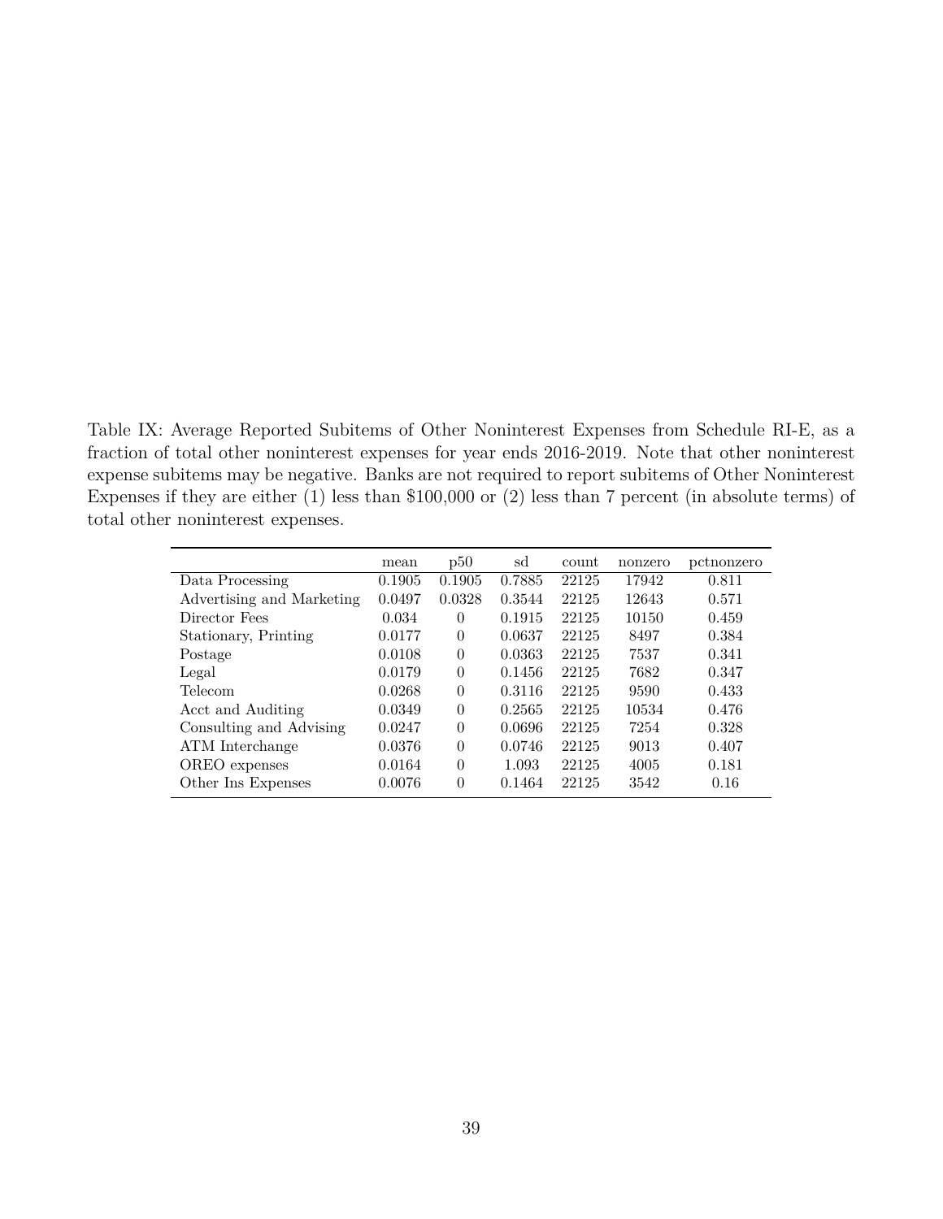Table IX: Average Reported Subitems of Other Noninterest Expenses from Schedule RI-E, as a fraction of total other noninterest expenses for year ends 2016-2019. Note that other noninterest expense subitems may be negative. Banks are not required to report subitems of Other Noninterest Expenses if they are either (1) less than $100,000 or (2) less than 7 percent (in absolute terms) of total other noninterest expenses.

| | mean | p50 | sd | count | nonzero | pctnonzero |
|---|---|---|---|---|---|---|
| Data Processing | 0.1905 | 0.1905 | 0.7885 | 22125 | 17942 | 0.811 |
| Advertising and Marketing | 0.0497 | 0.0328 | 0.3544 | 22125 | 12643 | 0.571 |
| Director Fees | 0.034 | 0 | 0.1915 | 22125 | 10150 | 0.459 |
| Stationary, Printing | 0.0177 | 0 | 0.0637 | 22125 | 8497 | 0.384 |
| Postage | 0.0108 | 0 | 0.0363 | 22125 | 7537 | 0.341 |
| Legal | 0.0179 | 0 | 0.1456 | 22125 | 7682 | 0.347 |
| Telecom | 0.0268 | 0 | 0.3116 | 22125 | 9590 | 0.433 |
| Acct and Auditing | 0.0349 | 0 | 0.2565 | 22125 | 10534 | 0.476 |
| Consulting and Advising | 0.0247 | 0 | 0.0696 | 22125 | 7254 | 0.328 |
| ATM Interchange | 0.0376 | 0 | 0.0746 | 22125 | 9013 | 0.407 |
| OREO expenses | 0.0164 | 0 | 1.093 | 22125 | 4005 | 0.181 |
| Other Ins Expenses | 0.0076 | 0 | 0.1464 | 22125 | 3542 | 0.16 |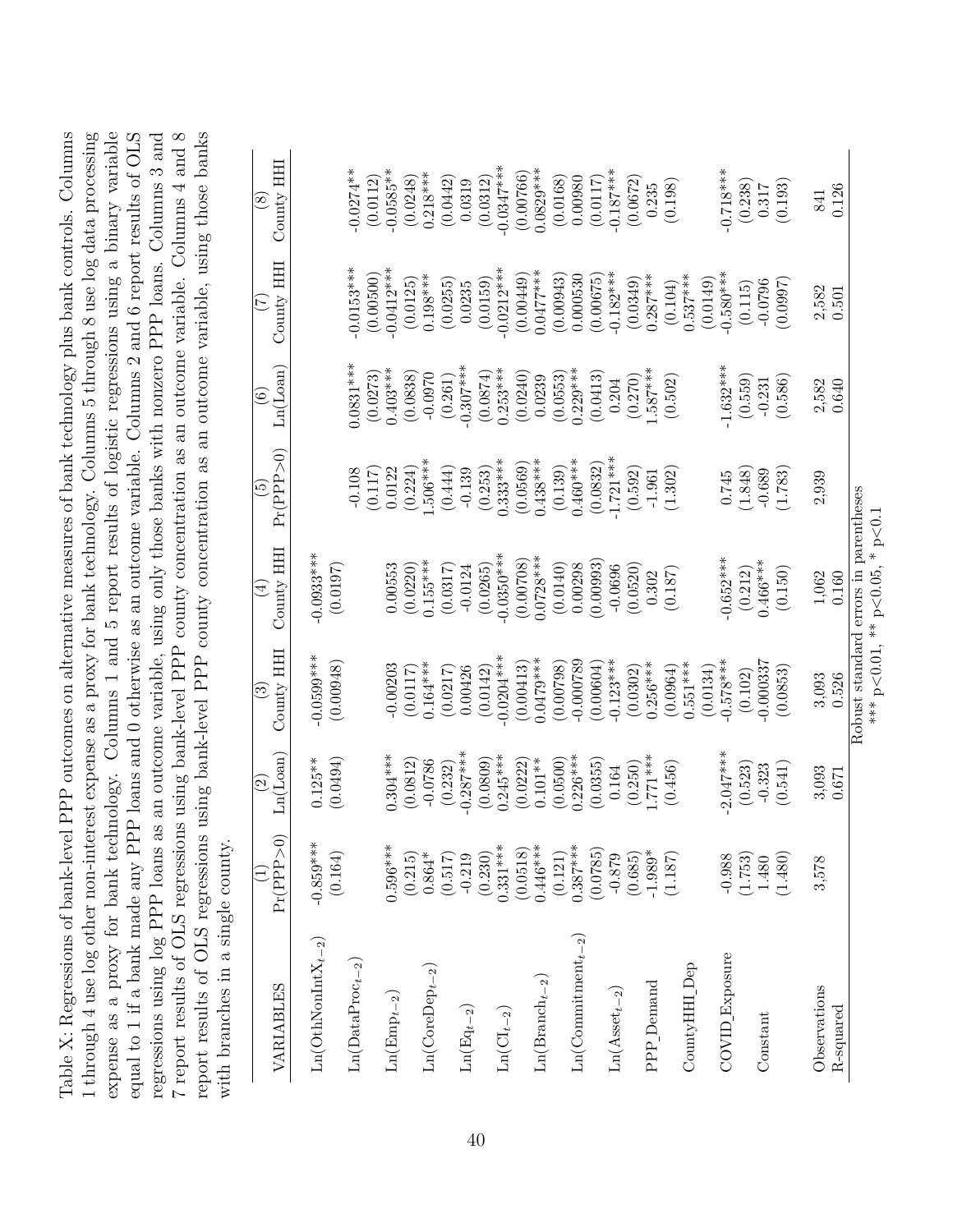Table X: Regressions of bank-level PPP outcomes on alternative measures of bank technology plus bank controls. Columns 1 through 4 use log other non-interest expense as a proxy for bank technology. Columns 5 through 8 use log data processing expense as a proxy for bank technology. Columns 1 and 5 report results of logistic regressions using a binary variable equal to 1 if a bank made any PPP loans and 0 otherwise as an outcome variable. Columns 2 and 6 report results of OLS regressions using log PPP loans as an outcome variable, using only those banks with nonzero PPP loans. Columns 3 and 7 report results of OLS regressions using bank-level PPP county concentration as an outcome variable. Columns 4 and 8 report results of OLS regressions using bank-level PPP county concentration as an outcome variable, using those banks with branches in a single county.

| VARIABLES | (1) Pr(PPP>0) | (2) Ln(Loan) | (3) County HHI | (4) County HHI | (5) Pr(PPP>0) | (6) Ln(Loan) | (7) County HHI | (8) County HHI |
|---|---|---|---|---|---|---|---|---|
| $\text{Ln(OthNonIntX}_{t-2})$ | -0.859*** | 0.125** | -0.0599*** | -0.0933*** | | | | |
| | (0.164) | (0.0494) | (0.00948) | (0.0197) | | | | |
| $\text{Ln(DataProc}_{t-2})$ | | | | | -0.108 | 0.0831*** | -0.0153*** | -0.0274** |
| | | | | | (0.117) | (0.0273) | (0.00500) | (0.0112) |
| $\text{Ln(Emp}_{t-2})$ | 0.596*** | 0.304*** | -0.00203 | 0.00553 | 0.0122 | 0.403*** | -0.0412*** | -0.0585** |
| | (0.215) | (0.0812) | (0.0117) | (0.0220) | (0.224) | (0.0838) | (0.0125) | (0.0248) |
| $\text{Ln(CoreDep}_{t-2})$ | 0.864* | -0.0786 | 0.164*** | 0.155*** | 1.506*** | -0.0970 | 0.198*** | 0.218*** |
| | (0.517) | (0.232) | (0.0217) | (0.0317) | (0.444) | (0.261) | (0.0255) | (0.0442) |
| $\text{Ln(Eq}_{t-2})$ | -0.219 | -0.287*** | 0.00426 | -0.0124 | -0.139 | -0.307*** | 0.0235 | 0.0319 |
| | (0.230) | (0.0809) | (0.0142) | (0.0265) | (0.253) | (0.0874) | (0.0159) | (0.0312) |
| $\text{Ln(CI}_{t-2})$ | 0.331*** | 0.245*** | -0.0204*** | -0.0350*** | 0.333*** | 0.253*** | -0.0212*** | -0.0347*** |
| | (0.0518) | (0.0222) | (0.00413) | (0.00708) | (0.0569) | (0.0240) | (0.00449) | (0.00766) |
| $\text{Ln(Branch}_{t-2})$ | 0.446*** | 0.101** | 0.0479*** | 0.0728*** | 0.438*** | 0.0239 | 0.0477*** | 0.0829*** |
| | (0.121) | (0.0500) | (0.00798) | (0.0140) | (0.139) | (0.0553) | (0.00943) | (0.0168) |
| $\text{Ln(Commitment}_{t-2})$ | 0.387*** | 0.226*** | -0.000789 | 0.00298 | 0.460*** | 0.229*** | 0.000530 | 0.00980 |
| | (0.0785) | (0.0355) | (0.00604) | (0.00993) | (0.0832) | (0.0413) | (0.00675) | (0.0117) |
| $\text{Ln(Asset}_{t-2})$ | -0.879 | 0.164 | -0.123*** | -0.0696 | -1.721*** | 0.204 | -0.182*** | -0.187*** |
| | (0.685) | (0.250) | (0.0302) | (0.0520) | (0.592) | (0.270) | (0.0349) | (0.0672) |
| PPP_Demand | -1.989* | 1.771*** | 0.256*** | 0.302 | -1.961 | 1.587*** | 0.287*** | 0.235 |
| | (1.187) | (0.456) | (0.0964) | (0.187) | (1.302) | (0.502) | (0.104) | (0.198) |
| CountyHHI_Dep | | | 0.551*** | | | | 0.537*** | |
| | | | (0.0134) | | | | (0.0149) | |
| COVID_Exposure | -0.988 | -2.047*** | -0.578*** | -0.652*** | 0.745 | -1.632*** | -0.580*** | -0.718*** |
| | (1.753) | (0.523) | (0.102) | (0.212) | (1.848) | (0.559) | (0.115) | (0.238) |
| Constant | 1.480 | -0.323 | -0.000337 | 0.466*** | -0.689 | -0.231 | -0.0796 | 0.317 |
| | (1.480) | (0.541) | (0.0853) | (0.150) | (1.783) | (0.586) | (0.0997) | (0.193) |
| Observations | 3,578 | 3,093 | 3,093 | 1,062 | 2,939 | 2,582 | 2,582 | 841 |
| R-squared | | 0.671 | 0.526 | 0.160 | | 0.640 | 0.501 | 0.126 |

Robust standard errors in parentheses
*** p<0.01, ** p<0.05, * p<0.1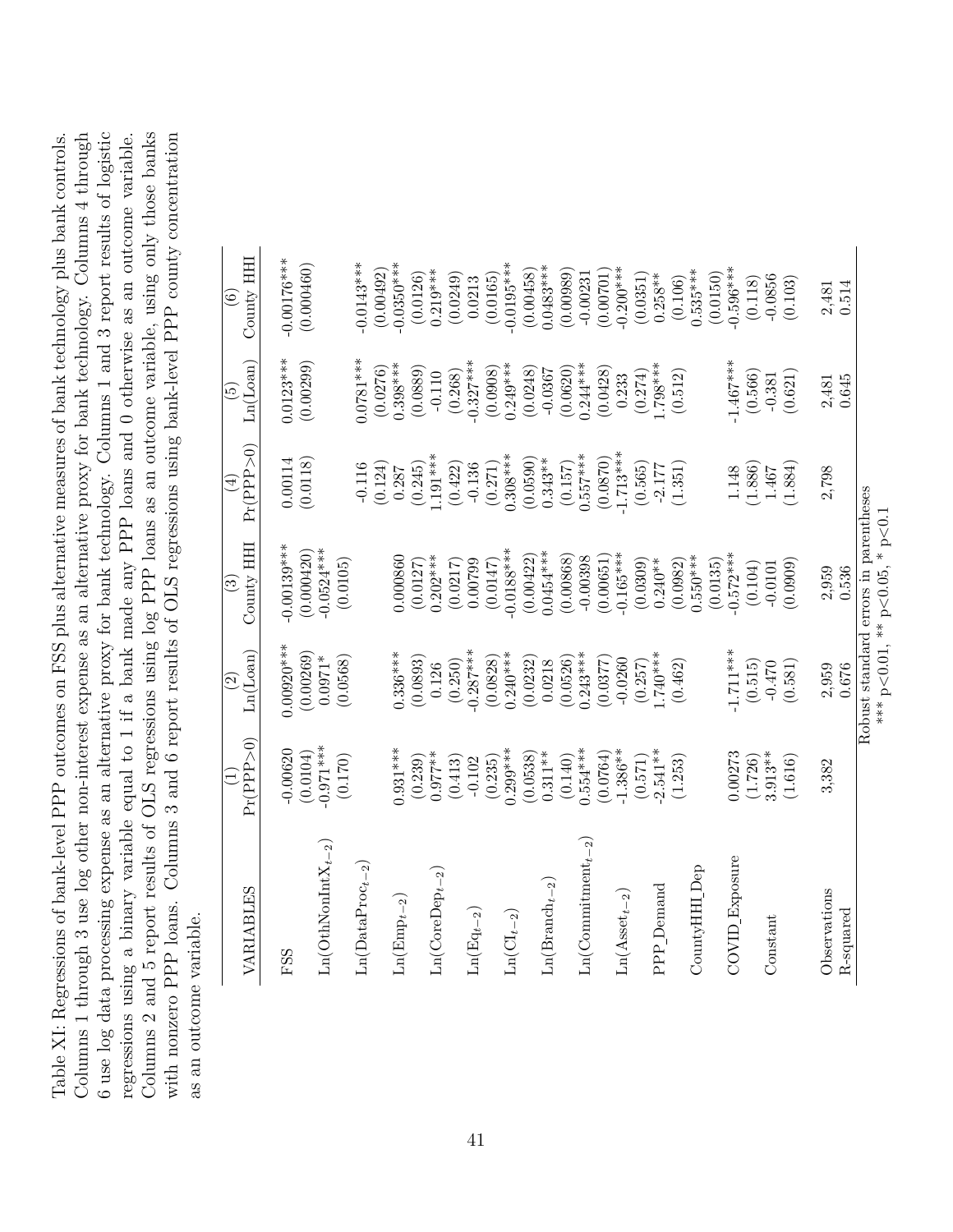Table XI: Regressions of bank-level PPP outcomes on FSS plus alternative measures of bank technology plus bank controls. Columns 1 through 3 use log other non-interest expense as an alternative proxy for bank technology. Columns 4 through 6 use log data processing expense as an alternative proxy for bank technology. Columns 1 and 3 report results of logistic regressions using a binary variable equal to 1 if a bank made any PPP loans and 0 otherwise as an outcome variable. Columns 2 and 5 report results of OLS regressions using log PPP loans as an outcome variable, using only those banks with nonzero PPP loans. Columns 3 and 6 report results of OLS regressions using bank-level PPP county concentration as an outcome variable.

| VARIABLES | (1) Pr(PPP>0) | (2) Ln(Loan) | (3) County HHI | (4) Pr(PPP>0) | (5) Ln(Loan) | (6) County HHI |
|---|---|---|---|---|---|---|
| FSS | -0.00620 | 0.00920*** | -0.00139*** | 0.00114 | 0.0123*** | -0.00176*** |
| | (0.0104) | (0.00269) | (0.000420) | (0.0118) | (0.00299) | (0.000460) |
| $Ln(OthNonIntX_{t-2})$ | -0.971*** | 0.0971* | -0.0524*** | | | |
| | (0.170) | (0.0568) | (0.0105) | | | |
| $Ln(DataProc_{t-2})$ | | | | -0.116 | 0.0781*** | -0.0143*** |
| | | | | (0.124) | (0.0276) | (0.00492) |
| $Ln(Emp_{t-2})$ | 0.931*** | 0.336*** | 0.000860 | 0.287 | 0.398*** | -0.0350*** |
| | (0.239) | (0.0893) | (0.0127) | (0.245) | (0.0889) | (0.0126) |
| $Ln(CoreDep_{t-2})$ | 0.977** | 0.126 | 0.202*** | 1.191*** | -0.110 | 0.219*** |
| | (0.413) | (0.250) | (0.0217) | (0.422) | (0.268) | (0.0249) |
| $Ln(Eq_{t-2})$ | -0.102 | -0.287*** | 0.00799 | -0.136 | -0.327*** | 0.0213 |
| | (0.235) | (0.0828) | (0.0147) | (0.271) | (0.0908) | (0.0165) |
| $Ln(CI_{t-2})$ | 0.299*** | 0.240*** | -0.0188*** | 0.308*** | 0.249*** | -0.0195*** |
| | (0.0538) | (0.0232) | (0.00422) | (0.0590) | (0.0248) | (0.00458) |
| $Ln(Branch_{t-2})$ | 0.311** | 0.0218 | 0.0454*** | 0.343** | -0.0367 | 0.0483*** |
| | (0.140) | (0.0526) | (0.00868) | (0.157) | (0.0620) | (0.00989) |
| $Ln(Commitment_{t-2})$ | 0.554*** | 0.243*** | -0.00398 | 0.557*** | 0.244*** | -0.00231 |
| | (0.0764) | (0.0377) | (0.00651) | (0.0870) | (0.0428) | (0.00701) |
| $Ln(Asset_{t-2})$ | -1.386** | -0.0260 | -0.165*** | -1.713*** | 0.233 | -0.200*** |
| | (0.571) | (0.257) | (0.0309) | (0.565) | (0.274) | (0.0351) |
| PPP_Demand | -2.541** | 1.740*** | 0.240** | -2.177 | 1.798*** | 0.258** |
| | (1.253) | (0.462) | (0.0982) | (1.351) | (0.512) | (0.106) |
| CountyHHI_Dep | | | 0.550*** | | | 0.535*** |
| | | | (0.0135) | | | (0.0150) |
| COVID_Exposure | 0.00273 | -1.711*** | -0.572*** | 1.148 | -1.467*** | -0.596*** |
| | (1.726) | (0.515) | (0.104) | (1.886) | (0.566) | (0.118) |
| Constant | 3.913** | -0.470 | -0.0101 | 1.467 | -0.381 | -0.0856 |
| | (1.616) | (0.581) | (0.0909) | (1.884) | (0.621) | (0.103) |
| Observations | 3,382 | 2,959 | 2,959 | 2,798 | 2,481 | 2,481 |
| R-squared | | 0.676 | 0.536 | | 0.645 | 0.514 |

Robust standard errors in parentheses
*** $p<0.01$, ** $p<0.05$, * $p<0.1$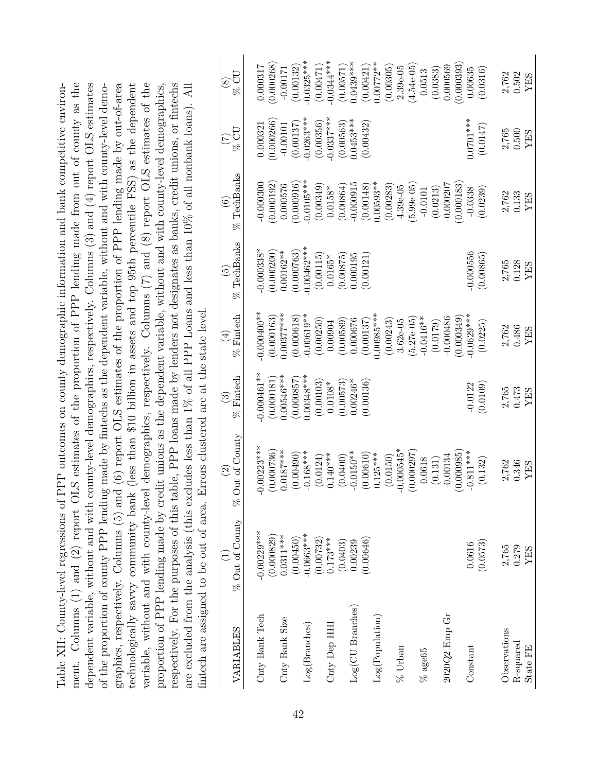Table XII: County-level regressions of PPP outcomes on county demographic information and bank competitive environment. Columns (1) and (2) report OLS estimates of the proportion of PPP lending made from out of county as the dependent variable, without and with county-level demographics, respectively. Columns (3) and (4) report OLS estimates of the proportion of county PPP lending made by fintechs as the dependent variable, without and with county-level demographics, respectively. Columns (5) and (6) report OLS estimates of the proportion of PPP lending made by out-of-area technologically savvy community bank (less than \$10 billion in assets and top 95th percentile FSS) as the dependent variable, without and with county-level demographics, respectively. Columns (7) and (8) report OLS estimates of the proportion of PPP lending made by credit unions as the dependent variable, without and with county-level demographics, respectively. For the purposes of this table, PPP loans made by lenders not designates as banks, credit unions, or fintechs are excluded from the analysis (this excludes less than 1% of all PPP Loans and less than 10% of all nonbank loans). All fintech are assigned to be out of area. Errors clustered are at the state level.

| VARIABLES | (1) % Out of County | (2) % Out of County | (3) % Fintech | (4) % Fintech | (5) % TechBanks | (6) % TechBanks | (7) % CU | (8) % CU |
|---|---|---|---|---|---|---|---|---|
| Cnty Bank Tech | -0.00229*** | -0.00223*** | -0.000461** | -0.000400** | -0.000338* | -0.000300 | 0.000321 | 0.000317 |
| | (0.000829) | (0.000736) | (0.000181) | (0.000163) | (0.000200) | (0.000192) | (0.000266) | (0.000268) |
| Cnty Bank Size | 0.0311*** | 0.0187*** | 0.00546*** | 0.00377*** | 0.00162** | 0.000576 | -0.00101 | -0.00171 |
| | (0.00450) | (0.00490) | (0.000857) | (0.000618) | (0.000763) | (0.000916) | (0.00137) | (0.00132) |
| Log(Branches) | -0.0663*** | -0.168*** | 0.00348*** | -0.00619** | -0.00462*** | -0.0105*** | -0.0263*** | -0.0325*** |
| | (0.00732) | (0.0124) | (0.00103) | (0.00250) | (0.00115) | (0.00349) | (0.00356) | (0.00471) |
| Cnty Dep HHI | 0.173*** | 0.140*** | 0.0108* | 0.00904 | 0.0165* | 0.0158* | -0.0337*** | -0.0344*** |
| | (0.0403) | (0.0400) | (0.00573) | (0.00589) | (0.00875) | (0.00864) | (0.00563) | (0.00571) |
| Log(CU Branches) | 0.00239 | -0.0150** | 0.00246* | 0.000676 | 0.000195 | -0.000915 | 0.0453*** | 0.0439*** |
| | (0.00646) | (0.00610) | (0.00136) | (0.00137) | (0.00121) | (0.00148) | (0.00432) | (0.00421) |
| Log(Population) | | 0.125*** | | 0.00985*** | | 0.00593** | | 0.00772** |
| | | (0.0150) | | (0.00243) | | (0.00283) | | (0.00305) |
| % Urban | | -0.000545* | | 3.62e-05 | | 4.39e-05 | | 2.39e-05 |
| | | (0.000297) | | (5.27e-05) | | (5.99e-05) | | (4.54e-05) |
| % age65 | | 0.0618 | | -0.0416** | | -0.0101 | | 0.0513 |
| | | (0.131) | | (0.0179) | | (0.0213) | | (0.0383) |
| 2020Q2 Emp Gr | | -0.00134 | | -0.000486 | | -0.000207 | | 0.000569 |
| | | (0.000985) | | (0.000349) | | (0.000183) | | (0.000393) |
| Constant | 0.0616 | -0.811*** | -0.0122 | -0.0629*** | -0.000556 | -0.0338 | 0.0701*** | 0.00635 |
| | (0.0573) | (0.132) | (0.0109) | (0.0225) | (0.00865) | (0.0239) | (0.0147) | (0.0316) |
| Observations | 2,765 | 2,762 | 2,765 | 2,762 | 2,765 | 2,762 | 2,765 | 2,762 |
| R-squared | 0.279 | 0.346 | 0.473 | 0.486 | 0.128 | 0.133 | 0.500 | 0.502 |
| State FE | YES | YES | YES | YES | YES | YES | YES | YES |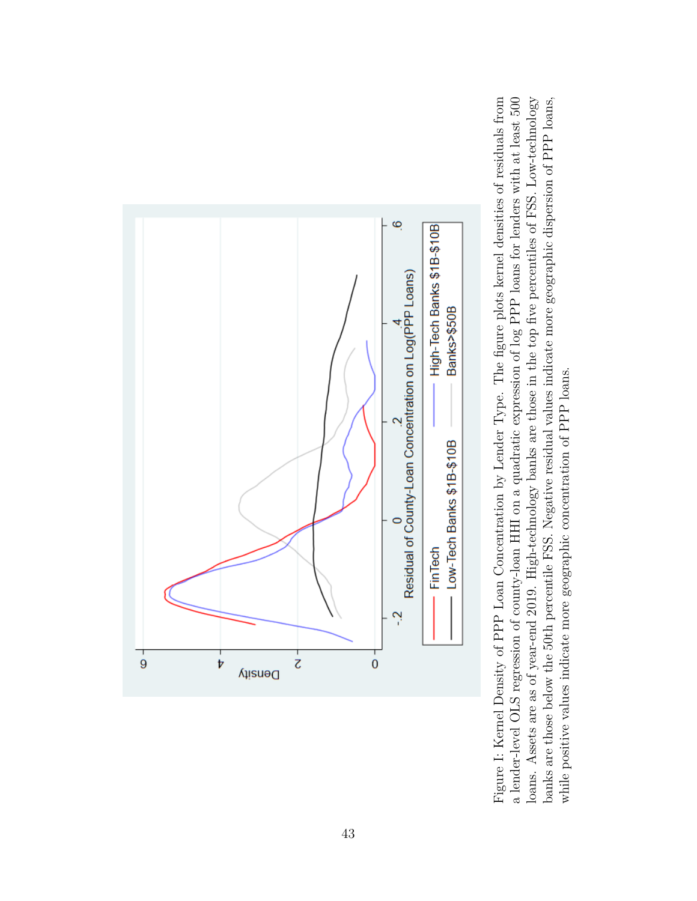Figure I: Kernel Density of PPP Loan Concentration by Lender Type. The figure plots kernel densities of residuals from a lender-level OLS regression of county-loan HHI on a quadratic expression of log PPP loans for lenders with at least 500 loans. Assets are as of year-end 2019. High-technology banks are those in the top five percentiles of FSS. Low-technology banks are those below the 50th percentile FSS. Negative residual values indicate more geographic dispersion of PPP loans, while positive values indicate more geographic concentration of PPP loans.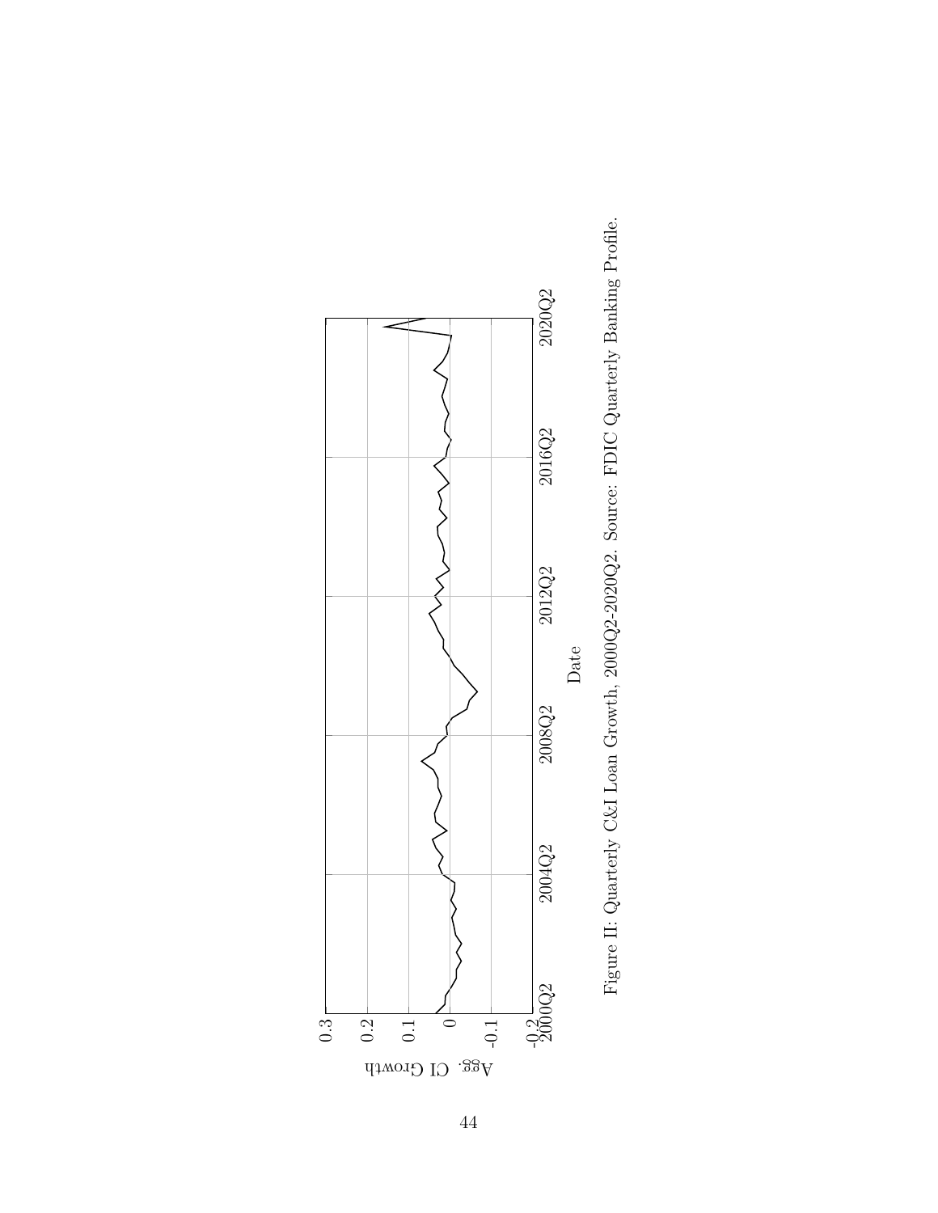Figure II: Quarterly C&I Loan Growth, 2000Q2-2020Q2. Source: FDIC Quarterly Banking Profile.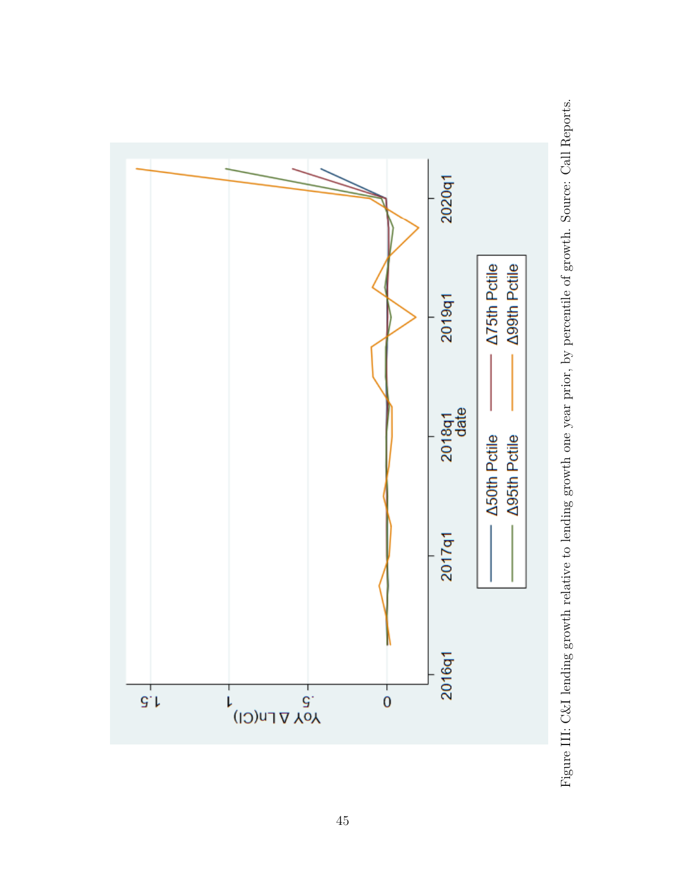Figure III: C&I lending growth relative to lending growth one year prior, by percentile of growth. Source: Call Reports.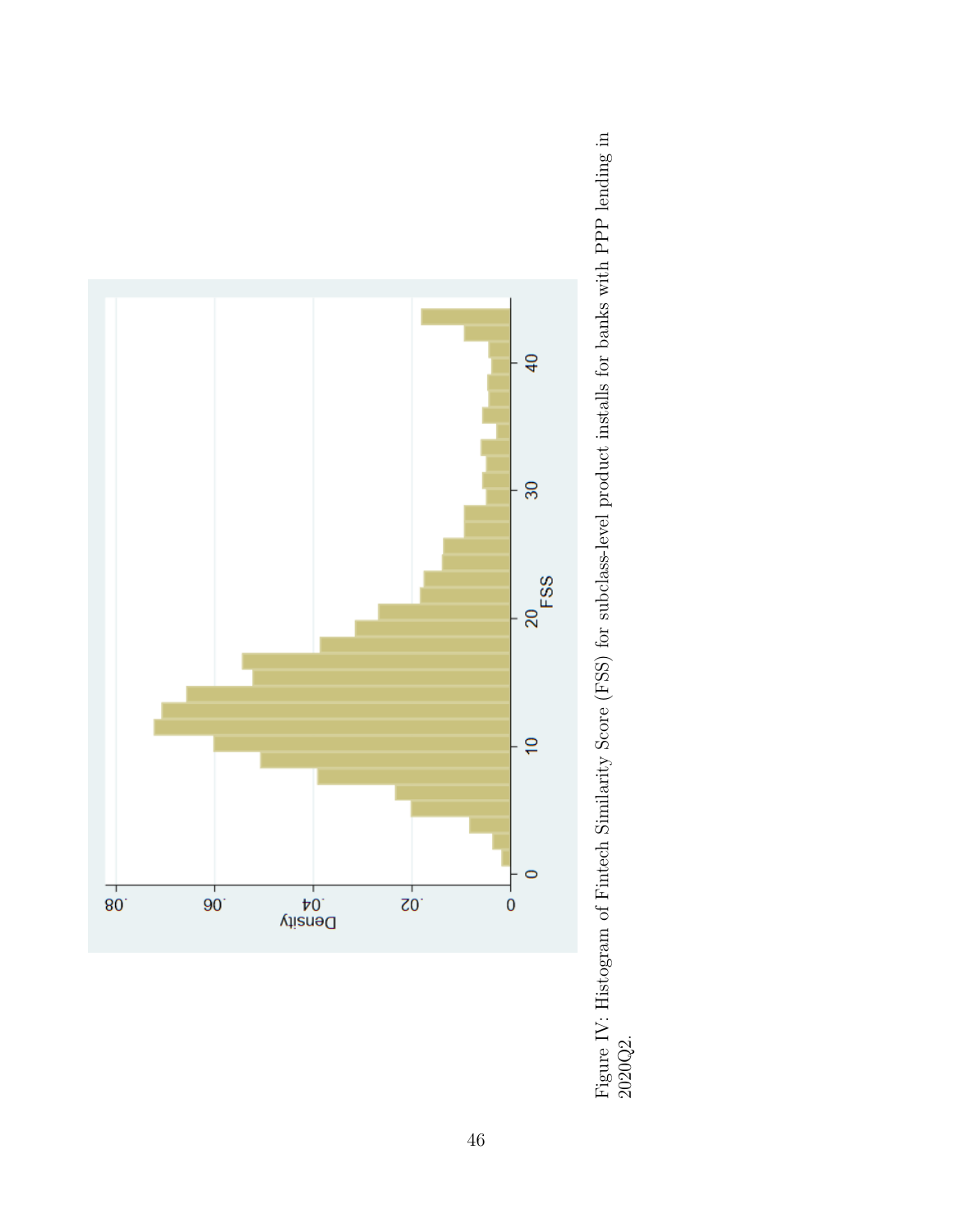Figure IV: Histogram of Fintech Similarity Score (FSS) for subclass-level product installs for banks with PPP lending in 2020Q2.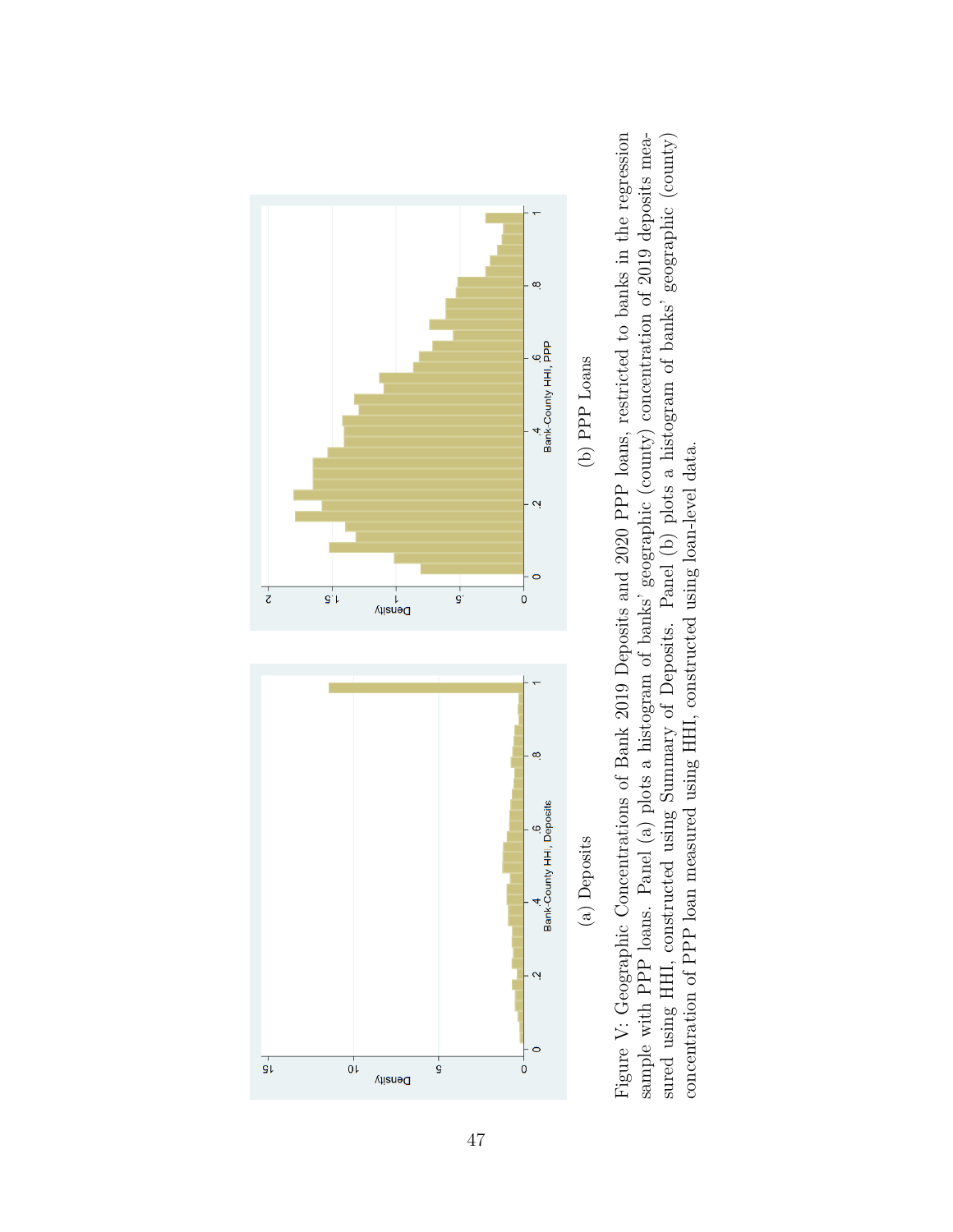(a) Deposits

(b) PPP Loans

Figure V: Geographic Concentrations of Bank 2019 Deposits and 2020 PPP Loans. Restricted to banks in the regression sample with PPP loans. Panel (a) plots a histogram of banks' geographic (county) concentration of 2019 deposits measured using HHI, constructed using Summary of Deposits. Panel (b) plots a histogram of banks' geographic (county) concentration of PPP loan measured using HHI, constructed using loan-level data.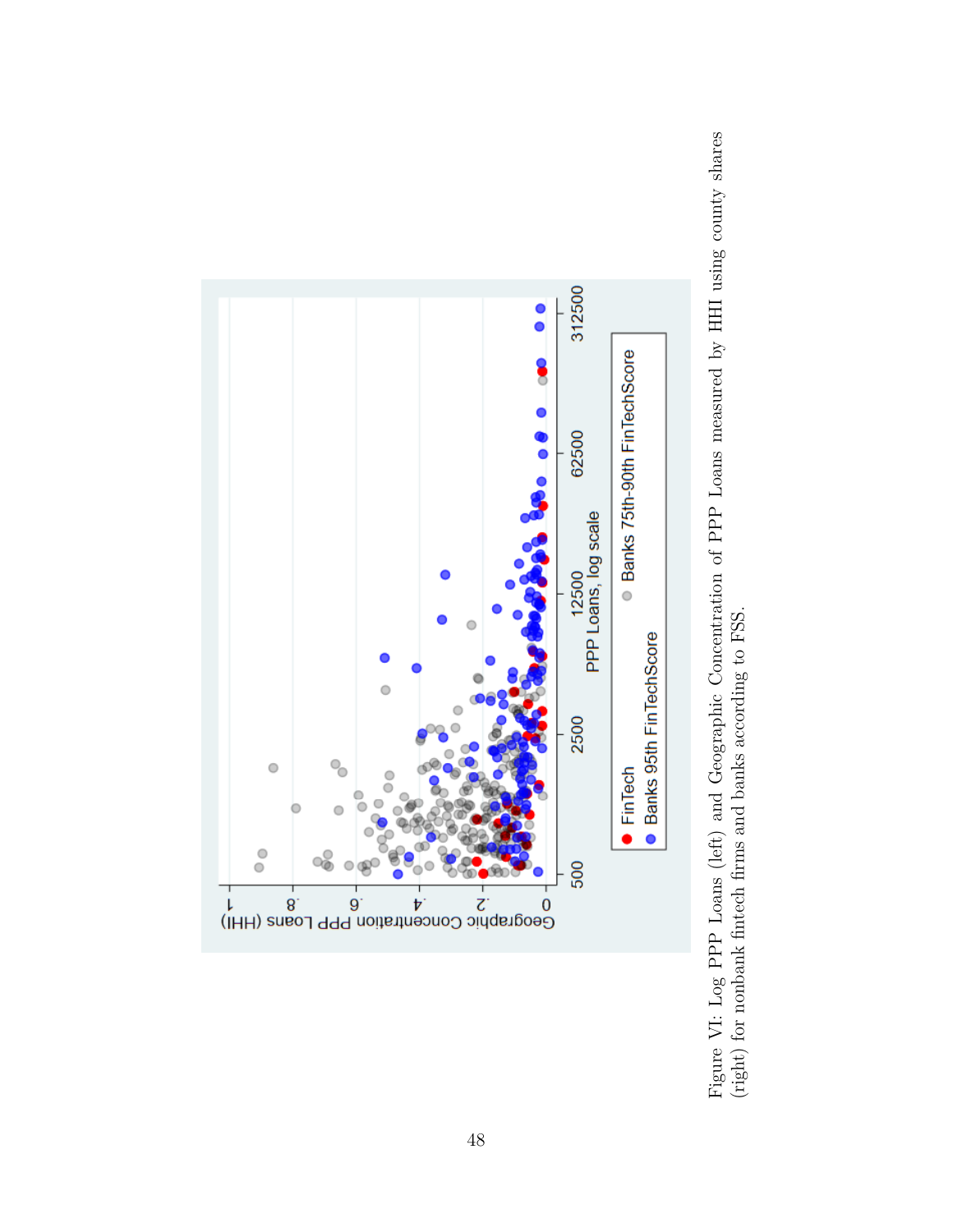Figure VI: Log PPP Loans (left) and Geographic Concentration of PPP Loans measured by HHI using county shares (right) for nonbank fintech firms and banks according to FSS.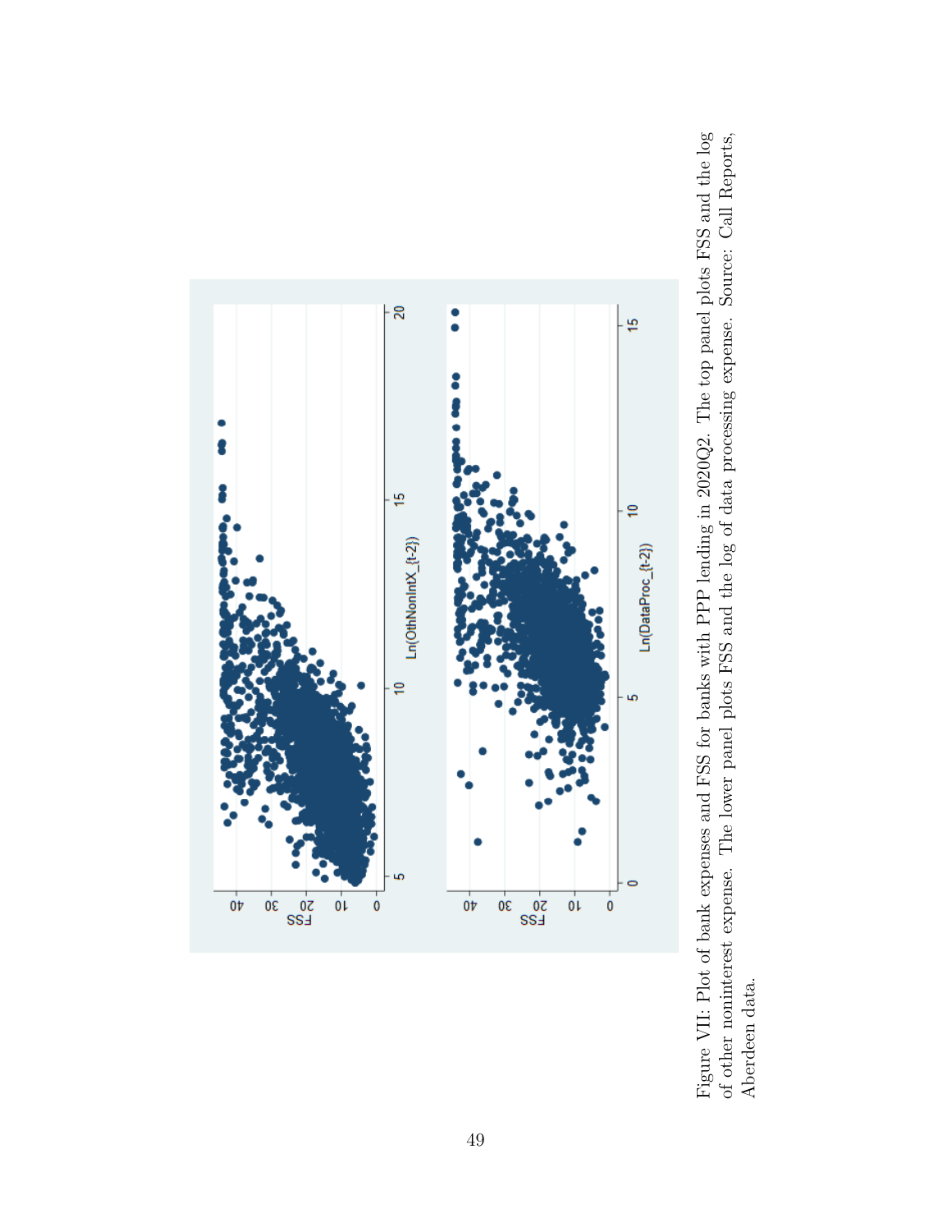Figure VII: Plot of bank expenses and FSS for banks with PPP lending in 2020Q2. The top panel plots FSS and the log of other noninterest expense. The lower panel plots FSS and the log of data processing expense. Source: Call Reports, Aberdeen data.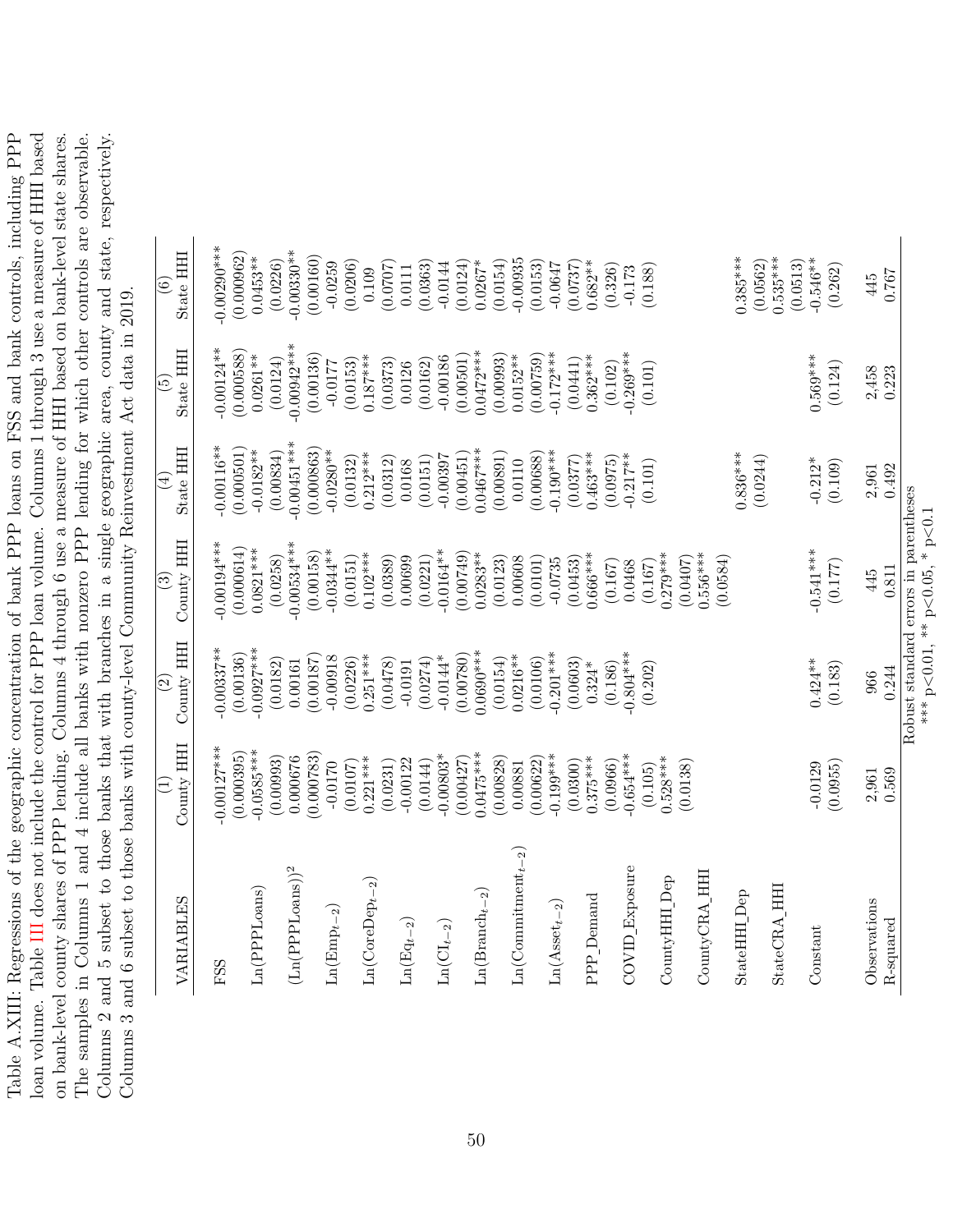Table A.XIII: Regressions of the geographic concentration of bank PPP loans on FSS and bank controls, including PPP loan volume. Table III does not include the control for PPP loan volume. Columns 1 through 3 use a measure of HHI based on bank-level county shares of PPP lending. Columns 4 through 6 use a measure of HHI based on bank-level state shares. The samples in Columns 1 and 4 include all banks with nonzero PPP lending for which other controls are observable. Columns 2 and 5 subset to those banks that with branches in a single geographic area, county and state, respectively. Columns 3 and 6 subset to those banks with county-level Community Reinvestment Act data in 2019.

| VARIABLES | (1) County HHI | (2) County HHI | (3) County HHI | (4) State HHI | (5) State HHI | (6) State HHI |
|---|---|---|---|---|---|---|
| FSS | -0.00127*** | -0.00337** | -0.00194*** | -0.00116** | -0.00124** | -0.00290*** |
| | (0.000395) | (0.00136) | (0.000614) | (0.000501) | (0.000588) | (0.000962) |
| Ln(PPPLoans) | -0.0585*** | -0.0927*** | 0.0821*** | -0.0182** | 0.0261** | 0.0453** |
| | (0.00993) | (0.0182) | (0.0258) | (0.00834) | (0.0124) | (0.0226) |
| $(\text{Ln(PPPLoans)})^2$ | 0.000676 | 0.00161 | -0.00534*** | -0.00451*** | -0.00942*** | -0.00330** |
| | (0.000783) | (0.00187) | (0.00158) | (0.000863) | (0.00136) | (0.00160) |
| $\text{Ln}(\text{Emp}_{t-2})$ | -0.0170 | -0.00918 | -0.0344** | -0.0280** | -0.0177 | -0.0259 |
| | (0.0107) | (0.0226) | (0.0151) | (0.0132) | (0.0153) | (0.0206) |
| $\text{Ln}(\text{CoreDep}_{t-2})$ | 0.221*** | 0.251*** | 0.102*** | 0.212*** | 0.187*** | 0.109 |
| | (0.0231) | (0.0478) | (0.0389) | (0.0312) | (0.0373) | (0.0707) |
| $\text{Ln}(\text{Eq}_{t-2})$ | -0.00122 | -0.0191 | 0.00699 | 0.0168 | 0.0126 | 0.0111 |
| | (0.0144) | (0.0274) | (0.0221) | (0.0151) | (0.0162) | (0.0363) |
| $\text{Ln}(\text{CI}_{t-2})$ | -0.00803* | -0.0144* | -0.0164** | -0.00397 | -0.00186 | -0.0144 |
| | (0.00427) | (0.00780) | (0.00749) | (0.00451) | (0.00501) | (0.0124) |
| $\text{Ln}(\text{Branch}_{t-2})$ | 0.0475*** | 0.0690*** | 0.0283** | 0.0467*** | 0.0472*** | 0.0267* |
| | (0.00828) | (0.0154) | (0.0123) | (0.00891) | (0.00993) | (0.0154) |
| $\text{Ln}(\text{Commitment}_{t-2})$ | 0.00881 | 0.0216** | 0.00608 | 0.0110 | 0.0152** | -0.00935 |
| | (0.00622) | (0.0106) | (0.0101) | (0.00688) | (0.00759) | (0.0153) |
| $\text{Ln}(\text{Asset}_{t-2})$ | -0.199*** | -0.201*** | -0.0735 | -0.190*** | -0.172*** | -0.0647 |
| | (0.0300) | (0.0603) | (0.0453) | (0.0377) | (0.0441) | (0.0737) |
| PPP_Demand | 0.375*** | 0.324* | 0.666*** | 0.463*** | 0.362*** | 0.682** |
| | (0.0966) | (0.186) | (0.167) | (0.0975) | (0.102) | (0.326) |
| COVID_Exposure | -0.654*** | -0.804*** | 0.0468 | -0.217** | -0.269*** | -0.173 |
| | (0.105) | (0.202) | (0.167) | (0.101) | (0.101) | (0.188) |
| CountyHHI_Dep | 0.528*** | | 0.279*** | | | |
| | (0.0138) | | (0.0407) | | | |
| CountyCRA_HHI | | | 0.556*** | | | |
| | | | (0.0584) | | | |
| StateHHI_Dep | | | | 0.836*** | | 0.385*** |
| | | | | (0.0244) | | (0.0562) |
| StateCRA_HHI | | | | | | 0.535*** |
| | | | | | | (0.0513) |
| Constant | -0.0129 | 0.424** | -0.541*** | -0.212* | 0.569*** | -0.546** |
| | (0.0955) | (0.183) | (0.177) | (0.109) | (0.124) | (0.262) |
| Observations | 2,961 | 966 | 445 | 2,961 | 2,458 | 445 |
| R-squared | 0.569 | 0.244 | 0.811 | 0.492 | 0.223 | 0.767 |

Robust standard errors in parentheses
*** p<0.01, ** p<0.05, * p<0.1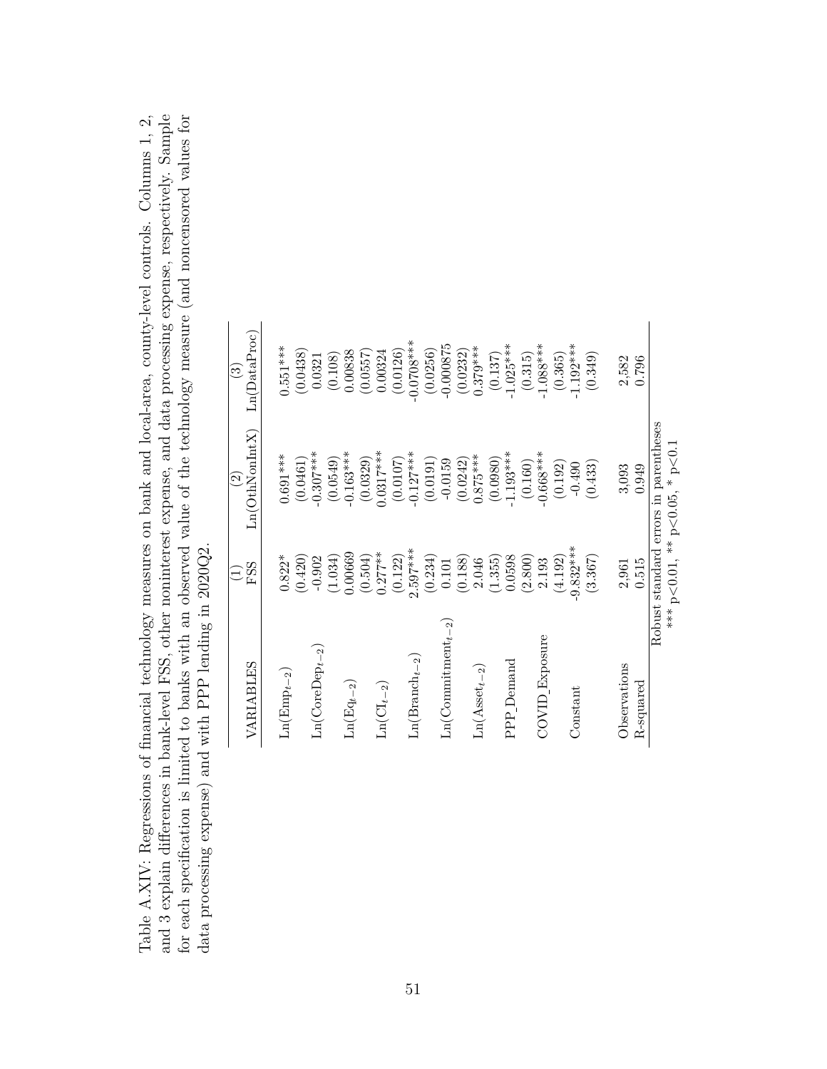Table A.XIV: Regressions of financial technology measures on bank and local-area, county-level controls. Columns 1, 2, and 3 explain differences in bank-level FSS, other noninterest expense, and data processing expense, respectively. Sample for each specification is limited to banks with an observed value of the technology measure (and noncensored values for data processing expense) and with PPP lending in 2020Q2.

| VARIABLES | (1) FSS | (2) Ln(OthNonIntX) | (3) Ln(DataProc) |
|---|---|---|---|
| $\text{Ln}(\text{Emp}_{t-2})$ | 0.822* | 0.691*** | 0.551*** |
| | (0.420) | (0.0461) | (0.0438) |
| $\text{Ln}(\text{CoreDep}_{t-2})$ | -0.902 | -0.307*** | 0.0321 |
| | (1.034) | (0.0549) | (0.108) |
| $\text{Ln}(\text{Eq}_{t-2})$ | 0.00669 | -0.163*** | 0.00838 |
| | (0.504) | (0.0329) | (0.0557) |
| $\text{Ln}(\text{CI}_{t-2})$ | 0.277** | 0.0317*** | 0.00324 |
| | (0.122) | (0.0107) | (0.0126) |
| $\text{Ln}(\text{Branch}_{t-2})$ | 2.597*** | -0.127*** | -0.0708*** |
| | (0.234) | (0.0191) | (0.0256) |
| $\text{Ln}(\text{Commitment}_{t-2})$ | 0.101 | -0.0159 | -0.000875 |
| | (0.188) | (0.0242) | (0.0232) |
| $\text{Ln}(\text{Asset}_{t-2})$ | 2.046 | 0.875*** | 0.379*** |
| | (1.355) | (0.0980) | (0.137) |
| PPP_Demand | 0.0598 | -1.193*** | -1.025*** |
| | (2.800) | (0.160) | (0.315) |
| COVID_Exposure | 2.193 | -0.668*** | -1.088*** |
| | (4.192) | (0.192) | (0.365) |
| Constant | -9.832*** | -0.490 | -1.192*** |
| | (3.367) | (0.433) | (0.349) |
| | | | |
| Observations | 2,961 | 3,093 | 2,582 |
| R-squared | 0.515 | 0.949 | 0.796 |

Robust standard errors in parentheses
*** $p<0.01$, ** $p<0.05$, * $p<0.1$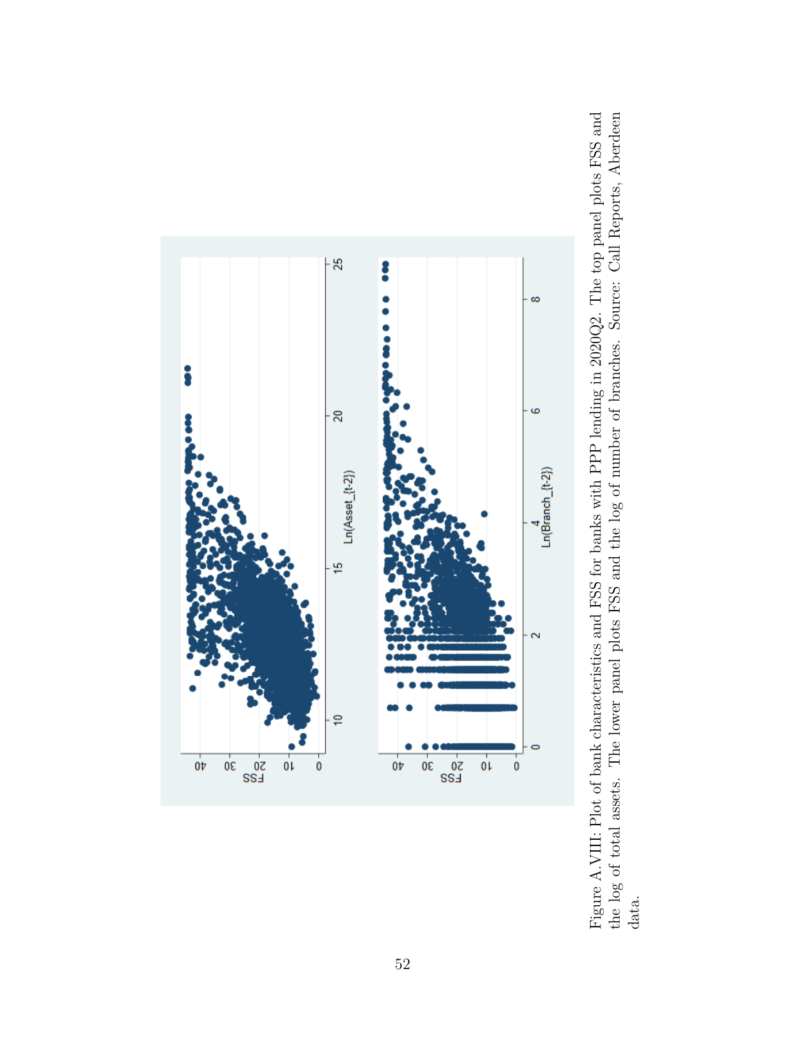FSS

40
30
20
10
0

10
15
20
25

Ln(Asset_{t-2})

FSS

40
30
20
10
0

0
2
4
6
8

Ln(Branch_{t-2})

Figure A.VIII: Plot of bank characteristics and FSS for banks with PPP lending in 2020Q2. The top panel plots FSS and the log of total assets. The lower panel plots FSS and the log of number of branches. Source: Call Reports, Aberdeen data.